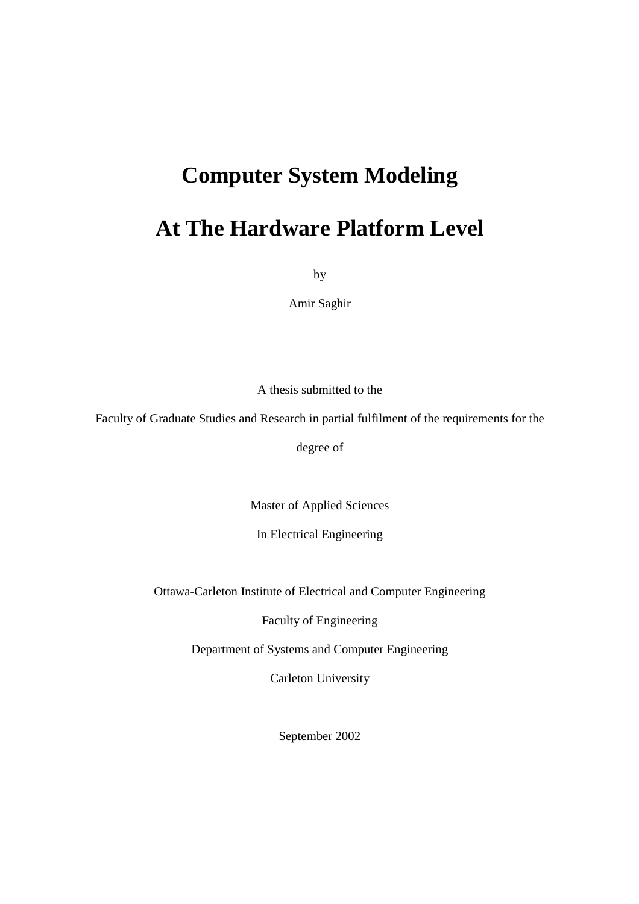# Computer System Modeling

# At The Hardware Platform Level

by

Amir Saghir

A thesis submitted to the

Faculty of Graduate Studies and Research in partial fulfilment of the requirements for the degree of

Master of Applied Sciences

In Electrical Engineering

Ottawa-Carleton Institute of Electrical and Computer Engineering

Faculty of Engineering

Department of Systems and Computer Engineering

Carleton University

September 2002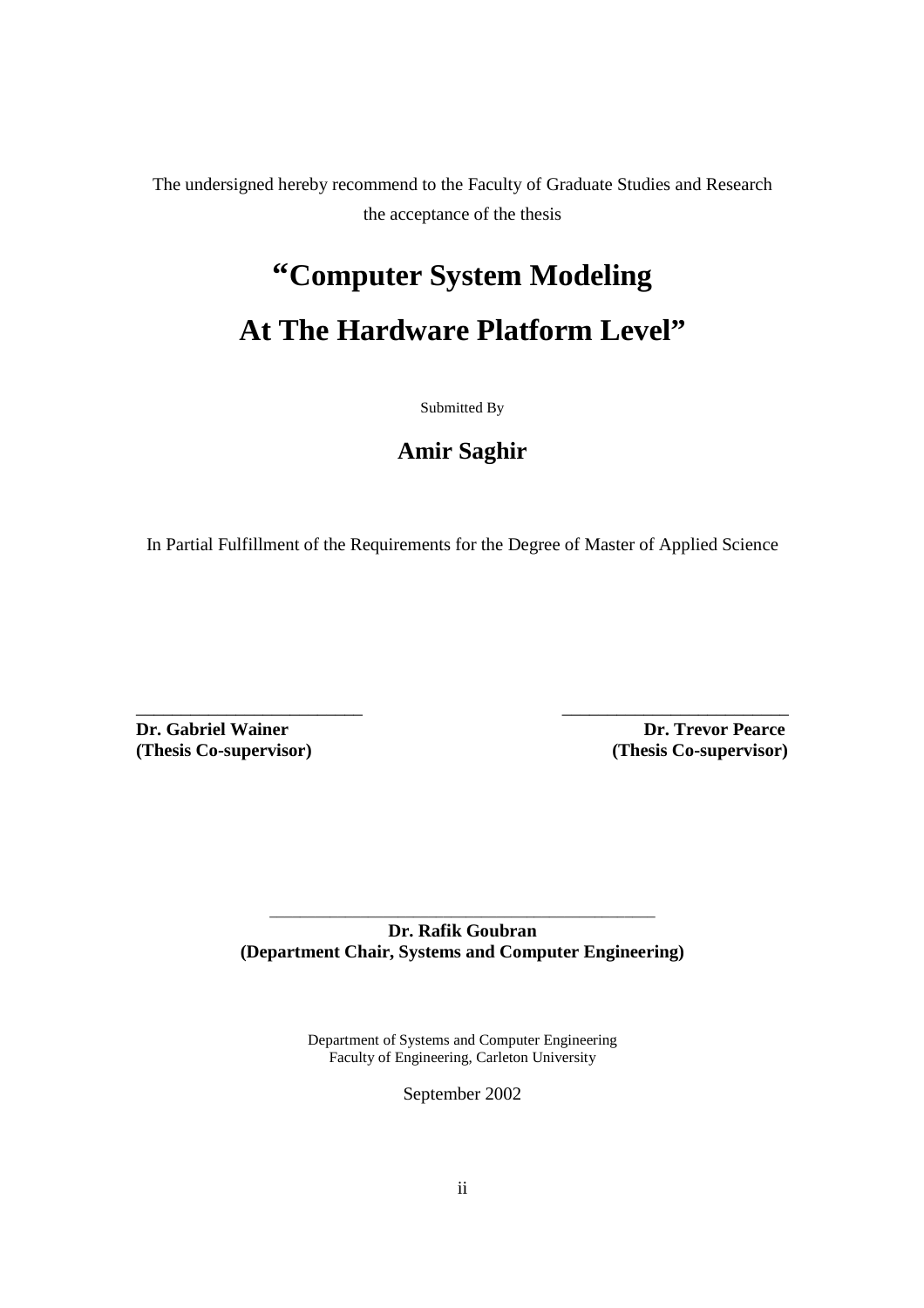The undersigned hereby recommend to the Faculty of Graduate Studies and Research the acceptance of the thesis

# "Computer System Modeling At The Hardware Platform Level"

Submitted By

## Amir Saghir

In Partial Fulfillment of the Requirements for the Degree of Master of Applied Science

_________________________ 
**Dr. Gabriel Wainer**
**(Thesis Co-supervisor)**

_________________________ 
**Dr. Trevor Pearce**
**(Thesis Co-supervisor)**

_____________________________________________ 
**Dr. Rafik Goubran**
**(Department Chair, Systems and Computer Engineering)**

Department of Systems and Computer Engineering
Faculty of Engineering, Carleton University

September 2002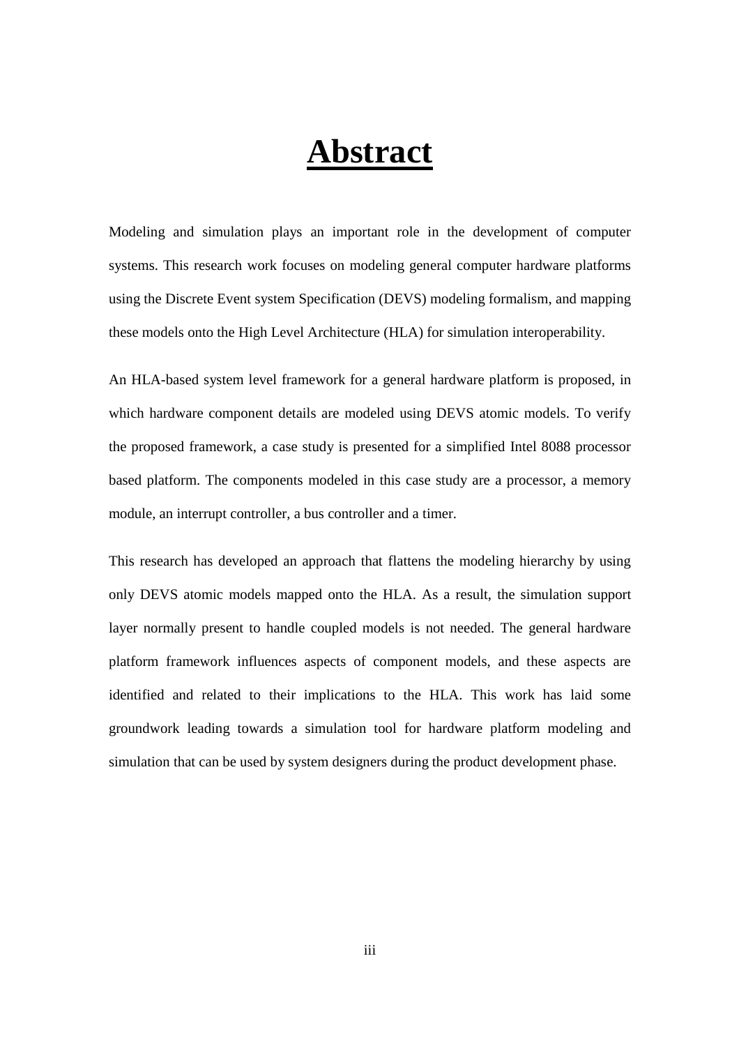# Abstract

Modeling and simulation plays an important role in the development of computer systems. This research work focuses on modeling general computer hardware platforms using the Discrete Event system Specification (DEVS) modeling formalism, and mapping these models onto the High Level Architecture (HLA) for simulation interoperability.

An HLA-based system level framework for a general hardware platform is proposed, in which hardware component details are modeled using DEVS atomic models. To verify the proposed framework, a case study is presented for a simplified Intel 8088 processor based platform. The components modeled in this case study are a processor, a memory module, an interrupt controller, a bus controller and a timer.

This research has developed an approach that flattens the modeling hierarchy by using only DEVS atomic models mapped onto the HLA. As a result, the simulation support layer normally present to handle coupled models is not needed. The general hardware platform framework influences aspects of component models, and these aspects are identified and related to their implications to the HLA. This work has laid some groundwork leading towards a simulation tool for hardware platform modeling and simulation that can be used by system designers during the product development phase.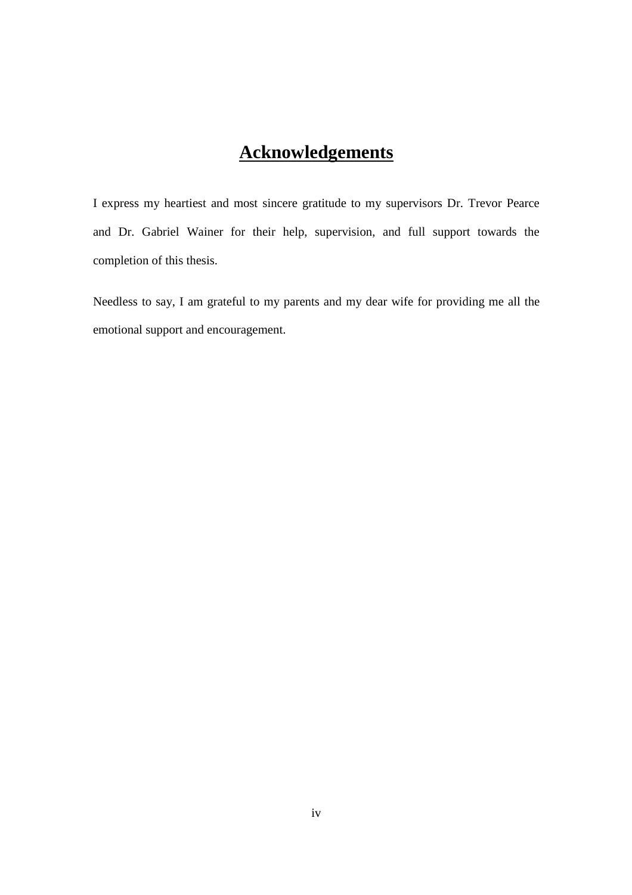# Acknowledgements

I express my heartiest and most sincere gratitude to my supervisors Dr. Trevor Pearce and Dr. Gabriel Wainer for their help, supervision, and full support towards the completion of this thesis.

Needless to say, I am grateful to my parents and my dear wife for providing me all the emotional support and encouragement.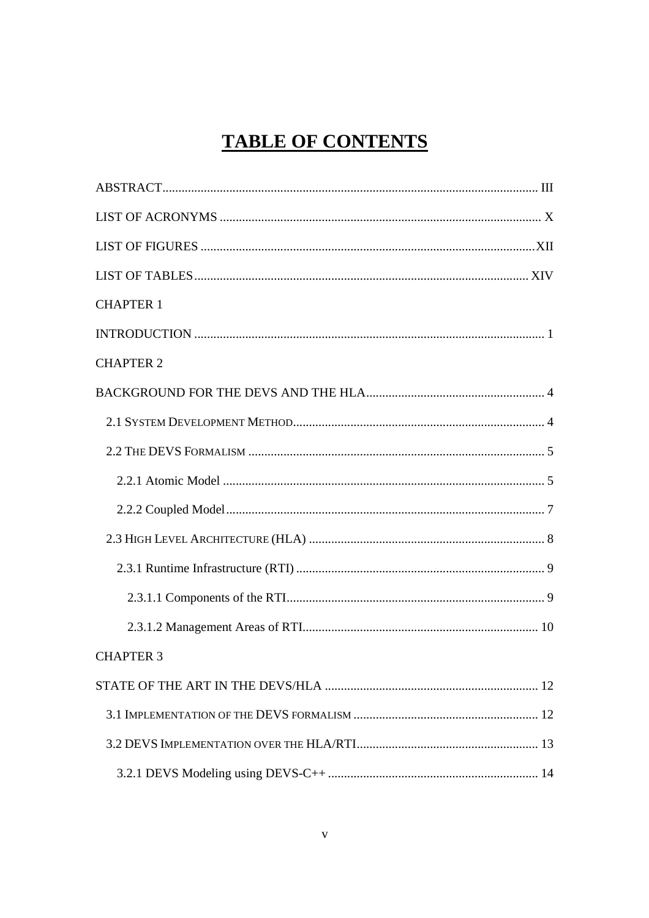# TABLE OF CONTENTS

ABSTRACT ..... III

LIST OF ACRONYMS ..... X

LIST OF FIGURES ..... XII

LIST OF TABLES ..... XIV

CHAPTER 1

INTRODUCTION ..... 1

CHAPTER 2

BACKGROUND FOR THE DEVS AND THE HLA ..... 4

- 2.1 SYSTEM DEVELOPMENT METHOD ..... 4
- 2.2 THE DEVS FORMALISM ..... 5
  - 2.2.1 Atomic Model ..... 5
  - 2.2.2 Coupled Model ..... 7
- 2.3 HIGH LEVEL ARCHITECTURE (HLA) ..... 8
  - 2.3.1 Runtime Infrastructure (RTI) ..... 9
    - 2.3.1.1 Components of the RTI ..... 9
    - 2.3.1.2 Management Areas of RTI ..... 10

CHAPTER 3

STATE OF THE ART IN THE DEVS/HLA ..... 12

- 3.1 IMPLEMENTATION OF THE DEVS FORMALISM ..... 12
- 3.2 DEVS IMPLEMENTATION OVER THE HLA/RTI ..... 13
  - 3.2.1 DEVS Modeling using DEVS-C++ ..... 14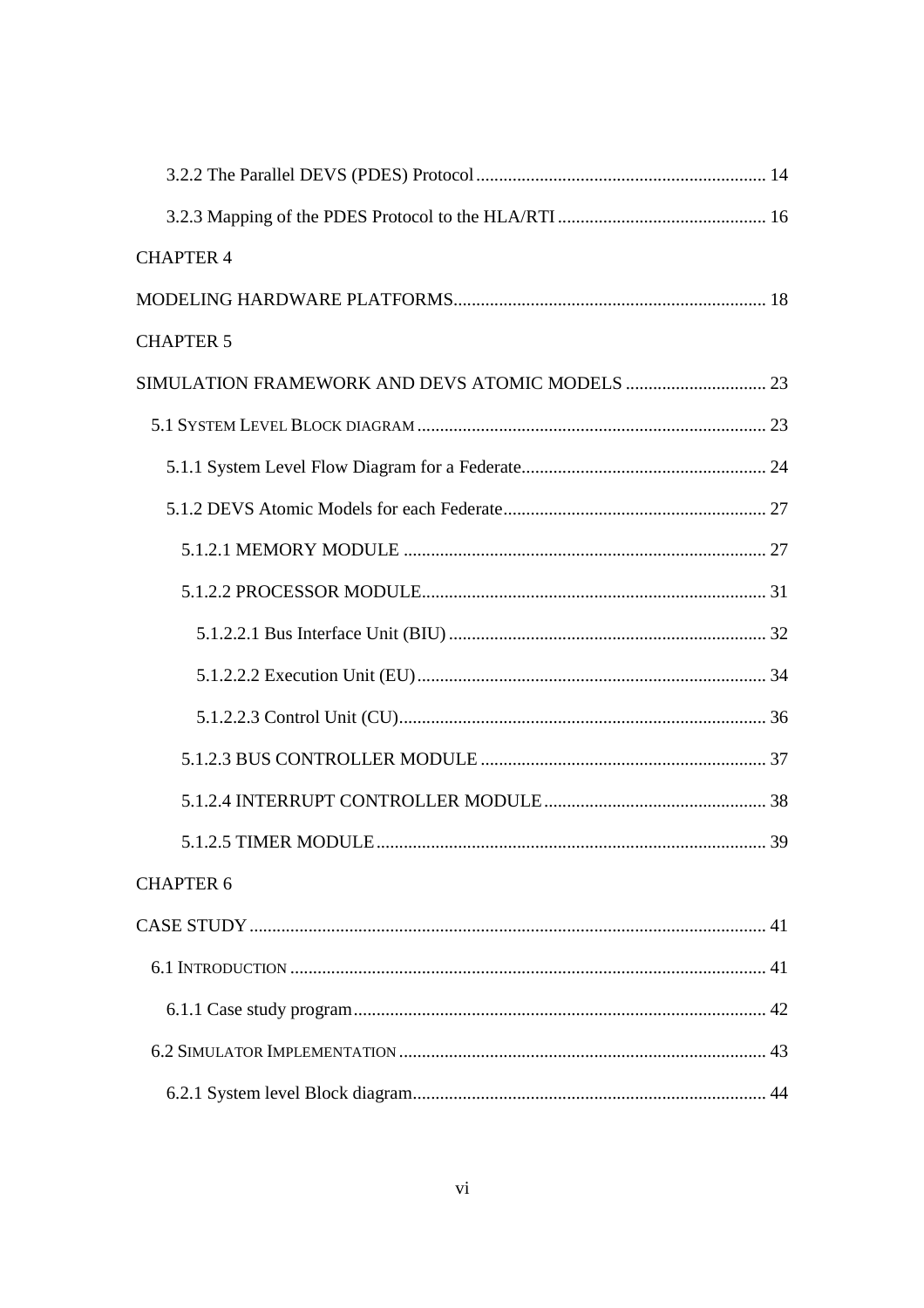3.2.2 The Parallel DEVS (PDES) Protocol ................................................................ 14

3.2.3 Mapping of the PDES Protocol to the HLA/RTI ............................................. 16

CHAPTER 4

MODELING HARDWARE PLATFORMS.................................................................... 18

CHAPTER 5

SIMULATION FRAMEWORK AND DEVS ATOMIC MODELS ............................... 23

5.1 SYSTEM LEVEL BLOCK DIAGRAM ............................................................................ 23

5.1.1 System Level Flow Diagram for a Federate...................................................... 24

5.1.2 DEVS Atomic Models for each Federate.......................................................... 27

5.1.2.1 MEMORY MODULE ............................................................................... 27

5.1.2.2 PROCESSOR MODULE........................................................................... 31

5.1.2.2.1 Bus Interface Unit (BIU) ..................................................................... 32

5.1.2.2.2 Execution Unit (EU)............................................................................ 34

5.1.2.2.3 Control Unit (CU)................................................................................ 36

5.1.2.3 BUS CONTROLLER MODULE .............................................................. 37

5.1.2.4 INTERRUPT CONTROLLER MODULE................................................. 38

5.1.2.5 TIMER MODULE..................................................................................... 39

CHAPTER 6

CASE STUDY................................................................................................................ 41

6.1 INTRODUCTION ........................................................................................................ 41

6.1.1 Case study program........................................................................................... 42

6.2 SIMULATOR IMPLEMENTATION ................................................................................ 43

6.2.1 System level Block diagram.............................................................................. 44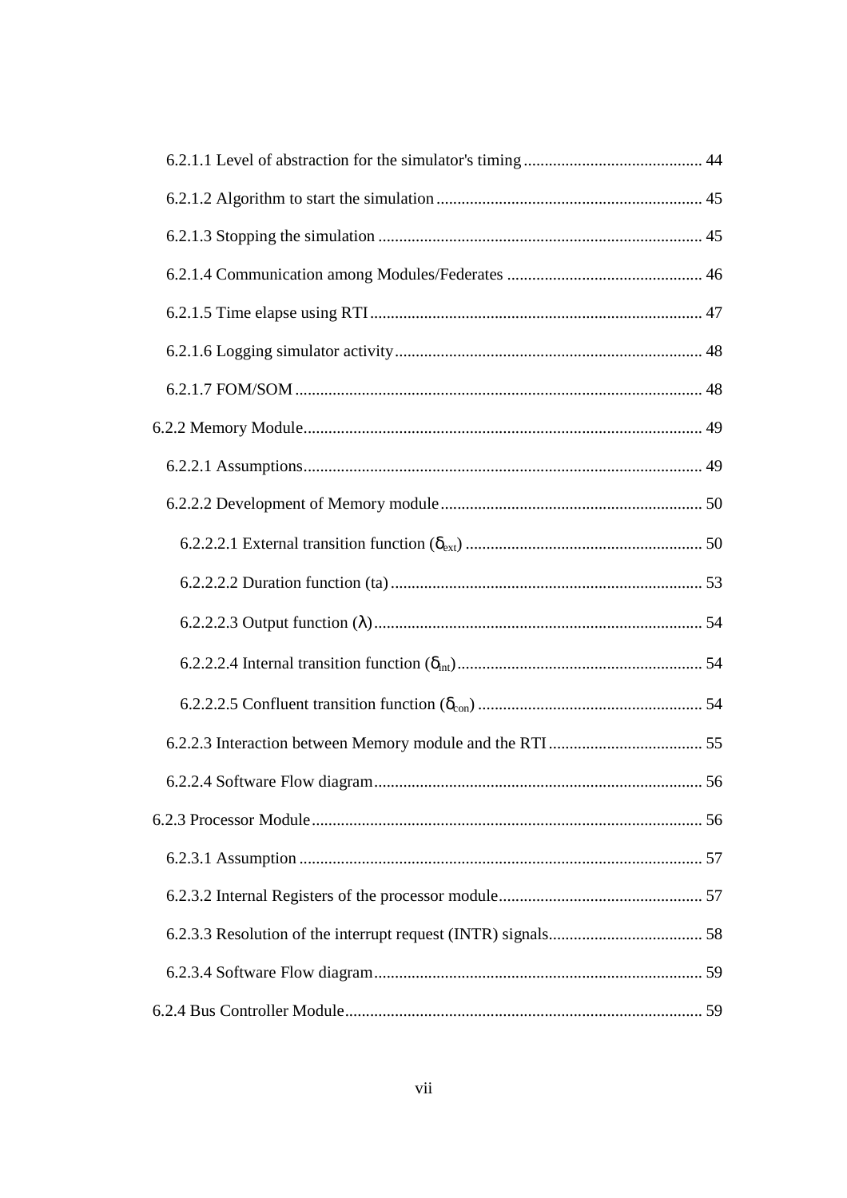6.2.1.1 Level of abstraction for the simulator's timing ........................................... 44

6.2.1.2 Algorithm to start the simulation ................................................................ 45

6.2.1.3 Stopping the simulation ............................................................................. 45

6.2.1.4 Communication among Modules/Federates ............................................... 46

6.2.1.5 Time elapse using RTI ................................................................................ 47

6.2.1.6 Logging simulator activity .......................................................................... 48

6.2.1.7 FOM/SOM ................................................................................................. 48

6.2.2 Memory Module................................................................................................ 49

6.2.2.1 Assumptions................................................................................................ 49

6.2.2.2 Development of Memory module ............................................................... 50

6.2.2.2.1 External transition function ($\delta_{ext}$) ......................................................... 50

6.2.2.2.2 Duration function (ta) ........................................................................... 53

6.2.2.2.3 Output function ($\lambda$) ............................................................................... 54

6.2.2.2.4 Internal transition function ($\delta_{int}$) ........................................................... 54

6.2.2.2.5 Confluent transition function ($\delta_{con}$) ...................................................... 54

6.2.2.3 Interaction between Memory module and the RTI ..................................... 55

6.2.2.4 Software Flow diagram ............................................................................... 56

6.2.3 Processor Module .............................................................................................. 56

6.2.3.1 Assumption ................................................................................................. 57

6.2.3.2 Internal Registers of the processor module ................................................. 57

6.2.3.3 Resolution of the interrupt request (INTR) signals ..................................... 58

6.2.3.4 Software Flow diagram ............................................................................... 59

6.2.4 Bus Controller Module ...................................................................................... 59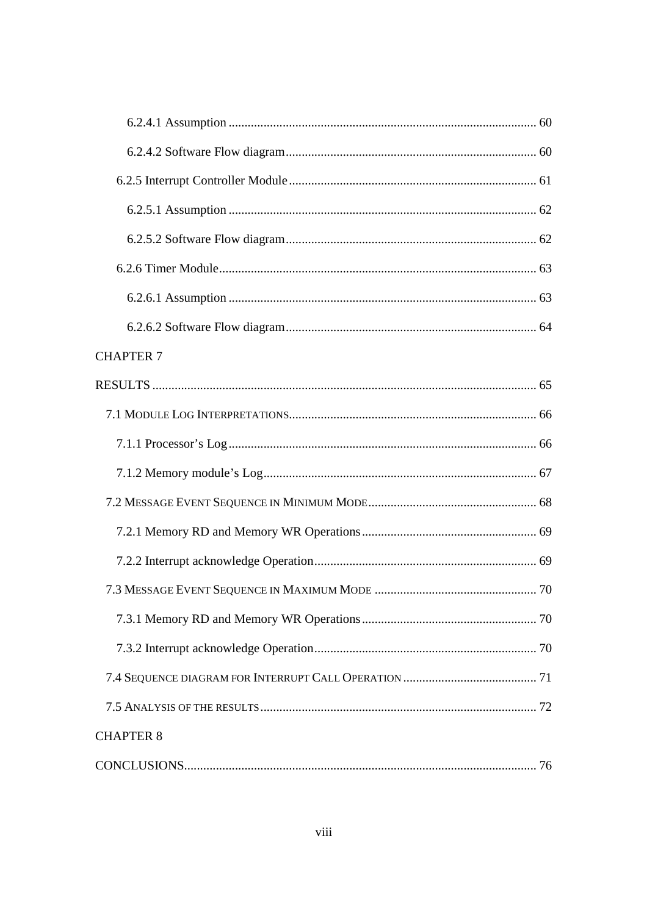6.2.4.1 Assumption ................................................................................................ 60

6.2.4.2 Software Flow diagram ............................................................................. 60

6.2.5 Interrupt Controller Module ............................................................................ 61

6.2.5.1 Assumption ................................................................................................ 62

6.2.5.2 Software Flow diagram ............................................................................. 62

6.2.6 Timer Module .................................................................................................. 63

6.2.6.1 Assumption ................................................................................................ 63

6.2.6.2 Software Flow diagram ............................................................................. 64

CHAPTER 7

RESULTS ........................................................................................................................ 65

7.1 MODULE LOG INTERPRETATIONS ........................................................................... 66

7.1.1 Processor's Log ................................................................................................ 66

7.1.2 Memory module's Log ..................................................................................... 67

7.2 MESSAGE EVENT SEQUENCE IN MINIMUM MODE .................................................... 68

7.2.1 Memory RD and Memory WR Operations ...................................................... 69

7.2.2 Interrupt acknowledge Operation ..................................................................... 69

7.3 MESSAGE EVENT SEQUENCE IN MAXIMUM MODE ................................................... 70

7.3.1 Memory RD and Memory WR Operations ...................................................... 70

7.3.2 Interrupt acknowledge Operation ..................................................................... 70

7.4 SEQUENCE DIAGRAM FOR INTERRUPT CALL OPERATION .......................................... 71

7.5 ANALYSIS OF THE RESULTS ....................................................................................... 72

CHAPTER 8

CONCLUSIONS ............................................................................................................... 76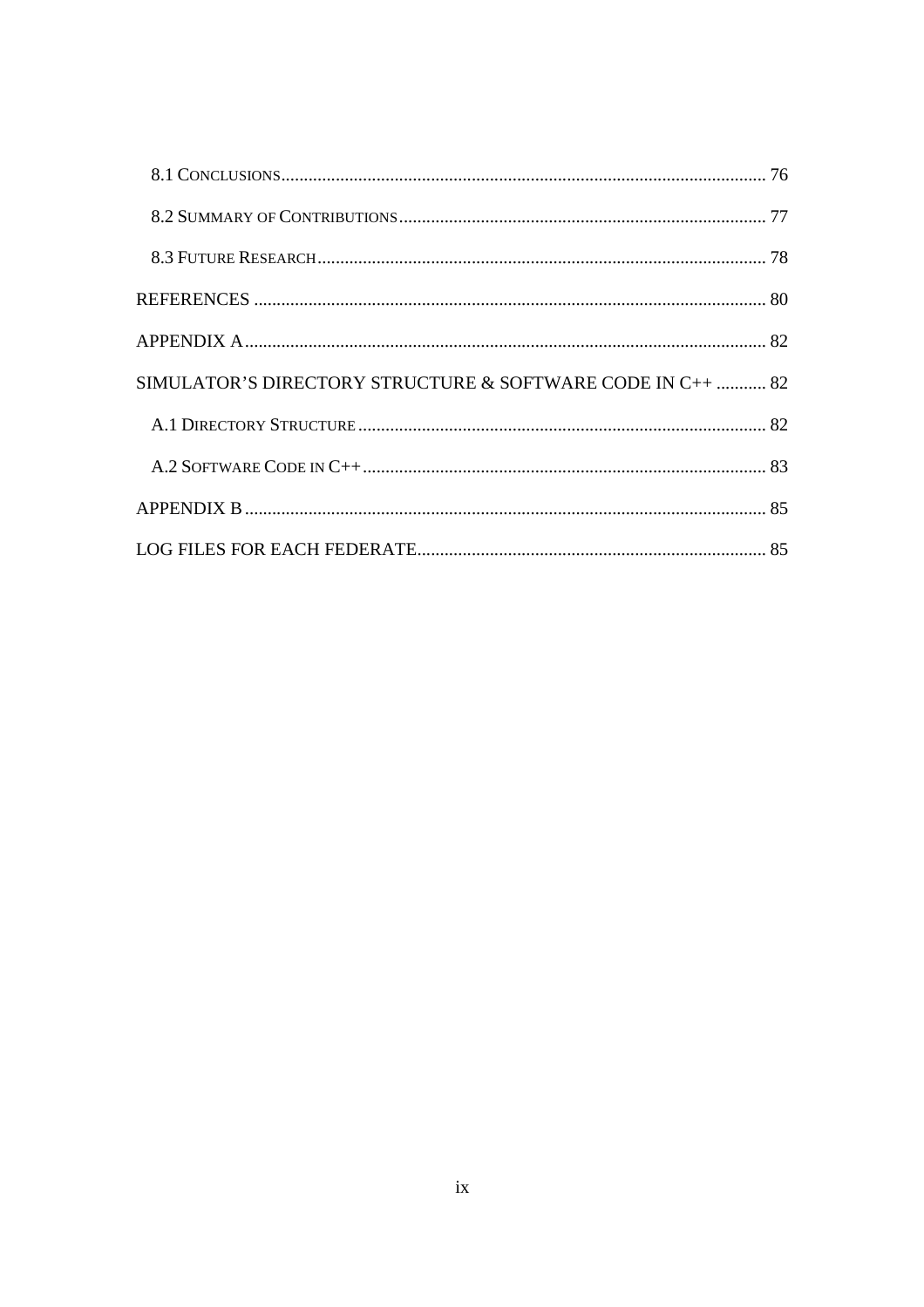8.1 Conclusions........................................................................................................... 76

8.2 Summary of Contributions................................................................................. 77

8.3 Future Research.................................................................................................. 78

REFERENCES ................................................................................................................. 80

APPENDIX A.................................................................................................................... 82

SIMULATOR'S DIRECTORY STRUCTURE & SOFTWARE CODE IN C++ ........... 82

A.1 Directory Structure........................................................................................... 82

A.2 Software Code in C++......................................................................................... 83

APPENDIX B.................................................................................................................... 85

LOG FILES FOR EACH FEDERATE............................................................................ 85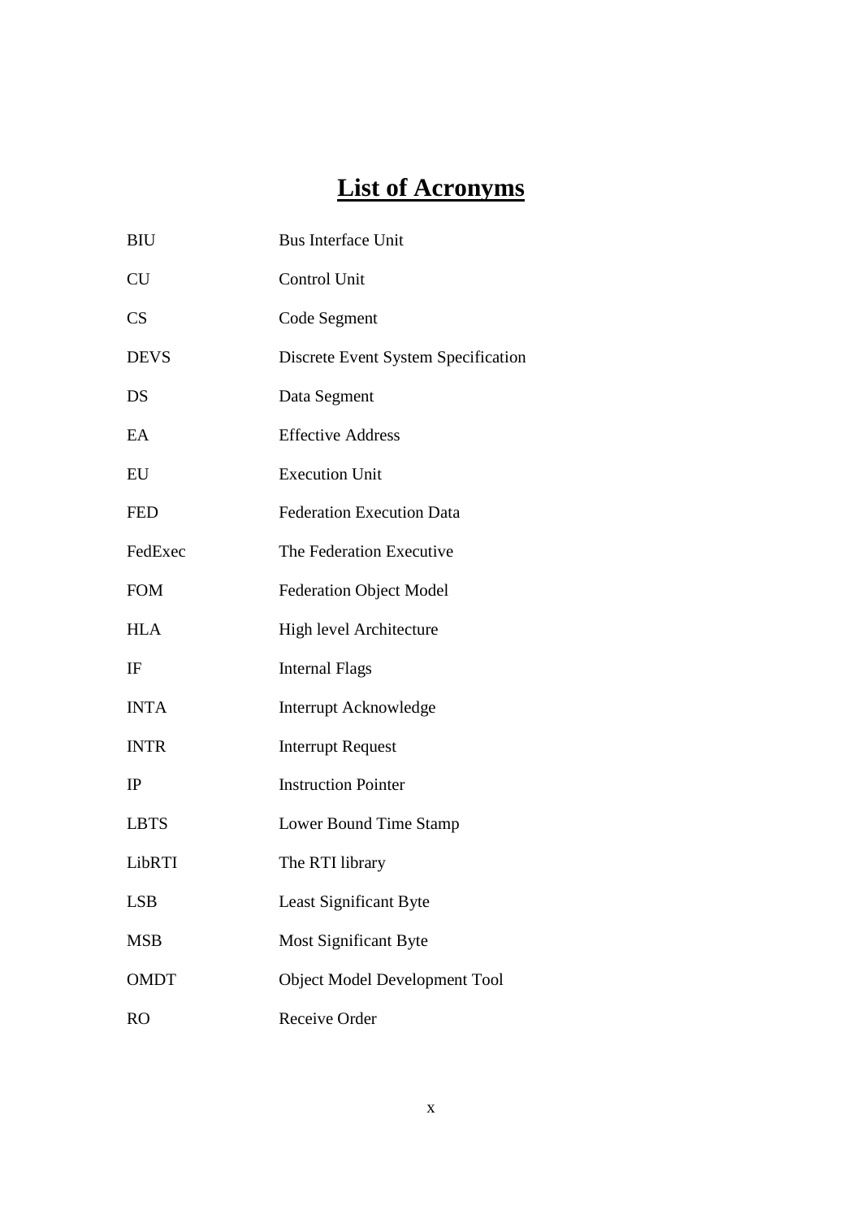# List of Acronyms

| | |
|---|---|
| BIU | Bus Interface Unit |
| CU | Control Unit |
| CS | Code Segment |
| DEVS | Discrete Event System Specification |
| DS | Data Segment |
| EA | Effective Address |
| EU | Execution Unit |
| FED | Federation Execution Data |
| FedExec | The Federation Executive |
| FOM | Federation Object Model |
| HLA | High level Architecture |
| IF | Internal Flags |
| INTA | Interrupt Acknowledge |
| INTR | Interrupt Request |
| IP | Instruction Pointer |
| LBTS | Lower Bound Time Stamp |
| LibRTI | The RTI library |
| LSB | Least Significant Byte |
| MSB | Most Significant Byte |
| OMDT | Object Model Development Tool |
| RO | Receive Order |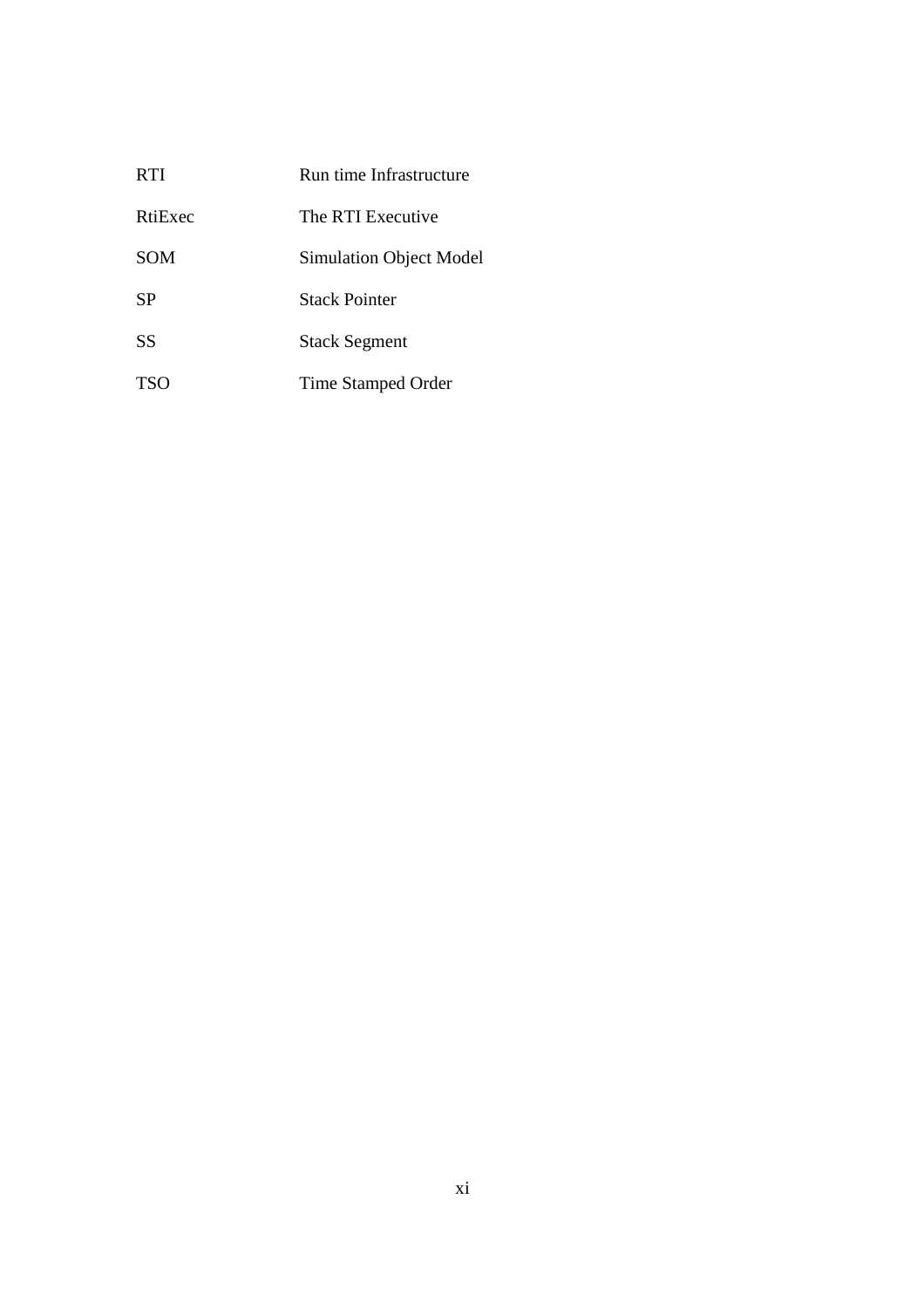| | |
|---|---|
| RTI | Run time Infrastructure |
| RtiExec | The RTI Executive |
| SOM | Simulation Object Model |
| SP | Stack Pointer |
| SS | Stack Segment |
| TSO | Time Stamped Order |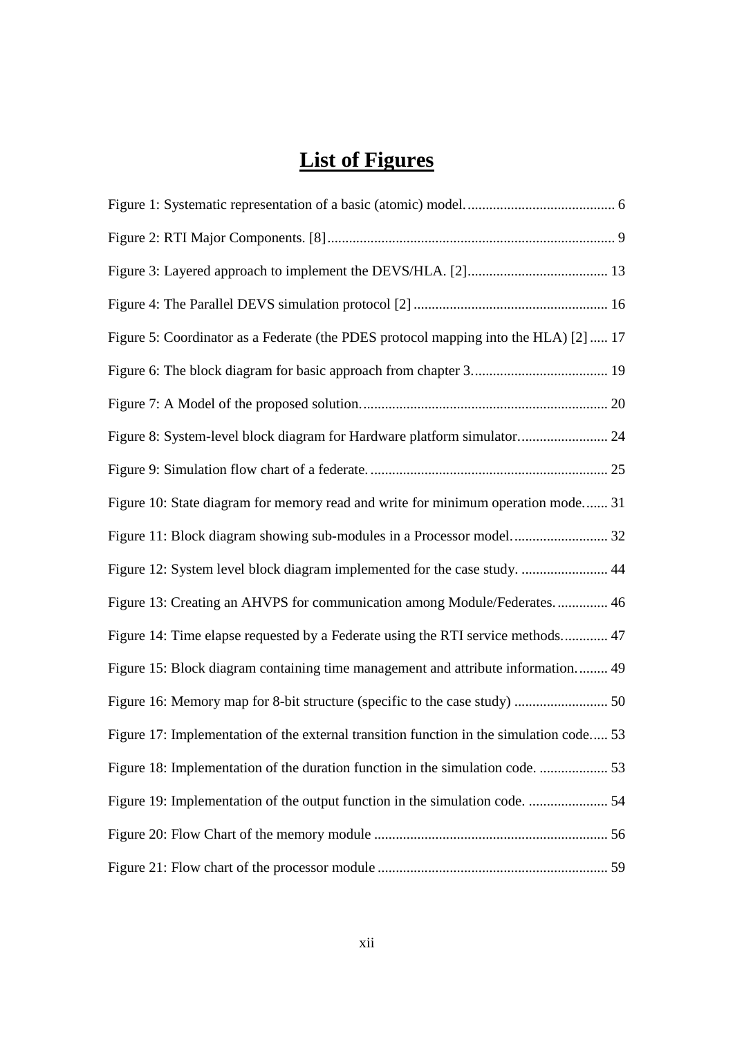# List of Figures

Figure 1: Systematic representation of a basic (atomic) model. 6

Figure 2: RTI Major Components. [8] 9

Figure 3: Layered approach to implement the DEVS/HLA. [2] 13

Figure 4: The Parallel DEVS simulation protocol [2] 16

Figure 5: Coordinator as a Federate (the PDES protocol mapping into the HLA) [2] 17

Figure 6: The block diagram for basic approach from chapter 3. 19

Figure 7: A Model of the proposed solution. 20

Figure 8: System-level block diagram for Hardware platform simulator. 24

Figure 9: Simulation flow chart of a federate. 25

Figure 10: State diagram for memory read and write for minimum operation mode. 31

Figure 11: Block diagram showing sub-modules in a Processor model. 32

Figure 12: System level block diagram implemented for the case study. 44

Figure 13: Creating an AHVPS for communication among Module/Federates. 46

Figure 14: Time elapse requested by a Federate using the RTI service methods. 47

Figure 15: Block diagram containing time management and attribute information. 49

Figure 16: Memory map for 8-bit structure (specific to the case study) 50

Figure 17: Implementation of the external transition function in the simulation code. 53

Figure 18: Implementation of the duration function in the simulation code. 53

Figure 19: Implementation of the output function in the simulation code. 54

Figure 20: Flow Chart of the memory module 56

Figure 21: Flow chart of the processor module 59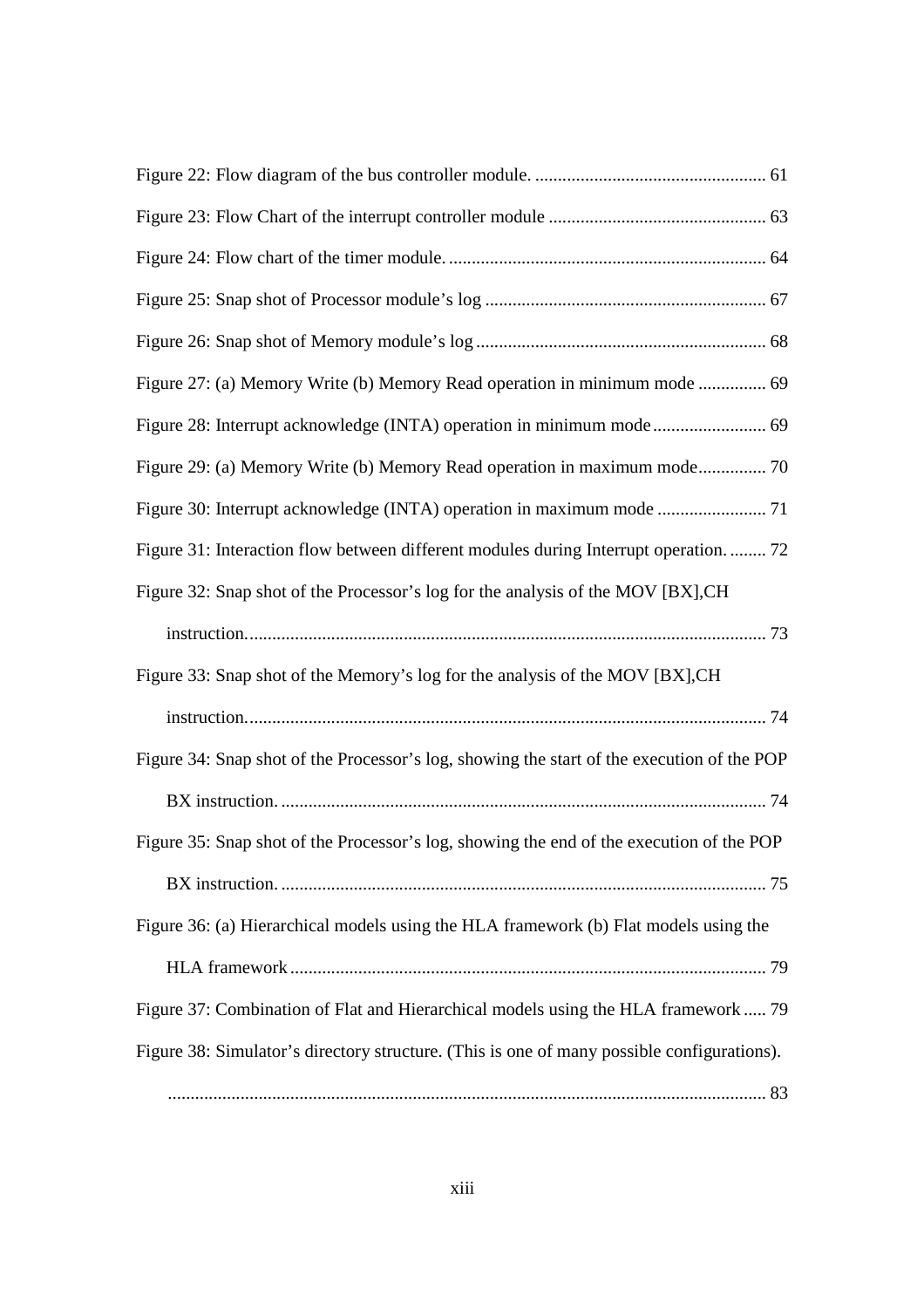Figure 22: Flow diagram of the bus controller module. .................................................. 61

Figure 23: Flow Chart of the interrupt controller module ............................................... 63

Figure 24: Flow chart of the timer module. ...................................................................... 64

Figure 25: Snap shot of Processor module's log .............................................................. 67

Figure 26: Snap shot of Memory module's log ................................................................ 68

Figure 27: (a) Memory Write (b) Memory Read operation in minimum mode ............... 69

Figure 28: Interrupt acknowledge (INTA) operation in minimum mode ......................... 69

Figure 29: (a) Memory Write (b) Memory Read operation in maximum mode ............... 70

Figure 30: Interrupt acknowledge (INTA) operation in maximum mode ........................ 71

Figure 31: Interaction flow between different modules during Interrupt operation. ........ 72

Figure 32: Snap shot of the Processor's log for the analysis of the MOV [BX],CH instruction. .................................................................................................................. 73

Figure 33: Snap shot of the Memory's log for the analysis of the MOV [BX],CH instruction. .................................................................................................................. 74

Figure 34: Snap shot of the Processor's log, showing the start of the execution of the POP BX instruction. ........................................................................................................... 74

Figure 35: Snap shot of the Processor's log, showing the end of the execution of the POP BX instruction. ........................................................................................................... 75

Figure 36: (a) Hierarchical models using the HLA framework (b) Flat models using the HLA framework ......................................................................................................... 79

Figure 37: Combination of Flat and Hierarchical models using the HLA framework ..... 79

Figure 38: Simulator's directory structure. (This is one of many possible configurations). ................................................................................................................................... 83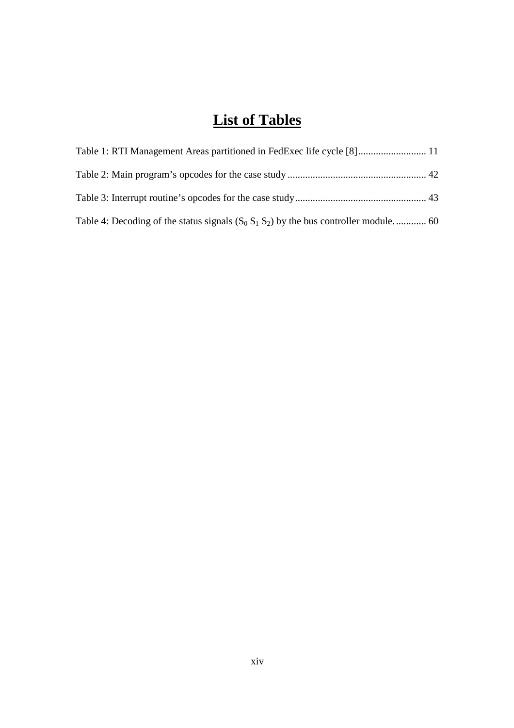# List of Tables

Table 1: RTI Management Areas partitioned in FedExec life cycle [8] ........................... 11

Table 2: Main program's opcodes for the case study ....................................................... 42

Table 3: Interrupt routine's opcodes for the case study .................................................... 43

Table 4: Decoding of the status signals ($S_0$ $S_1$ $S_2$) by the bus controller module. ............ 60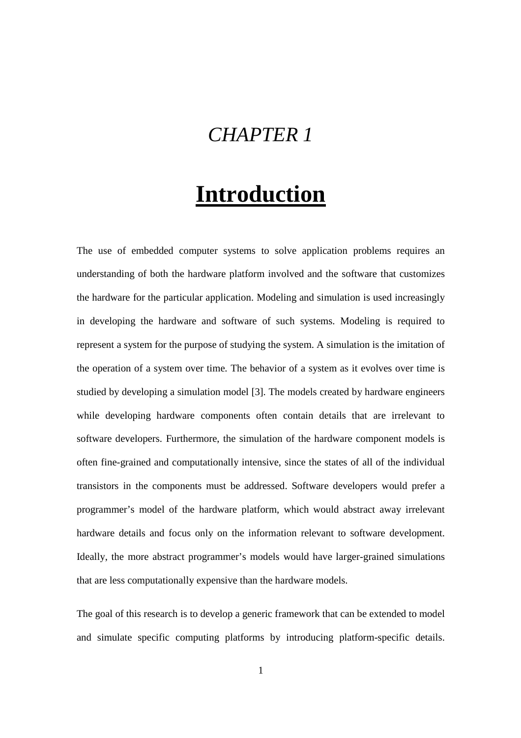# *CHAPTER 1*

# Introduction

The use of embedded computer systems to solve application problems requires an understanding of both the hardware platform involved and the software that customizes the hardware for the particular application. Modeling and simulation is used increasingly in developing the hardware and software of such systems. Modeling is required to represent a system for the purpose of studying the system. A simulation is the imitation of the operation of a system over time. The behavior of a system as it evolves over time is studied by developing a simulation model [3]. The models created by hardware engineers while developing hardware components often contain details that are irrelevant to software developers. Furthermore, the simulation of the hardware component models is often fine-grained and computationally intensive, since the states of all of the individual transistors in the components must be addressed. Software developers would prefer a programmer's model of the hardware platform, which would abstract away irrelevant hardware details and focus only on the information relevant to software development. Ideally, the more abstract programmer's models would have larger-grained simulations that are less computationally expensive than the hardware models.

The goal of this research is to develop a generic framework that can be extended to model and simulate specific computing platforms by introducing platform-specific details.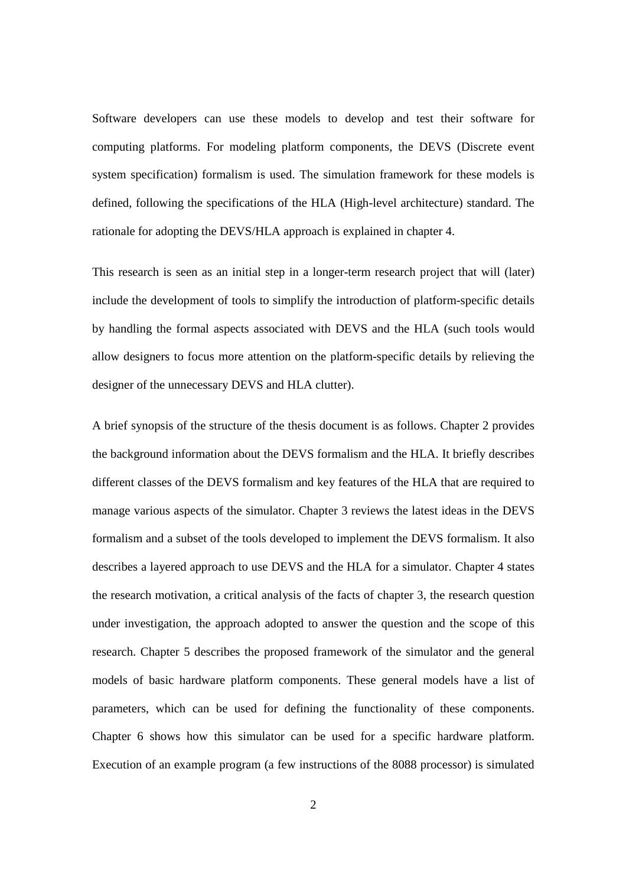Software developers can use these models to develop and test their software for computing platforms. For modeling platform components, the DEVS (Discrete event system specification) formalism is used. The simulation framework for these models is defined, following the specifications of the HLA (High-level architecture) standard. The rationale for adopting the DEVS/HLA approach is explained in chapter 4.

This research is seen as an initial step in a longer-term research project that will (later) include the development of tools to simplify the introduction of platform-specific details by handling the formal aspects associated with DEVS and the HLA (such tools would allow designers to focus more attention on the platform-specific details by relieving the designer of the unnecessary DEVS and HLA clutter).

A brief synopsis of the structure of the thesis document is as follows. Chapter 2 provides the background information about the DEVS formalism and the HLA. It briefly describes different classes of the DEVS formalism and key features of the HLA that are required to manage various aspects of the simulator. Chapter 3 reviews the latest ideas in the DEVS formalism and a subset of the tools developed to implement the DEVS formalism. It also describes a layered approach to use DEVS and the HLA for a simulator. Chapter 4 states the research motivation, a critical analysis of the facts of chapter 3, the research question under investigation, the approach adopted to answer the question and the scope of this research. Chapter 5 describes the proposed framework of the simulator and the general models of basic hardware platform components. These general models have a list of parameters, which can be used for defining the functionality of these components. Chapter 6 shows how this simulator can be used for a specific hardware platform. Execution of an example program (a few instructions of the 8088 processor) is simulated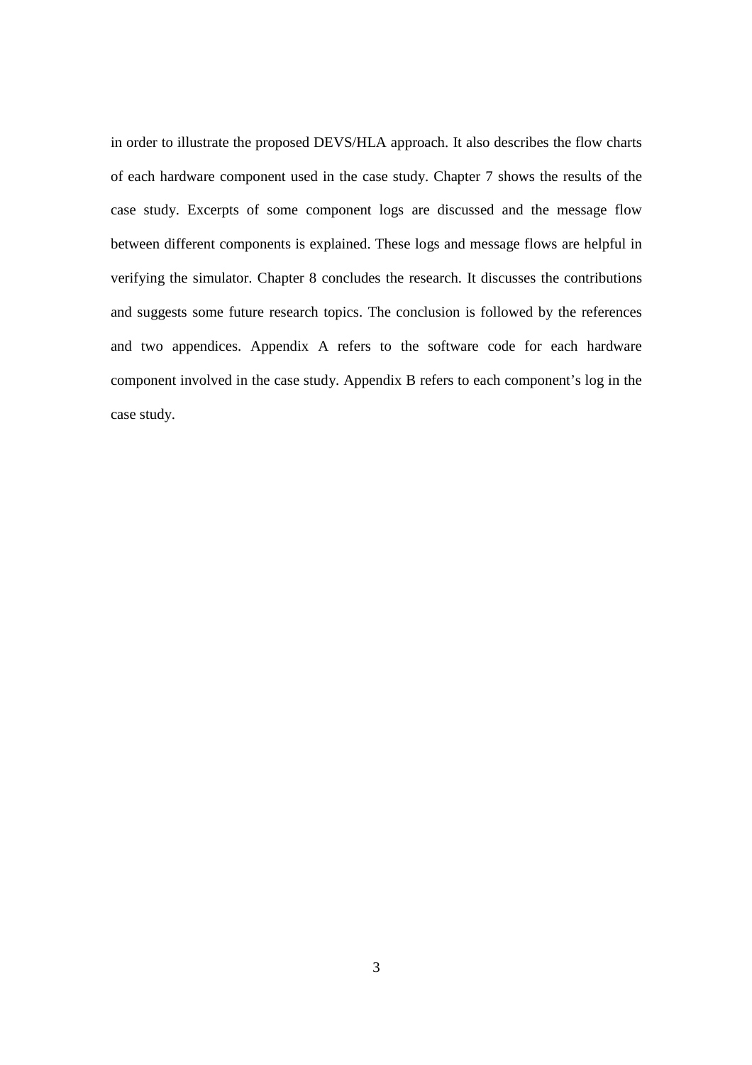in order to illustrate the proposed DEVS/HLA approach. It also describes the flow charts of each hardware component used in the case study. Chapter 7 shows the results of the case study. Excerpts of some component logs are discussed and the message flow between different components is explained. These logs and message flows are helpful in verifying the simulator. Chapter 8 concludes the research. It discusses the contributions and suggests some future research topics. The conclusion is followed by the references and two appendices. Appendix A refers to the software code for each hardware component involved in the case study. Appendix B refers to each component's log in the case study.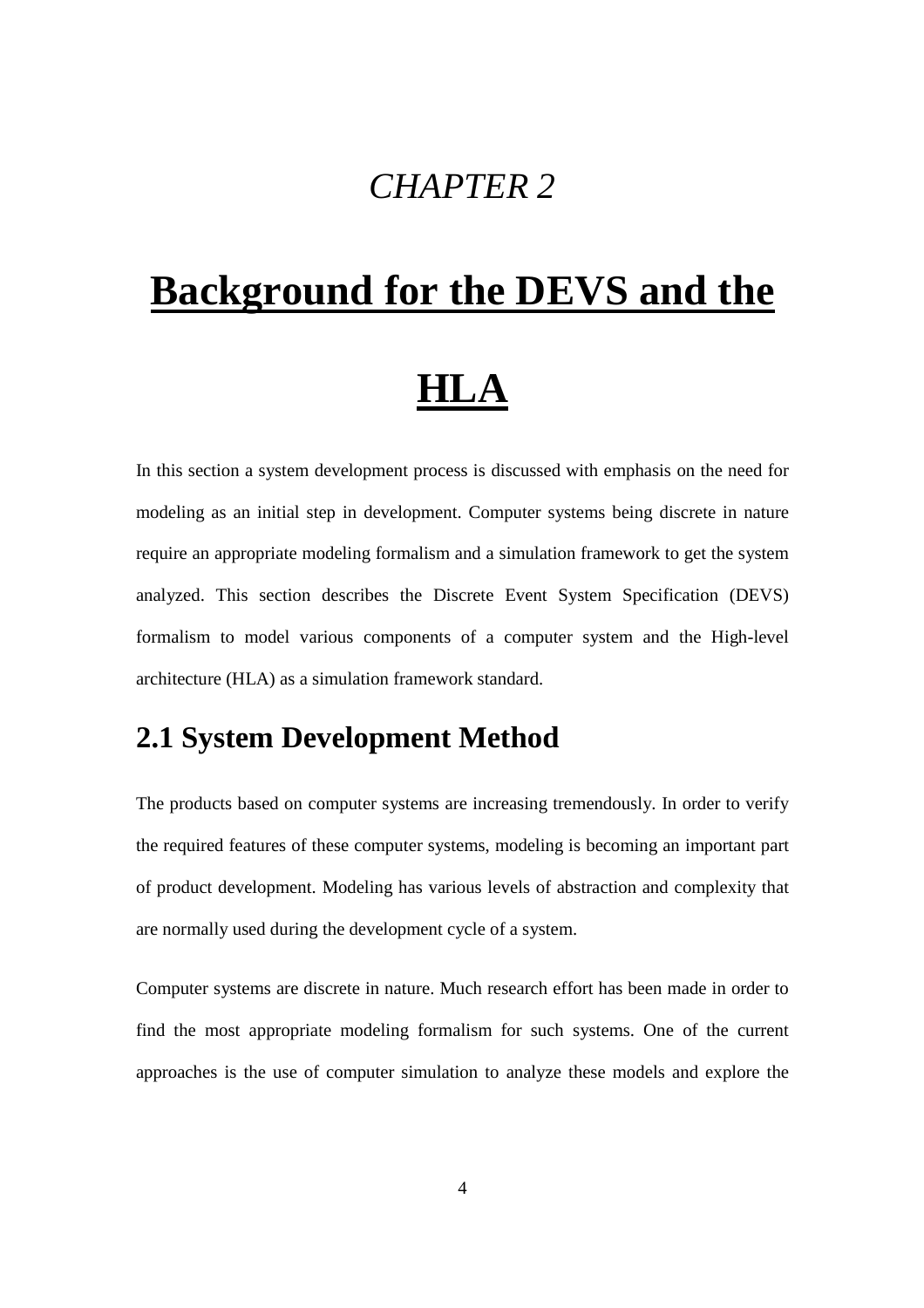*CHAPTER 2*

# Background for the DEVS and the HLA

In this section a system development process is discussed with emphasis on the need for modeling as an initial step in development. Computer systems being discrete in nature require an appropriate modeling formalism and a simulation framework to get the system analyzed. This section describes the Discrete Event System Specification (DEVS) formalism to model various components of a computer system and the High-level architecture (HLA) as a simulation framework standard.

## 2.1 System Development Method

The products based on computer systems are increasing tremendously. In order to verify the required features of these computer systems, modeling is becoming an important part of product development. Modeling has various levels of abstraction and complexity that are normally used during the development cycle of a system.

Computer systems are discrete in nature. Much research effort has been made in order to find the most appropriate modeling formalism for such systems. One of the current approaches is the use of computer simulation to analyze these models and explore the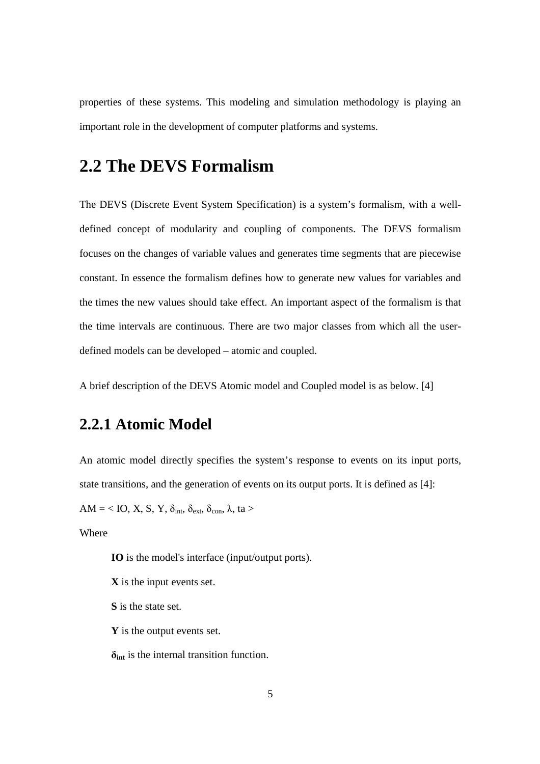properties of these systems. This modeling and simulation methodology is playing an important role in the development of computer platforms and systems.

## 2.2 The DEVS Formalism

The DEVS (Discrete Event System Specification) is a system's formalism, with a well-defined concept of modularity and coupling of components. The DEVS formalism focuses on the changes of variable values and generates time segments that are piecewise constant. In essence the formalism defines how to generate new values for variables and the times the new values should take effect. An important aspect of the formalism is that the time intervals are continuous. There are two major classes from which all the user-defined models can be developed – atomic and coupled.

A brief description of the DEVS Atomic model and Coupled model is as below. [4]

### 2.2.1 Atomic Model

An atomic model directly specifies the system's response to events on its input ports, state transitions, and the generation of events on its output ports. It is defined as [4]:

$AM = < IO, X, S, Y, \delta_{int}, \delta_{ext}, \delta_{con}, \lambda, ta >$

Where

**IO** is the model's interface (input/output ports).

**X** is the input events set.

**S** is the state set.

**Y** is the output events set.

$\boldsymbol{\delta_{int}}$ is the internal transition function.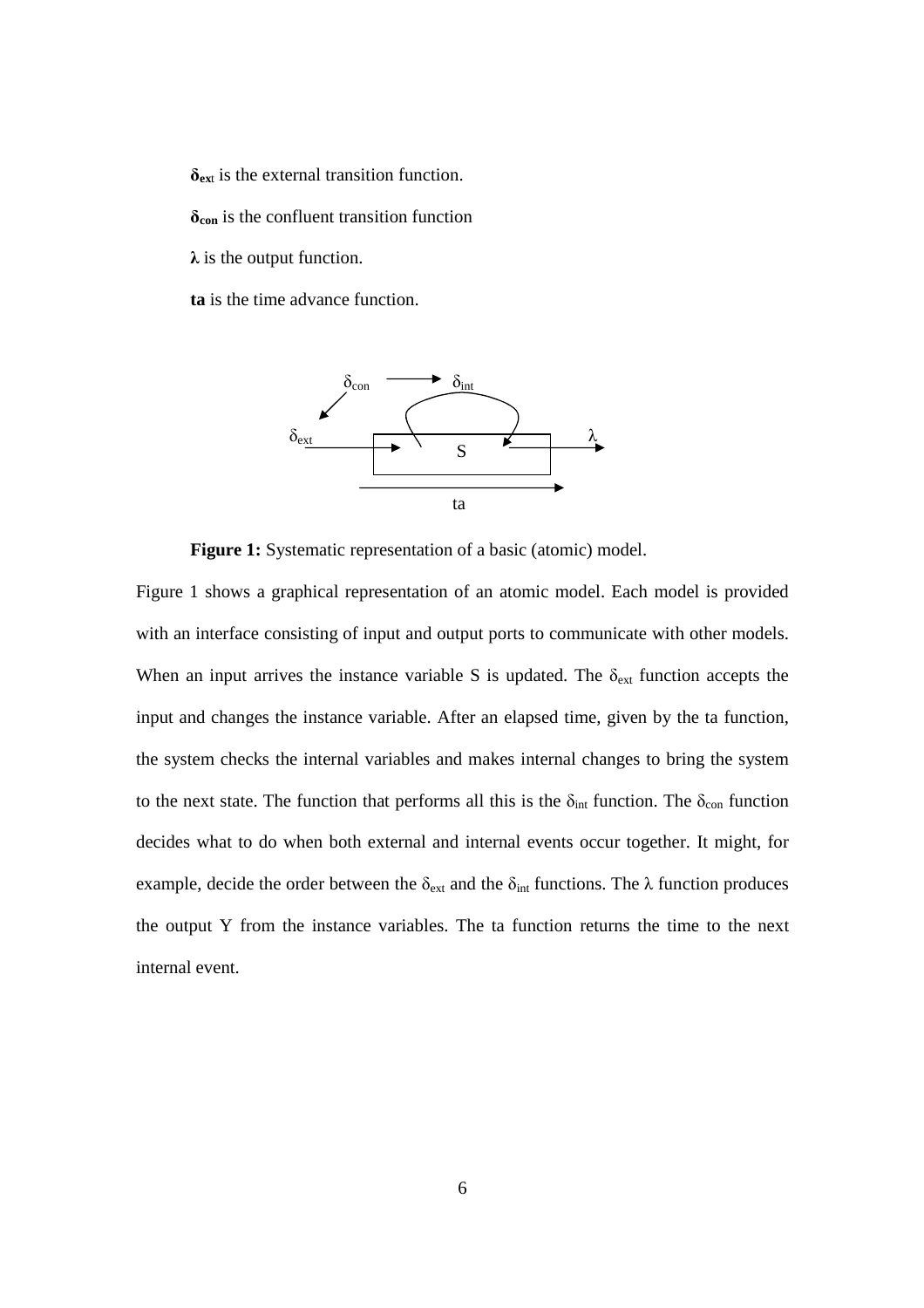**$\delta_{ext}$** is the external transition function.

**$\delta_{con}$** is the confluent transition function

**λ** is the output function.

**ta** is the time advance function.

**Figure 1:** Systematic representation of a basic (atomic) model.

Figure 1 shows a graphical representation of an atomic model. Each model is provided with an interface consisting of input and output ports to communicate with other models. When an input arrives the instance variable S is updated. The $\delta_{ext}$ function accepts the input and changes the instance variable. After an elapsed time, given by the ta function, the system checks the internal variables and makes internal changes to bring the system to the next state. The function that performs all this is the $\delta_{int}$ function. The $\delta_{con}$ function decides what to do when both external and internal events occur together. It might, for example, decide the order between the $\delta_{ext}$ and the $\delta_{int}$ functions. The $\lambda$ function produces the output Y from the instance variables. The ta function returns the time to the next internal event.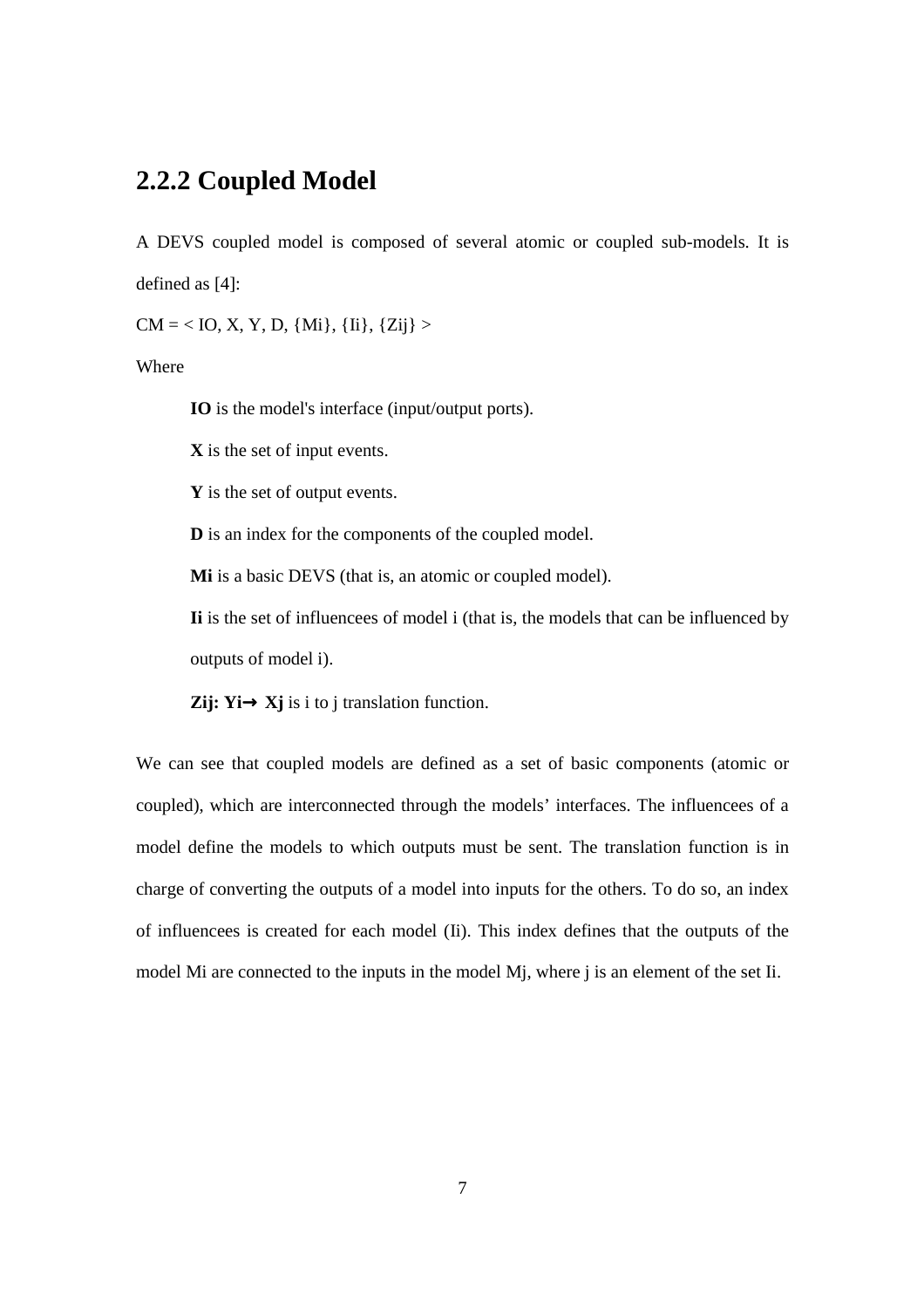## 2.2.2 Coupled Model

A DEVS coupled model is composed of several atomic or coupled sub-models. It is defined as [4]:

$CM = < IO, X, Y, D, \{M_i\}, \{I_i\}, \{Z_{ij}\} >$

Where

> **IO** is the model's interface (input/output ports).
>
> **X** is the set of input events.
>
> **Y** is the set of output events.
>
> **D** is an index for the components of the coupled model.
>
> **$M_i$** is a basic DEVS (that is, an atomic or coupled model).
>
> **$I_i$** is the set of influencees of model i (that is, the models that can be influenced by outputs of model i).
>
> **$Z_{ij}: Y_i \rightarrow X_j$** is i to j translation function.

We can see that coupled models are defined as a set of basic components (atomic or coupled), which are interconnected through the models' interfaces. The influencees of a model define the models to which outputs must be sent. The translation function is in charge of converting the outputs of a model into inputs for the others. To do so, an index of influencees is created for each model ($I_i$). This index defines that the outputs of the model $M_i$ are connected to the inputs in the model $M_j$, where j is an element of the set $I_i$.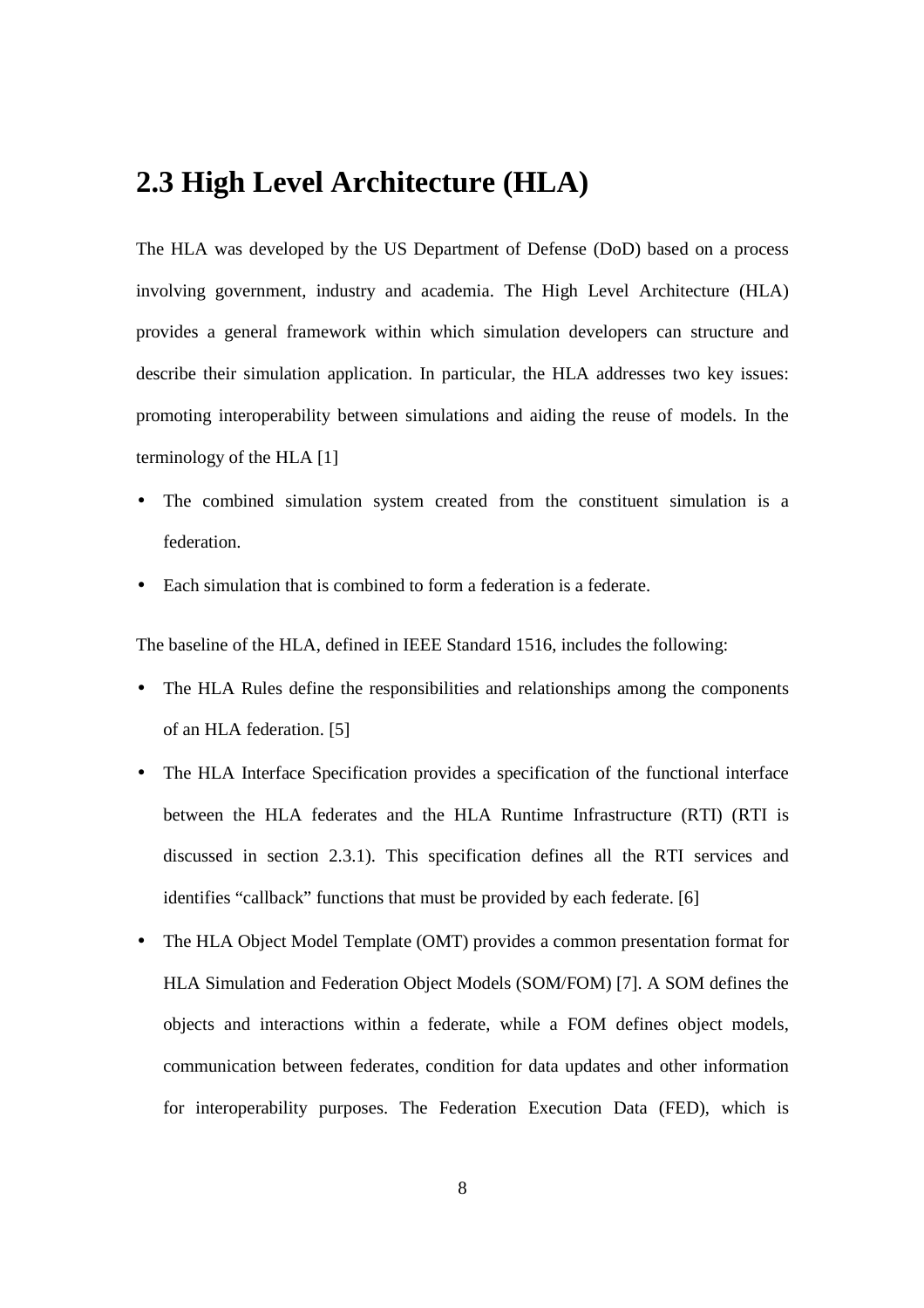## 2.3 High Level Architecture (HLA)

The HLA was developed by the US Department of Defense (DoD) based on a process involving government, industry and academia. The High Level Architecture (HLA) provides a general framework within which simulation developers can structure and describe their simulation application. In particular, the HLA addresses two key issues: promoting interoperability between simulations and aiding the reuse of models. In the terminology of the HLA [1]

- The combined simulation system created from the constituent simulation is a federation.
- Each simulation that is combined to form a federation is a federate.

The baseline of the HLA, defined in IEEE Standard 1516, includes the following:

- The HLA Rules define the responsibilities and relationships among the components of an HLA federation. [5]
- The HLA Interface Specification provides a specification of the functional interface between the HLA federates and the HLA Runtime Infrastructure (RTI) (RTI is discussed in section 2.3.1). This specification defines all the RTI services and identifies "callback" functions that must be provided by each federate. [6]
- The HLA Object Model Template (OMT) provides a common presentation format for HLA Simulation and Federation Object Models (SOM/FOM) [7]. A SOM defines the objects and interactions within a federate, while a FOM defines object models, communication between federates, condition for data updates and other information for interoperability purposes. The Federation Execution Data (FED), which is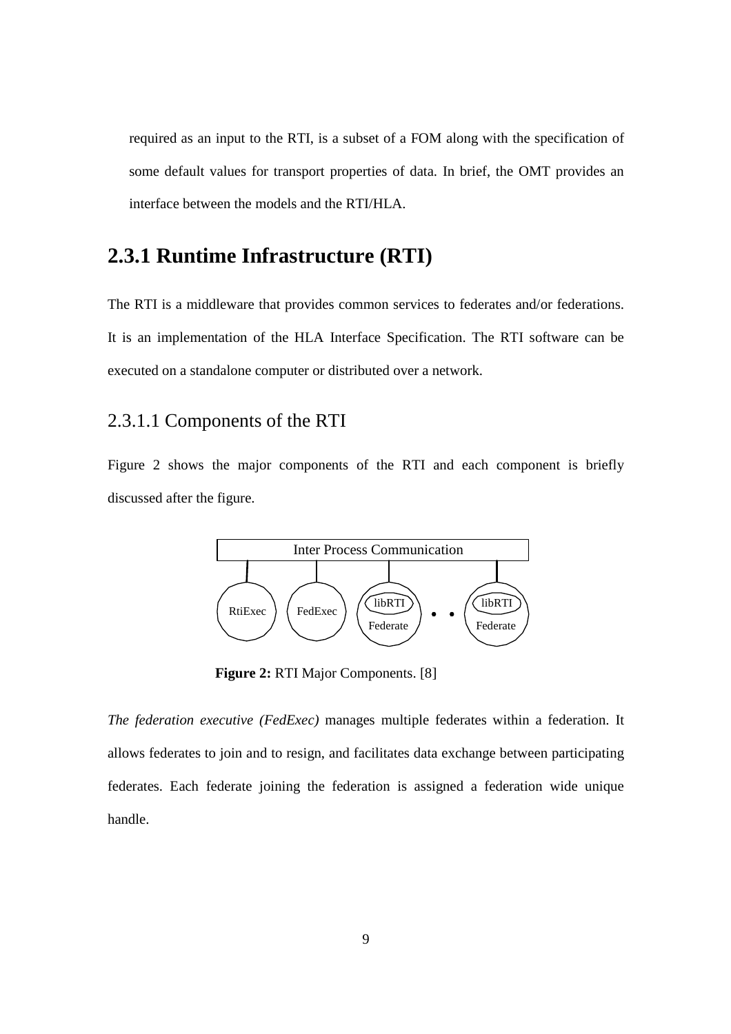required as an input to the RTI, is a subset of a FOM along with the specification of some default values for transport properties of data. In brief, the OMT provides an interface between the models and the RTI/HLA.

## 2.3.1 Runtime Infrastructure (RTI)

The RTI is a middleware that provides common services to federates and/or federations. It is an implementation of the HLA Interface Specification. The RTI software can be executed on a standalone computer or distributed over a network.

### 2.3.1.1 Components of the RTI

Figure 2 shows the major components of the RTI and each component is briefly discussed after the figure.

Inter Process Communication

RtiExec FedExec libRTI Federate . . libRTI Federate

**Figure 2:** RTI Major Components. [8]

*The federation executive (FedExec)* manages multiple federates within a federation. It allows federates to join and to resign, and facilitates data exchange between participating federates. Each federate joining the federation is assigned a federation wide unique handle.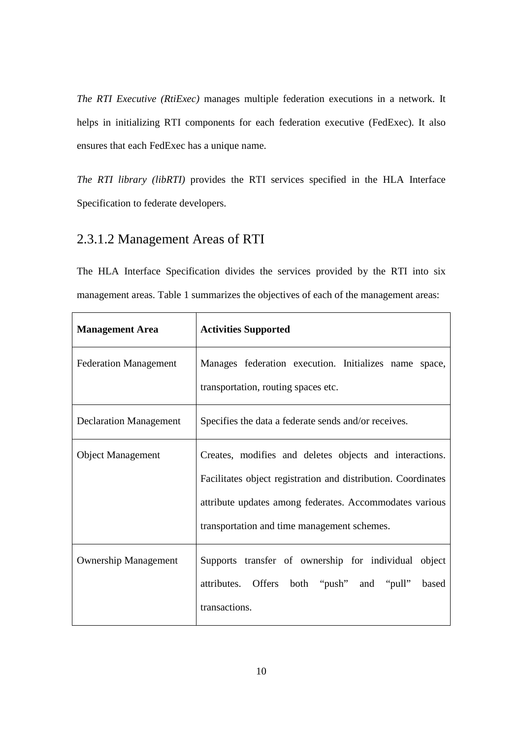*The RTI Executive (RtiExec)* manages multiple federation executions in a network. It helps in initializing RTI components for each federation executive (FedExec). It also ensures that each FedExec has a unique name.

*The RTI library (libRTI)* provides the RTI services specified in the HLA Interface Specification to federate developers.

### 2.3.1.2 Management Areas of RTI

The HLA Interface Specification divides the services provided by the RTI into six management areas. Table 1 summarizes the objectives of each of the management areas:

| **Management Area** | **Activities Supported** |
|---|---|
| Federation Management | Manages federation execution. Initializes name space, transportation, routing spaces etc. |
| Declaration Management | Specifies the data a federate sends and/or receives. |
| Object Management | Creates, modifies and deletes objects and interactions. Facilitates object registration and distribution. Coordinates attribute updates among federates. Accommodates various transportation and time management schemes. |
| Ownership Management | Supports transfer of ownership for individual object attributes. Offers both "push" and "pull" based transactions. |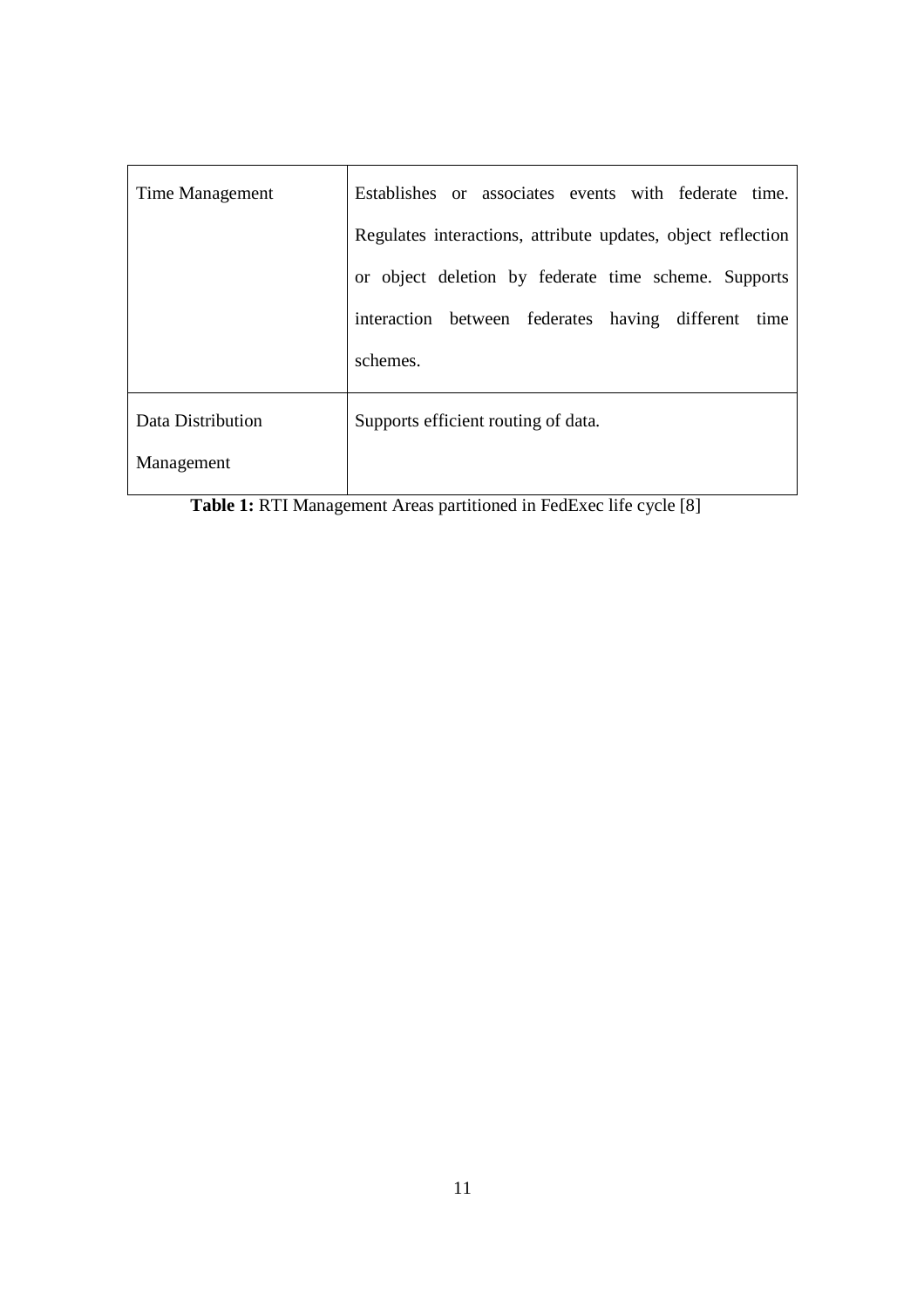| | |
|---|---|
| Time Management | Establishes or associates events with federate time. Regulates interactions, attribute updates, object reflection or object deletion by federate time scheme. Supports interaction between federates having different time schemes. |
| Data Distribution Management | Supports efficient routing of data. |

**Table 1:** RTI Management Areas partitioned in FedExec life cycle [8]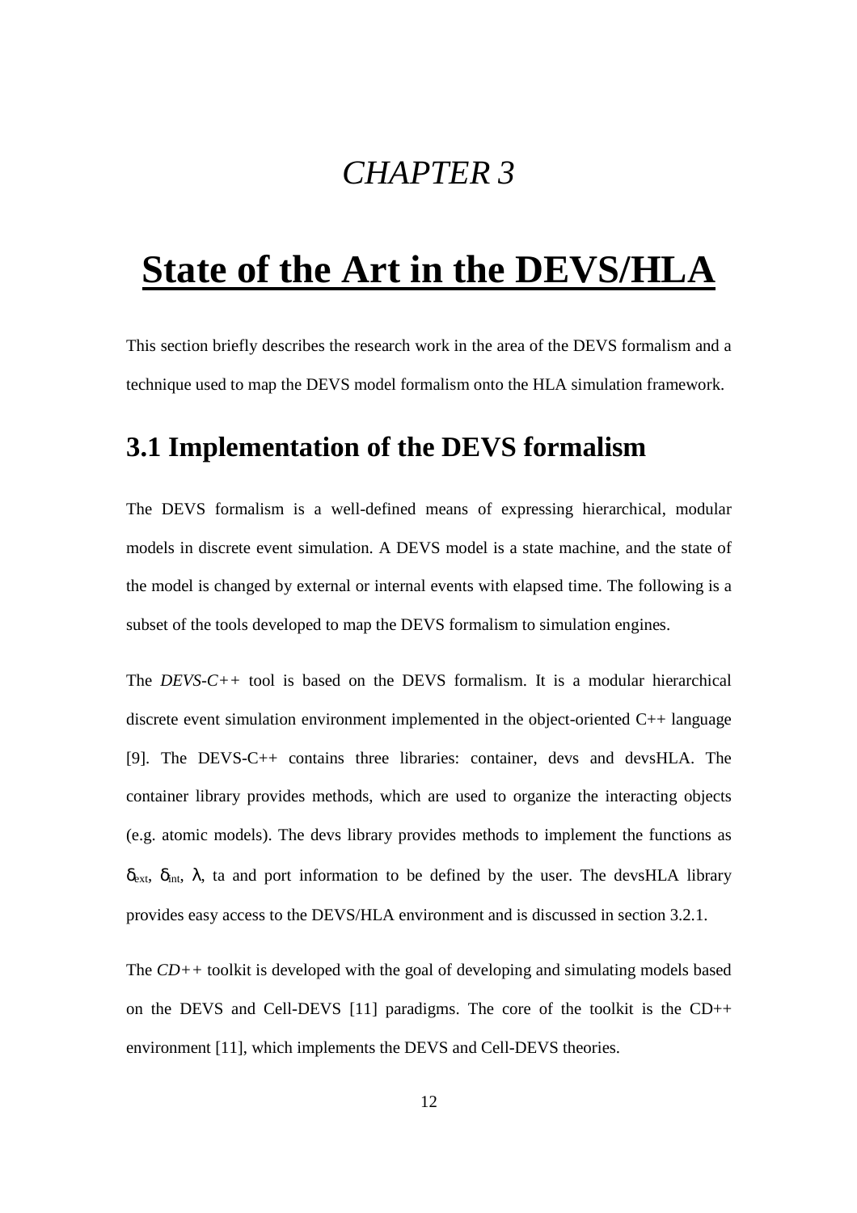# *CHAPTER 3*

# State of the Art in the DEVS/HLA

This section briefly describes the research work in the area of the DEVS formalism and a technique used to map the DEVS model formalism onto the HLA simulation framework.

## 3.1 Implementation of the DEVS formalism

The DEVS formalism is a well-defined means of expressing hierarchical, modular models in discrete event simulation. A DEVS model is a state machine, and the state of the model is changed by external or internal events with elapsed time. The following is a subset of the tools developed to map the DEVS formalism to simulation engines.

The *DEVS-C++* tool is based on the DEVS formalism. It is a modular hierarchical discrete event simulation environment implemented in the object-oriented C++ language [9]. The DEVS-C++ contains three libraries: container, devs and devsHLA. The container library provides methods, which are used to organize the interacting objects (e.g. atomic models). The devs library provides methods to implement the functions as $\delta_{ext}$, $\delta_{int}$, $\lambda$, ta and port information to be defined by the user. The devsHLA library provides easy access to the DEVS/HLA environment and is discussed in section 3.2.1.

The *CD++* toolkit is developed with the goal of developing and simulating models based on the DEVS and Cell-DEVS [11] paradigms. The core of the toolkit is the CD++ environment [11], which implements the DEVS and Cell-DEVS theories.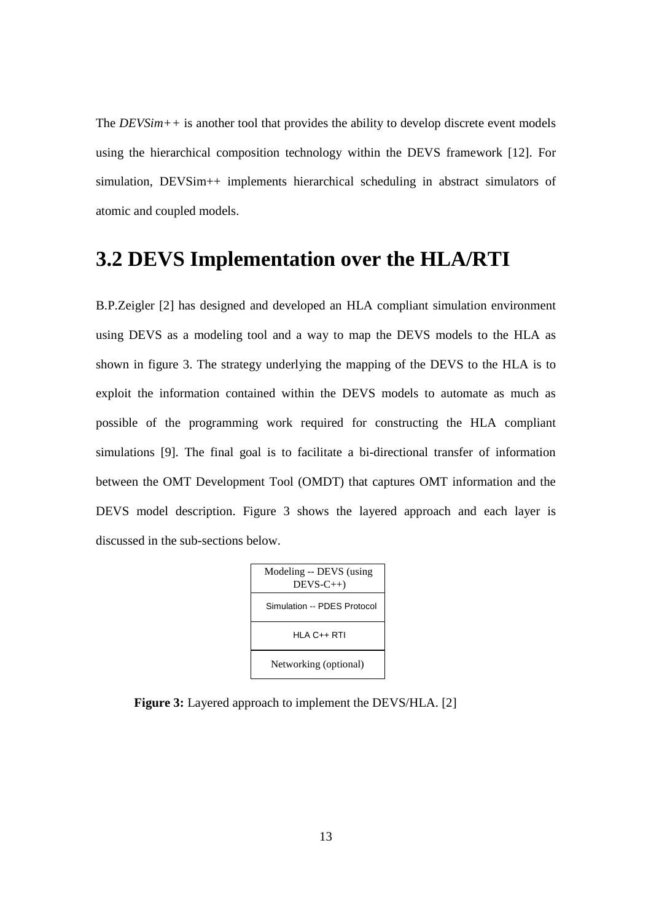The *DEVSim++* is another tool that provides the ability to develop discrete event models using the hierarchical composition technology within the DEVS framework [12]. For simulation, DEVSim++ implements hierarchical scheduling in abstract simulators of atomic and coupled models.

## 3.2 DEVS Implementation over the HLA/RTI

B.P.Zeigler [2] has designed and developed an HLA compliant simulation environment using DEVS as a modeling tool and a way to map the DEVS models to the HLA as shown in figure 3. The strategy underlying the mapping of the DEVS to the HLA is to exploit the information contained within the DEVS models to automate as much as possible of the programming work required for constructing the HLA compliant simulations [9]. The final goal is to facilitate a bi-directional transfer of information between the OMT Development Tool (OMDT) that captures OMT information and the DEVS model description. Figure 3 shows the layered approach and each layer is discussed in the sub-sections below.

| Modeling -- DEVS (using DEVS-C++) |
| --- |
| Simulation -- PDES Protocol |
| HLA C++ RTI |
| Networking (optional) |

**Figure 3:** Layered approach to implement the DEVS/HLA. [2]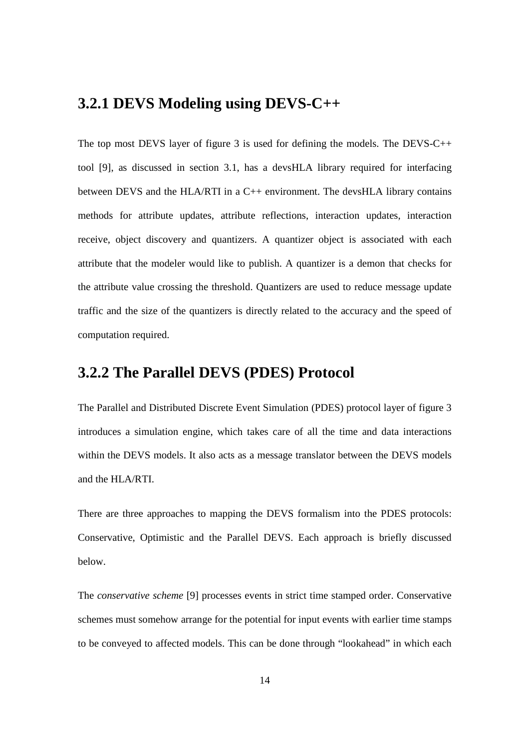### 3.2.1 DEVS Modeling using DEVS-C++

The top most DEVS layer of figure 3 is used for defining the models. The DEVS-C++ tool [9], as discussed in section 3.1, has a devsHLA library required for interfacing between DEVS and the HLA/RTI in a C++ environment. The devsHLA library contains methods for attribute updates, attribute reflections, interaction updates, interaction receive, object discovery and quantizers. A quantizer object is associated with each attribute that the modeler would like to publish. A quantizer is a demon that checks for the attribute value crossing the threshold. Quantizers are used to reduce message update traffic and the size of the quantizers is directly related to the accuracy and the speed of computation required.

### 3.2.2 The Parallel DEVS (PDES) Protocol

The Parallel and Distributed Discrete Event Simulation (PDES) protocol layer of figure 3 introduces a simulation engine, which takes care of all the time and data interactions within the DEVS models. It also acts as a message translator between the DEVS models and the HLA/RTI.

There are three approaches to mapping the DEVS formalism into the PDES protocols: Conservative, Optimistic and the Parallel DEVS. Each approach is briefly discussed below.

The *conservative scheme* [9] processes events in strict time stamped order. Conservative schemes must somehow arrange for the potential for input events with earlier time stamps to be conveyed to affected models. This can be done through "lookahead" in which each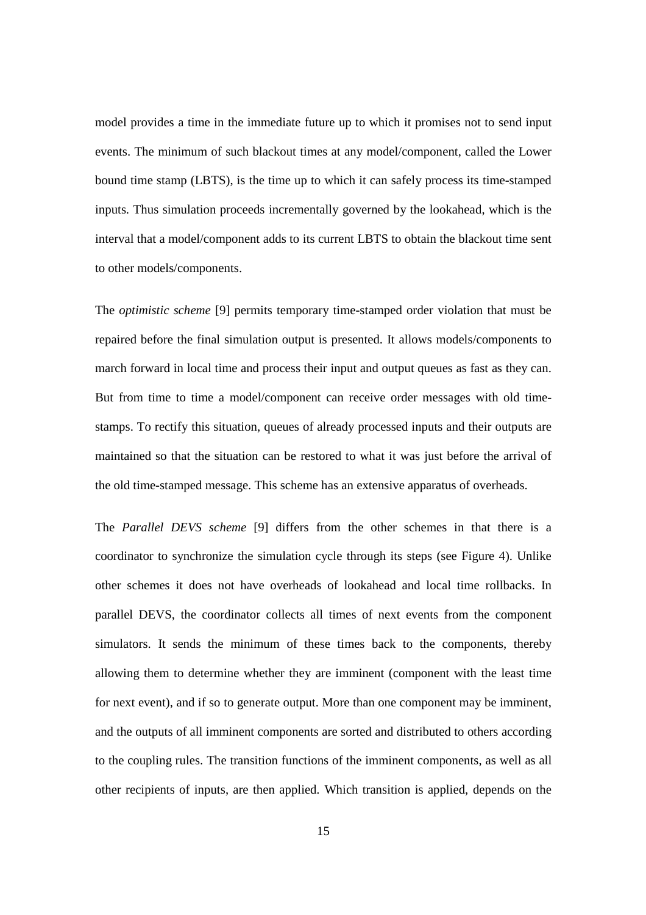model provides a time in the immediate future up to which it promises not to send input events. The minimum of such blackout times at any model/component, called the Lower bound time stamp (LBTS), is the time up to which it can safely process its time-stamped inputs. Thus simulation proceeds incrementally governed by the lookahead, which is the interval that a model/component adds to its current LBTS to obtain the blackout time sent to other models/components.

The *optimistic scheme* [9] permits temporary time-stamped order violation that must be repaired before the final simulation output is presented. It allows models/components to march forward in local time and process their input and output queues as fast as they can. But from time to time a model/component can receive order messages with old time-stamps. To rectify this situation, queues of already processed inputs and their outputs are maintained so that the situation can be restored to what it was just before the arrival of the old time-stamped message. This scheme has an extensive apparatus of overheads.

The *Parallel DEVS scheme* [9] differs from the other schemes in that there is a coordinator to synchronize the simulation cycle through its steps (see Figure 4). Unlike other schemes it does not have overheads of lookahead and local time rollbacks. In parallel DEVS, the coordinator collects all times of next events from the component simulators. It sends the minimum of these times back to the components, thereby allowing them to determine whether they are imminent (component with the least time for next event), and if so to generate output. More than one component may be imminent, and the outputs of all imminent components are sorted and distributed to others according to the coupling rules. The transition functions of the imminent components, as well as all other recipients of inputs, are then applied. Which transition is applied, depends on the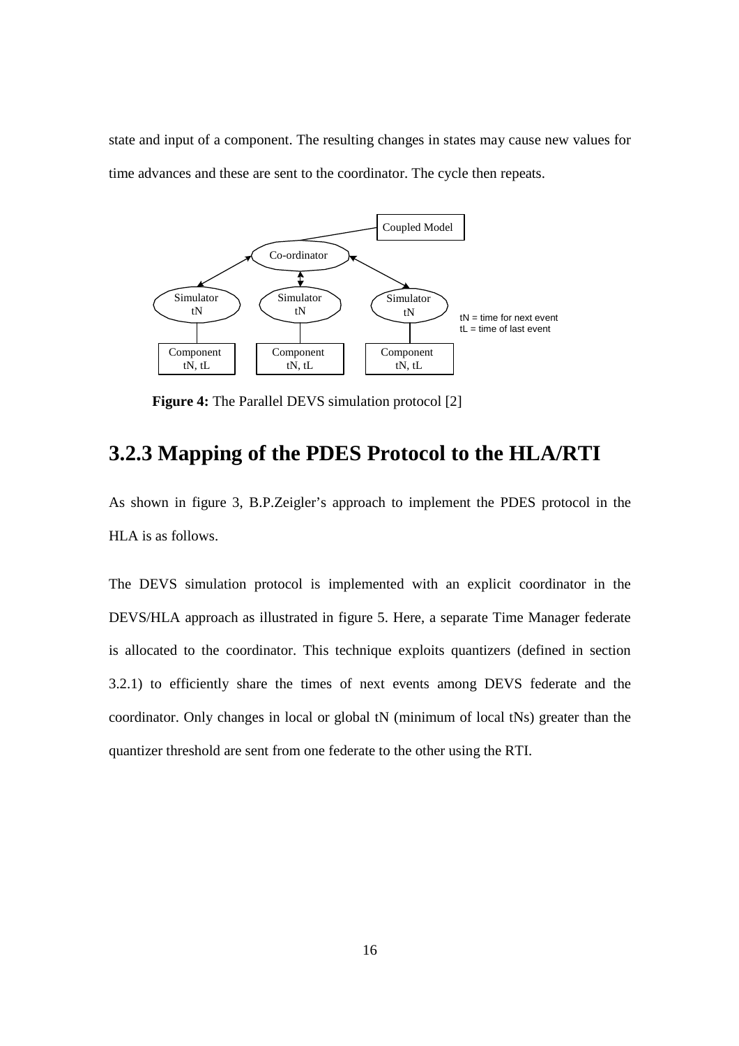state and input of a component. The resulting changes in states may cause new values for time advances and these are sent to the coordinator. The cycle then repeats.

**Figure 4:** The Parallel DEVS simulation protocol [2]

### 3.2.3 Mapping of the PDES Protocol to the HLA/RTI

As shown in figure 3, B.P.Zeigler's approach to implement the PDES protocol in the HLA is as follows.

The DEVS simulation protocol is implemented with an explicit coordinator in the DEVS/HLA approach as illustrated in figure 5. Here, a separate Time Manager federate is allocated to the coordinator. This technique exploits quantizers (defined in section 3.2.1) to efficiently share the times of next events among DEVS federate and the coordinator. Only changes in local or global tN (minimum of local tNs) greater than the quantizer threshold are sent from one federate to the other using the RTI.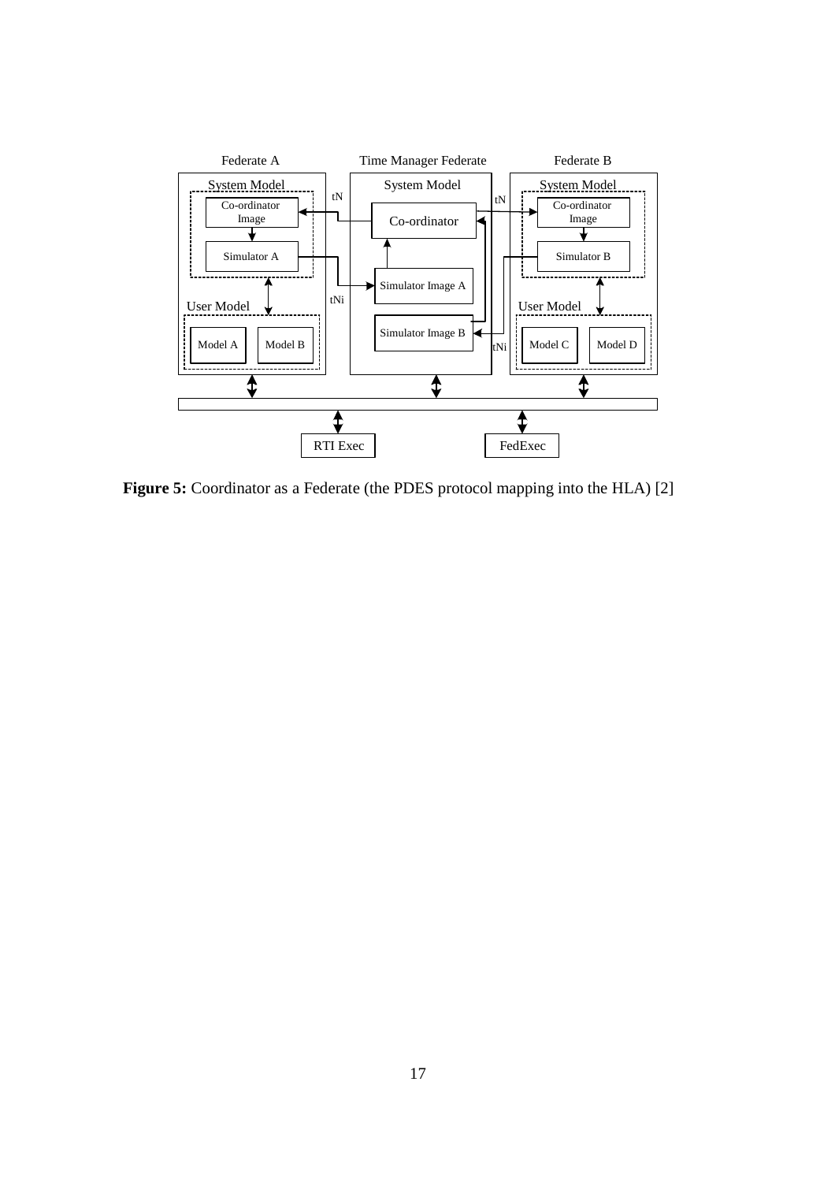**Figure 5:** Coordinator as a Federate (the PDES protocol mapping into the HLA) [2]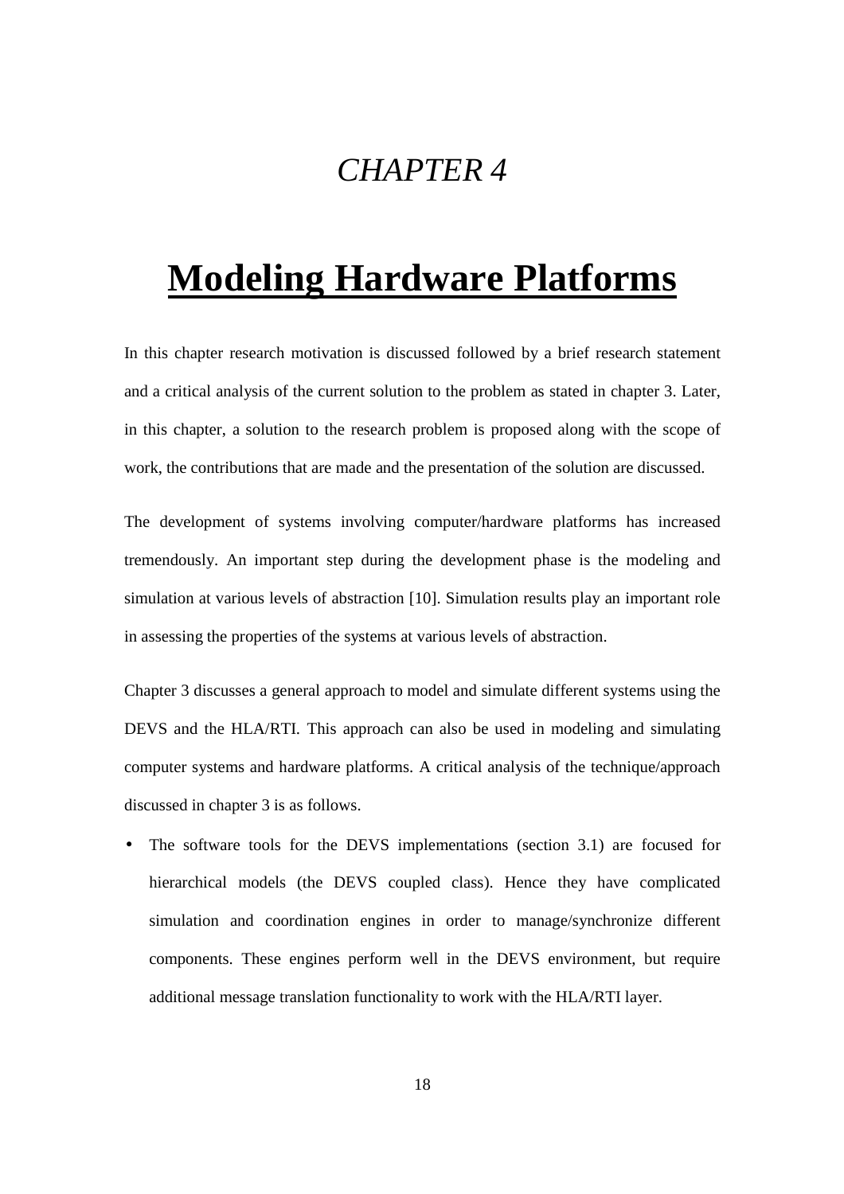*CHAPTER 4*

# Modeling Hardware Platforms

In this chapter research motivation is discussed followed by a brief research statement and a critical analysis of the current solution to the problem as stated in chapter 3. Later, in this chapter, a solution to the research problem is proposed along with the scope of work, the contributions that are made and the presentation of the solution are discussed.

The development of systems involving computer/hardware platforms has increased tremendously. An important step during the development phase is the modeling and simulation at various levels of abstraction [10]. Simulation results play an important role in assessing the properties of the systems at various levels of abstraction.

Chapter 3 discusses a general approach to model and simulate different systems using the DEVS and the HLA/RTI. This approach can also be used in modeling and simulating computer systems and hardware platforms. A critical analysis of the technique/approach discussed in chapter 3 is as follows.

- The software tools for the DEVS implementations (section 3.1) are focused for hierarchical models (the DEVS coupled class). Hence they have complicated simulation and coordination engines in order to manage/synchronize different components. These engines perform well in the DEVS environment, but require additional message translation functionality to work with the HLA/RTI layer.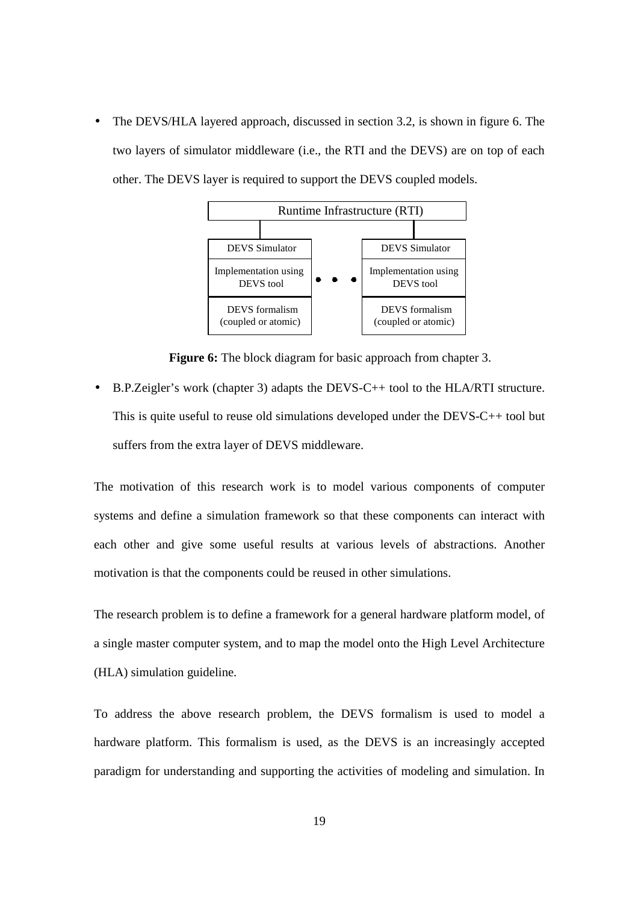- The DEVS/HLA layered approach, discussed in section 3.2, is shown in figure 6. The two layers of simulator middleware (i.e., the RTI and the DEVS) are on top of each other. The DEVS layer is required to support the DEVS coupled models.

Runtime Infrastructure (RTI)

| DEVS Simulator | | DEVS Simulator |
|---|---|---|
| Implementation using DEVS tool | • • • | Implementation using DEVS tool |
| DEVS formalism (coupled or atomic) | | DEVS formalism (coupled or atomic) |

**Figure 6:** The block diagram for basic approach from chapter 3.

- B.P.Zeigler's work (chapter 3) adapts the DEVS-C++ tool to the HLA/RTI structure. This is quite useful to reuse old simulations developed under the DEVS-C++ tool but suffers from the extra layer of DEVS middleware.

The motivation of this research work is to model various components of computer systems and define a simulation framework so that these components can interact with each other and give some useful results at various levels of abstractions. Another motivation is that the components could be reused in other simulations.

The research problem is to define a framework for a general hardware platform model, of a single master computer system, and to map the model onto the High Level Architecture (HLA) simulation guideline.

To address the above research problem, the DEVS formalism is used to model a hardware platform. This formalism is used, as the DEVS is an increasingly accepted paradigm for understanding and supporting the activities of modeling and simulation. In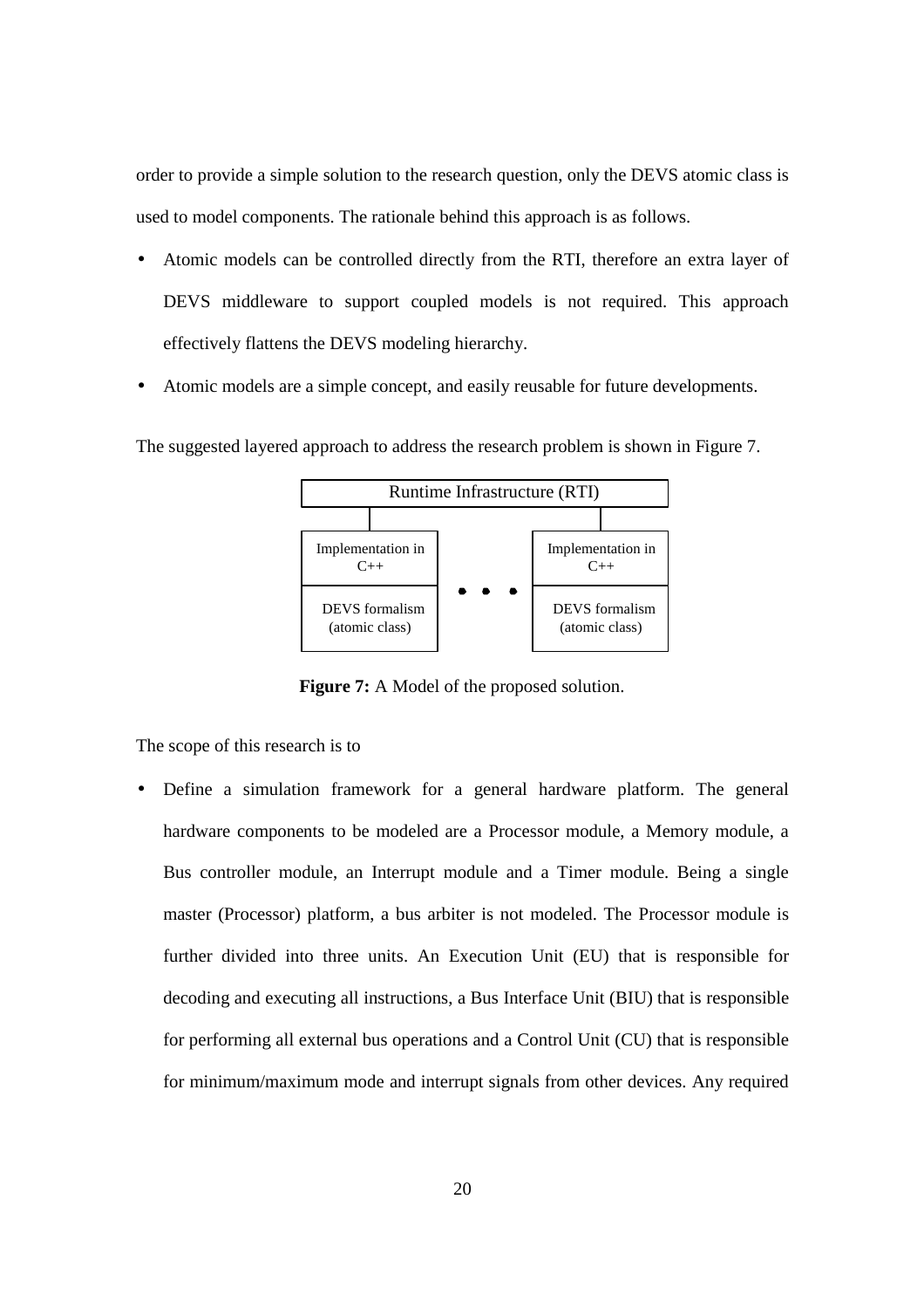order to provide a simple solution to the research question, only the DEVS atomic class is used to model components. The rationale behind this approach is as follows.

- Atomic models can be controlled directly from the RTI, therefore an extra layer of DEVS middleware to support coupled models is not required. This approach effectively flattens the DEVS modeling hierarchy.
- Atomic models are a simple concept, and easily reusable for future developments.

The suggested layered approach to address the research problem is shown in Figure 7.

Runtime Infrastructure (RTI)

Implementation in C++ | DEVS formalism (atomic class) • • • Implementation in C++ | DEVS formalism (atomic class)

**Figure 7:** A Model of the proposed solution.

The scope of this research is to

- Define a simulation framework for a general hardware platform. The general hardware components to be modeled are a Processor module, a Memory module, a Bus controller module, an Interrupt module and a Timer module. Being a single master (Processor) platform, a bus arbiter is not modeled. The Processor module is further divided into three units. An Execution Unit (EU) that is responsible for decoding and executing all instructions, a Bus Interface Unit (BIU) that is responsible for performing all external bus operations and a Control Unit (CU) that is responsible for minimum/maximum mode and interrupt signals from other devices. Any required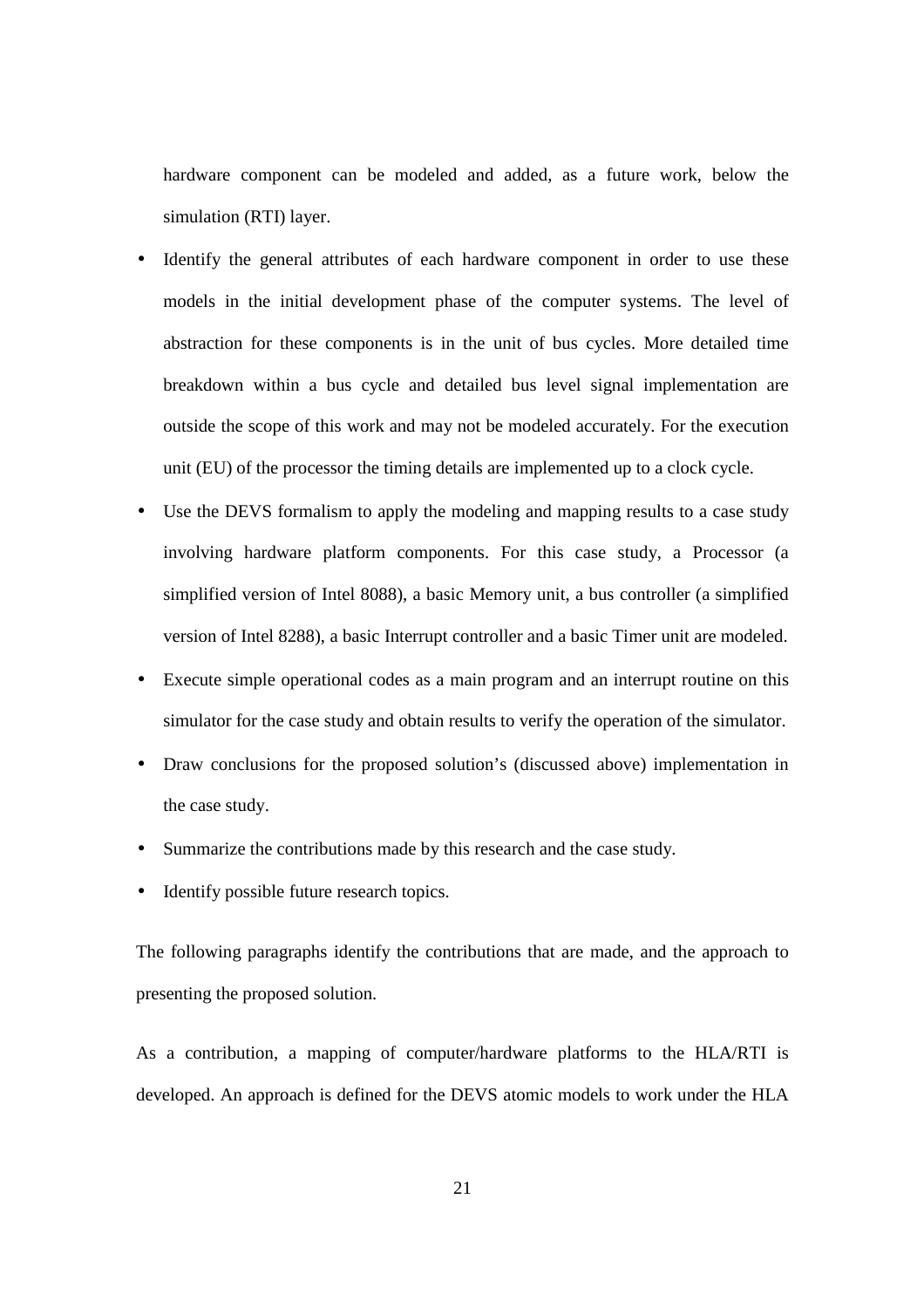hardware component can be modeled and added, as a future work, below the simulation (RTI) layer.

- Identify the general attributes of each hardware component in order to use these models in the initial development phase of the computer systems. The level of abstraction for these components is in the unit of bus cycles. More detailed time breakdown within a bus cycle and detailed bus level signal implementation are outside the scope of this work and may not be modeled accurately. For the execution unit (EU) of the processor the timing details are implemented up to a clock cycle.
- Use the DEVS formalism to apply the modeling and mapping results to a case study involving hardware platform components. For this case study, a Processor (a simplified version of Intel 8088), a basic Memory unit, a bus controller (a simplified version of Intel 8288), a basic Interrupt controller and a basic Timer unit are modeled.
- Execute simple operational codes as a main program and an interrupt routine on this simulator for the case study and obtain results to verify the operation of the simulator.
- Draw conclusions for the proposed solution's (discussed above) implementation in the case study.
- Summarize the contributions made by this research and the case study.
- Identify possible future research topics.

The following paragraphs identify the contributions that are made, and the approach to presenting the proposed solution.

As a contribution, a mapping of computer/hardware platforms to the HLA/RTI is developed. An approach is defined for the DEVS atomic models to work under the HLA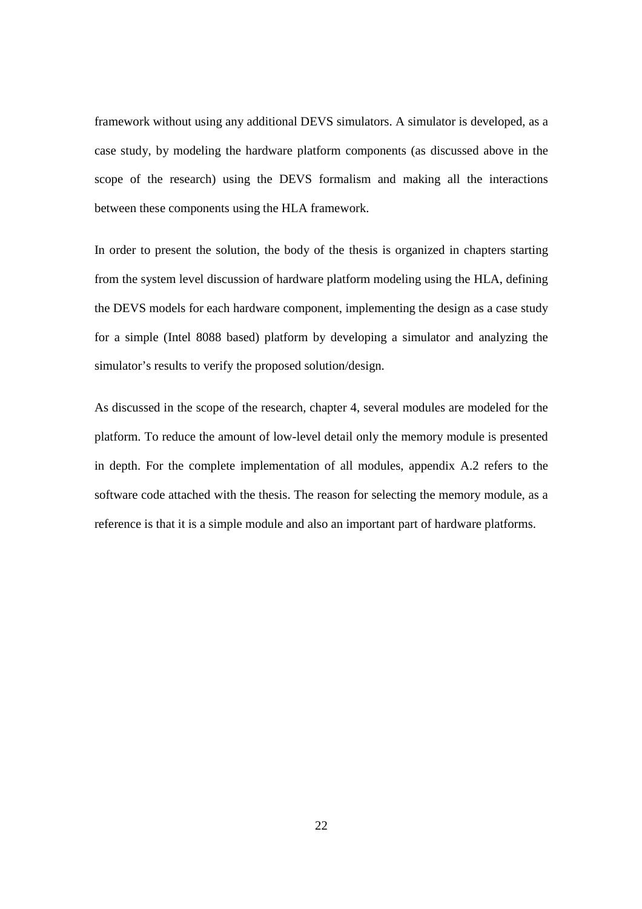framework without using any additional DEVS simulators. A simulator is developed, as a case study, by modeling the hardware platform components (as discussed above in the scope of the research) using the DEVS formalism and making all the interactions between these components using the HLA framework.

In order to present the solution, the body of the thesis is organized in chapters starting from the system level discussion of hardware platform modeling using the HLA, defining the DEVS models for each hardware component, implementing the design as a case study for a simple (Intel 8088 based) platform by developing a simulator and analyzing the simulator's results to verify the proposed solution/design.

As discussed in the scope of the research, chapter 4, several modules are modeled for the platform. To reduce the amount of low-level detail only the memory module is presented in depth. For the complete implementation of all modules, appendix A.2 refers to the software code attached with the thesis. The reason for selecting the memory module, as a reference is that it is a simple module and also an important part of hardware platforms.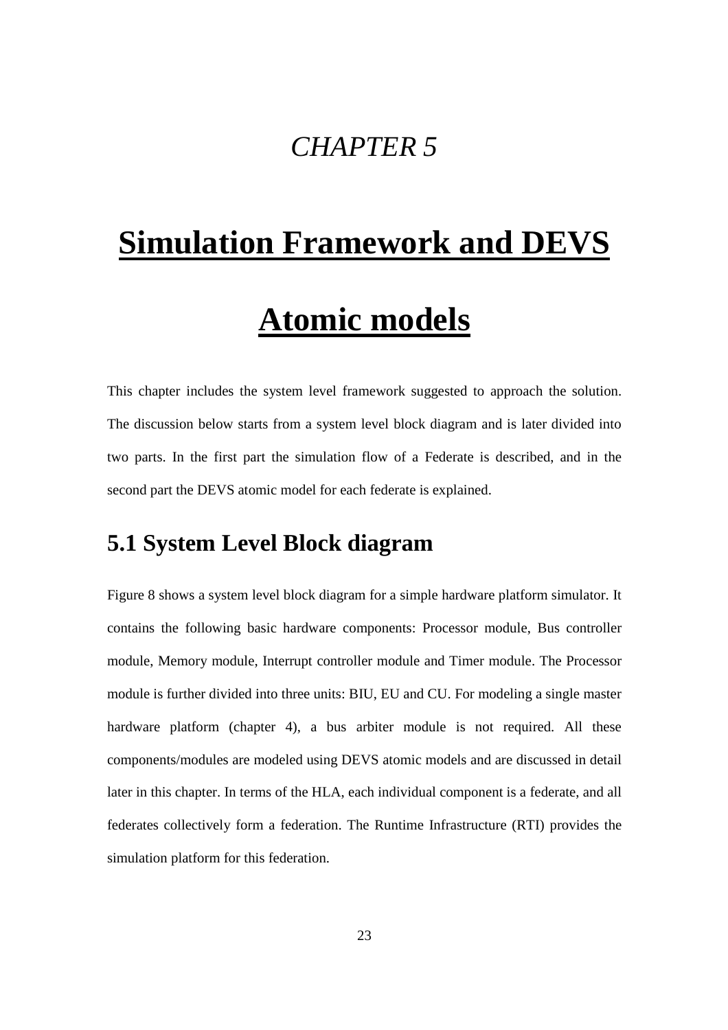*CHAPTER 5*

# Simulation Framework and DEVS Atomic models

This chapter includes the system level framework suggested to approach the solution. The discussion below starts from a system level block diagram and is later divided into two parts. In the first part the simulation flow of a Federate is described, and in the second part the DEVS atomic model for each federate is explained.

## 5.1 System Level Block diagram

Figure 8 shows a system level block diagram for a simple hardware platform simulator. It contains the following basic hardware components: Processor module, Bus controller module, Memory module, Interrupt controller module and Timer module. The Processor module is further divided into three units: BIU, EU and CU. For modeling a single master hardware platform (chapter 4), a bus arbiter module is not required. All these components/modules are modeled using DEVS atomic models and are discussed in detail later in this chapter. In terms of the HLA, each individual component is a federate, and all federates collectively form a federation. The Runtime Infrastructure (RTI) provides the simulation platform for this federation.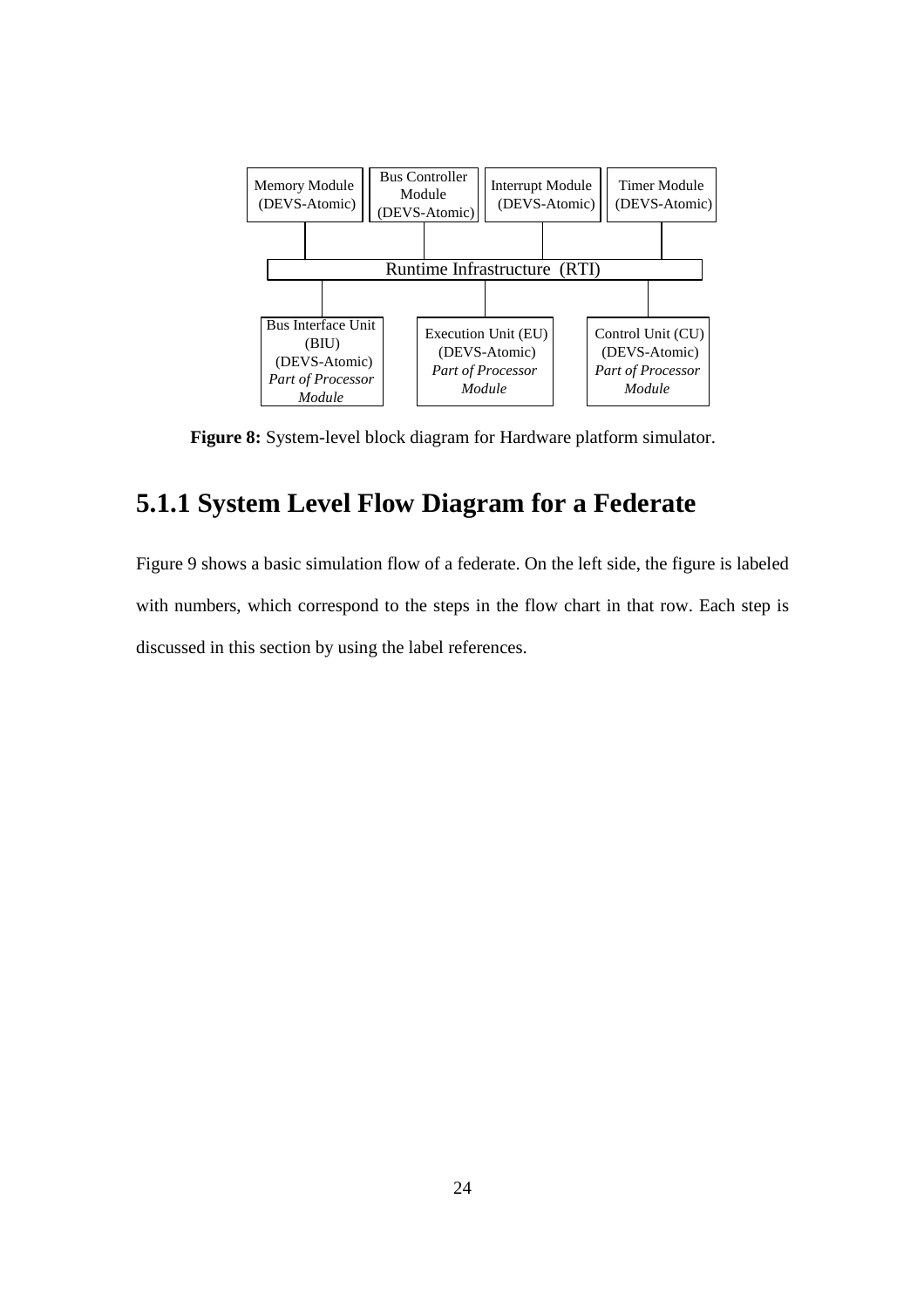Memory Module (DEVS-Atomic)

Bus Controller Module (DEVS-Atomic)

Interrupt Module (DEVS-Atomic)

Timer Module (DEVS-Atomic)

Runtime Infrastructure (RTI)

Bus Interface Unit (BIU) (DEVS-Atomic) *Part of Processor Module*

Execution Unit (EU) (DEVS-Atomic) *Part of Processor Module*

Control Unit (CU) (DEVS-Atomic) *Part of Processor Module*

**Figure 8:** System-level block diagram for Hardware platform simulator.

## 5.1.1 System Level Flow Diagram for a Federate

Figure 9 shows a basic simulation flow of a federate. On the left side, the figure is labeled with numbers, which correspond to the steps in the flow chart in that row. Each step is discussed in this section by using the label references.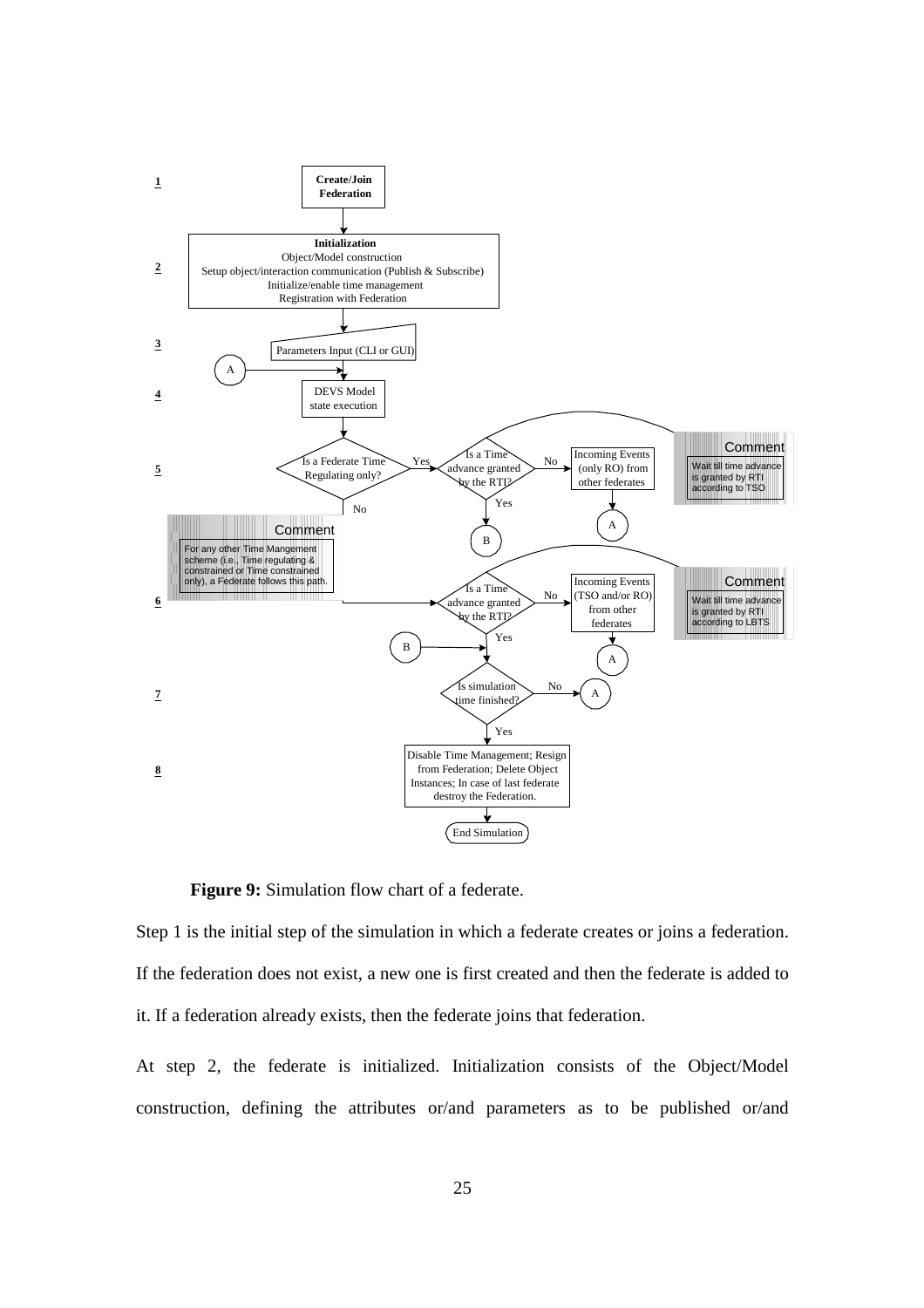**Figure 9:** Simulation flow chart of a federate.

Step 1 is the initial step of the simulation in which a federate creates or joins a federation. If the federation does not exist, a new one is first created and then the federate is added to it. If a federation already exists, then the federate joins that federation.

At step 2, the federate is initialized. Initialization consists of the Object/Model construction, defining the attributes or/and parameters as to be published or/and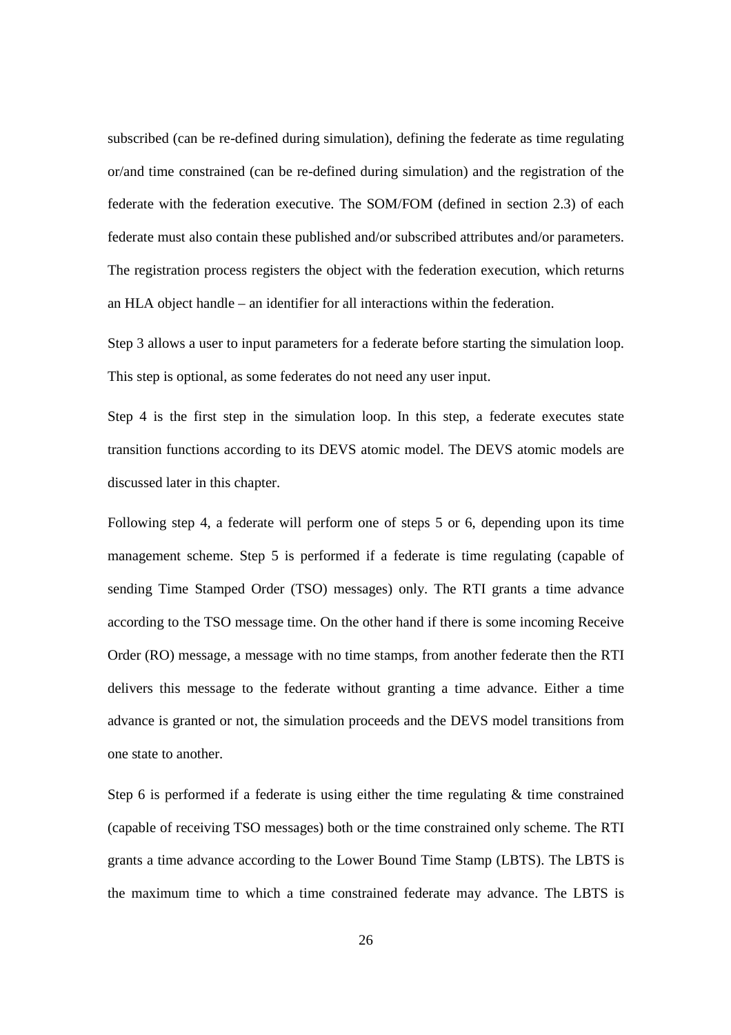subscribed (can be re-defined during simulation), defining the federate as time regulating or/and time constrained (can be re-defined during simulation) and the registration of the federate with the federation executive. The SOM/FOM (defined in section 2.3) of each federate must also contain these published and/or subscribed attributes and/or parameters. The registration process registers the object with the federation execution, which returns an HLA object handle – an identifier for all interactions within the federation.

Step 3 allows a user to input parameters for a federate before starting the simulation loop. This step is optional, as some federates do not need any user input.

Step 4 is the first step in the simulation loop. In this step, a federate executes state transition functions according to its DEVS atomic model. The DEVS atomic models are discussed later in this chapter.

Following step 4, a federate will perform one of steps 5 or 6, depending upon its time management scheme. Step 5 is performed if a federate is time regulating (capable of sending Time Stamped Order (TSO) messages) only. The RTI grants a time advance according to the TSO message time. On the other hand if there is some incoming Receive Order (RO) message, a message with no time stamps, from another federate then the RTI delivers this message to the federate without granting a time advance. Either a time advance is granted or not, the simulation proceeds and the DEVS model transitions from one state to another.

Step 6 is performed if a federate is using either the time regulating & time constrained (capable of receiving TSO messages) both or the time constrained only scheme. The RTI grants a time advance according to the Lower Bound Time Stamp (LBTS). The LBTS is the maximum time to which a time constrained federate may advance. The LBTS is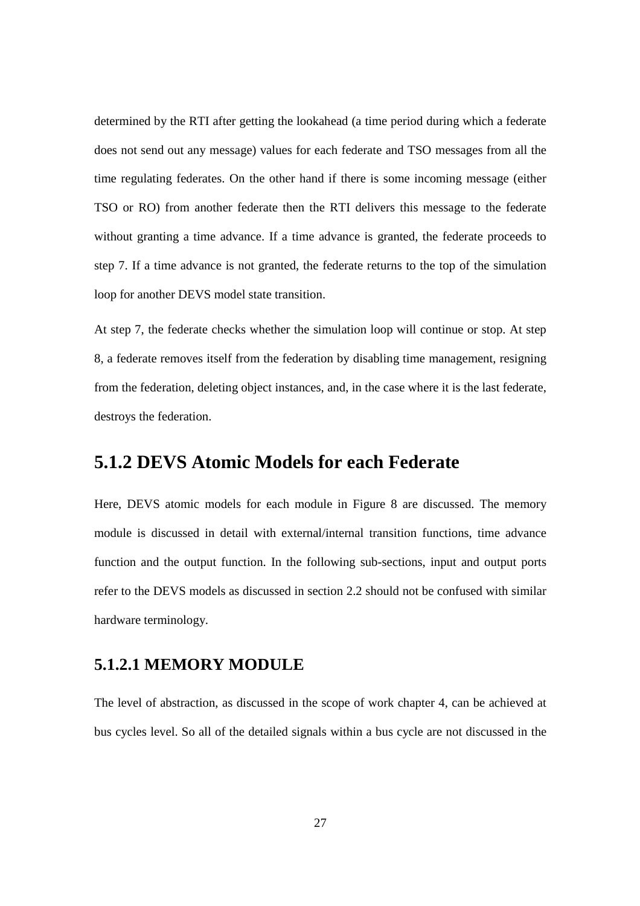determined by the RTI after getting the lookahead (a time period during which a federate does not send out any message) values for each federate and TSO messages from all the time regulating federates. On the other hand if there is some incoming message (either TSO or RO) from another federate then the RTI delivers this message to the federate without granting a time advance. If a time advance is granted, the federate proceeds to step 7. If a time advance is not granted, the federate returns to the top of the simulation loop for another DEVS model state transition.

At step 7, the federate checks whether the simulation loop will continue or stop. At step 8, a federate removes itself from the federation by disabling time management, resigning from the federation, deleting object instances, and, in the case where it is the last federate, destroys the federation.

## 5.1.2 DEVS Atomic Models for each Federate

Here, DEVS atomic models for each module in Figure 8 are discussed. The memory module is discussed in detail with external/internal transition functions, time advance function and the output function. In the following sub-sections, input and output ports refer to the DEVS models as discussed in section 2.2 should not be confused with similar hardware terminology.

### 5.1.2.1 MEMORY MODULE

The level of abstraction, as discussed in the scope of work chapter 4, can be achieved at bus cycles level. So all of the detailed signals within a bus cycle are not discussed in the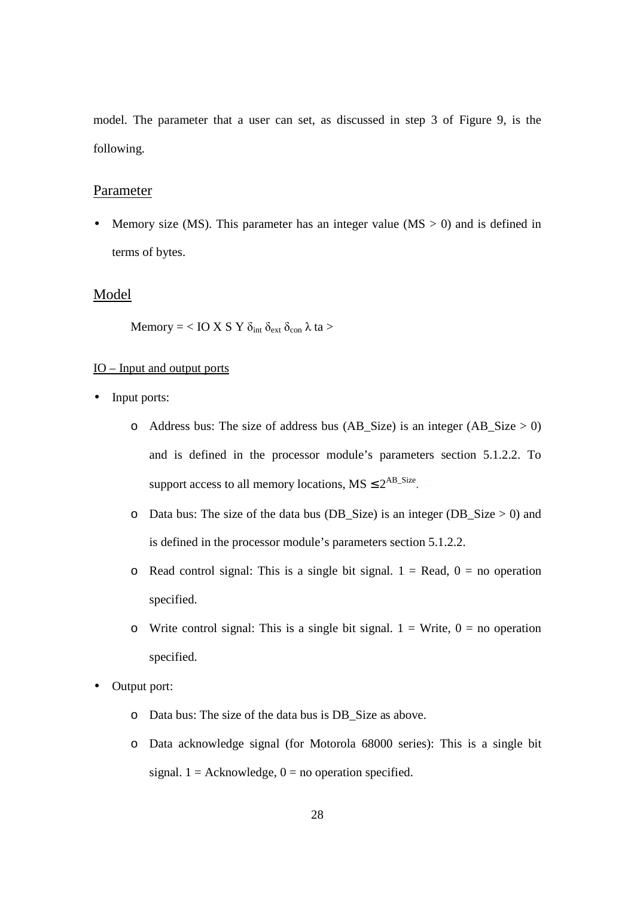model. The parameter that a user can set, as discussed in step 3 of Figure 9, is the following.

## Parameter

- Memory size (MS). This parameter has an integer value (MS > 0) and is defined in terms of bytes.

## Model

Memory = < IO X S Y $\delta_{int}$ $\delta_{ext}$ $\delta_{con}$ $\lambda$ ta >

### IO – Input and output ports

- Input ports:
  - Address bus: The size of address bus (AB_Size) is an integer (AB_Size > 0) and is defined in the processor module's parameters section 5.1.2.2. To support access to all memory locations, $MS \leq 2^{AB\_Size}$.
  - Data bus: The size of the data bus (DB_Size) is an integer (DB_Size > 0) and is defined in the processor module's parameters section 5.1.2.2.
  - Read control signal: This is a single bit signal. 1 = Read, 0 = no operation specified.
  - Write control signal: This is a single bit signal. 1 = Write, 0 = no operation specified.
- Output port:
  - Data bus: The size of the data bus is DB_Size as above.
  - Data acknowledge signal (for Motorola 68000 series): This is a single bit signal. 1 = Acknowledge, 0 = no operation specified.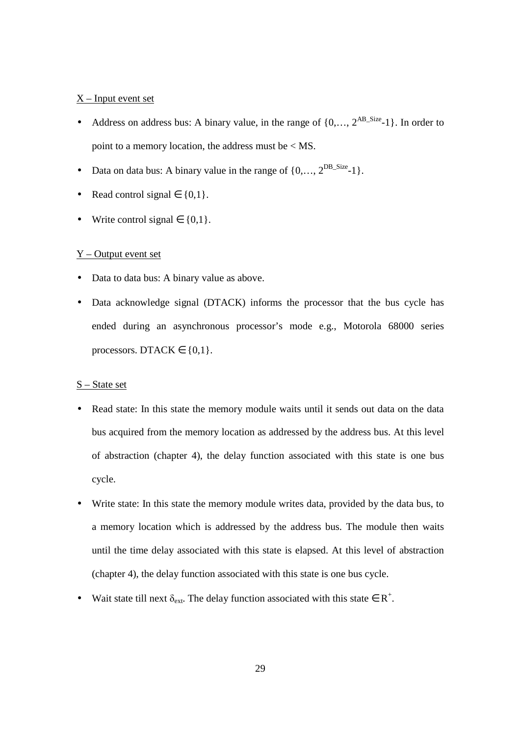X – Input event set

- Address on address bus: A binary value, in the range of $\{0,\ldots, 2^{AB\_Size}-1\}$. In order to point to a memory location, the address must be < MS.
- Data on data bus: A binary value in the range of $\{0,\ldots, 2^{DB\_Size}-1\}$.
- Read control signal $\in \{0,1\}$.
- Write control signal $\in \{0,1\}$.

Y – Output event set

- Data to data bus: A binary value as above.
- Data acknowledge signal (DTACK) informs the processor that the bus cycle has ended during an asynchronous processor's mode e.g., Motorola 68000 series processors. DTACK $\in \{0,1\}$.

S – State set

- Read state: In this state the memory module waits until it sends out data on the data bus acquired from the memory location as addressed by the address bus. At this level of abstraction (chapter 4), the delay function associated with this state is one bus cycle.
- Write state: In this state the memory module writes data, provided by the data bus, to a memory location which is addressed by the address bus. The module then waits until the time delay associated with this state is elapsed. At this level of abstraction (chapter 4), the delay function associated with this state is one bus cycle.
- Wait state till next $\delta_{ext}$. The delay function associated with this state $\in R^{+}$.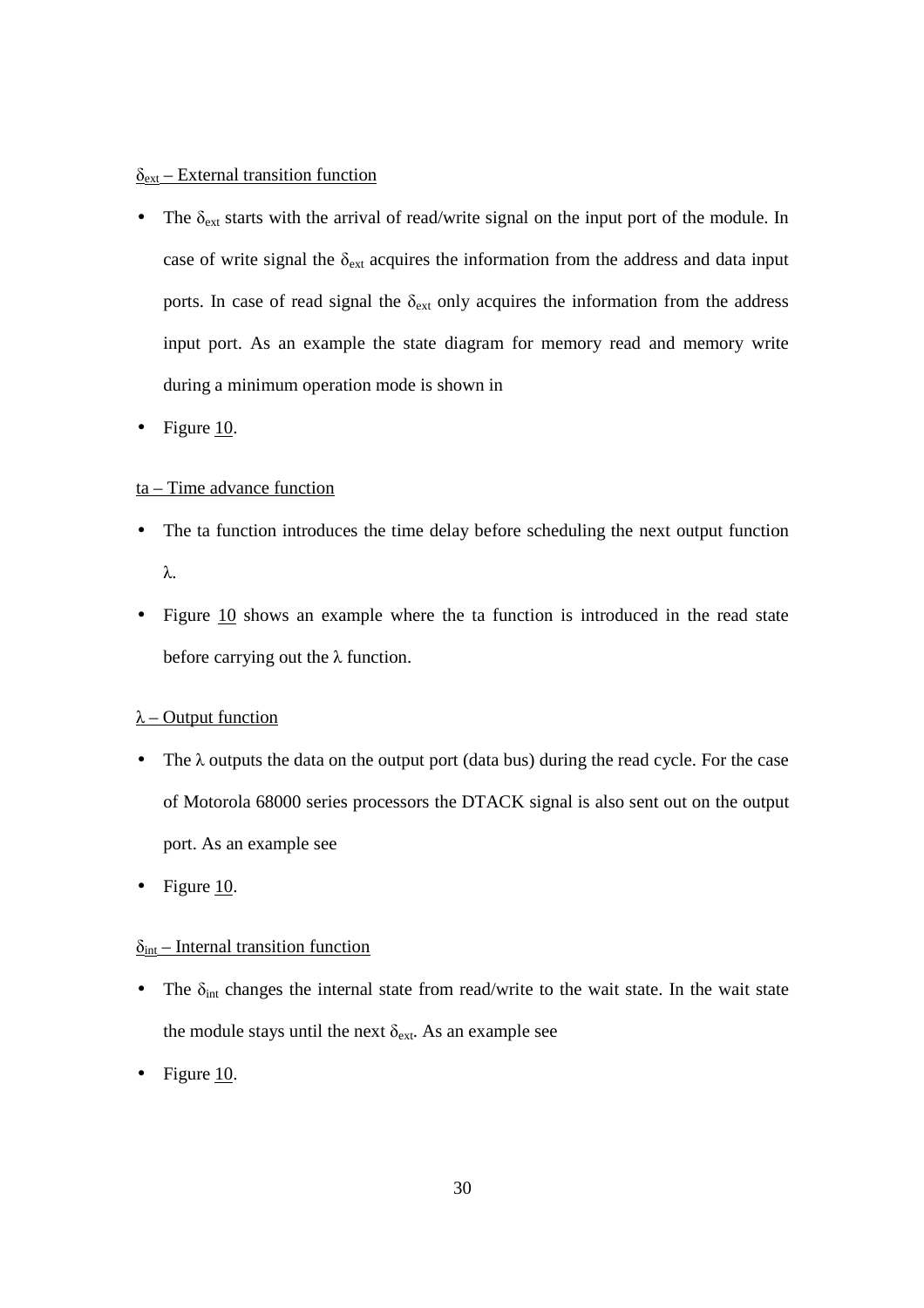$\delta_{ext}$ – External transition function

- The $\delta_{ext}$ starts with the arrival of read/write signal on the input port of the module. In case of write signal the $\delta_{ext}$ acquires the information from the address and data input ports. In case of read signal the $\delta_{ext}$ only acquires the information from the address input port. As an example the state diagram for memory read and memory write during a minimum operation mode is shown in
- Figure 10.

ta – Time advance function

- The ta function introduces the time delay before scheduling the next output function $\lambda$.
- Figure 10 shows an example where the ta function is introduced in the read state before carrying out the $\lambda$ function.

$\lambda$ – Output function

- The $\lambda$ outputs the data on the output port (data bus) during the read cycle. For the case of Motorola 68000 series processors the DTACK signal is also sent out on the output port. As an example see
- Figure 10.

$\delta_{int}$ – Internal transition function

- The $\delta_{int}$ changes the internal state from read/write to the wait state. In the wait state the module stays until the next $\delta_{ext}$. As an example see
- Figure 10.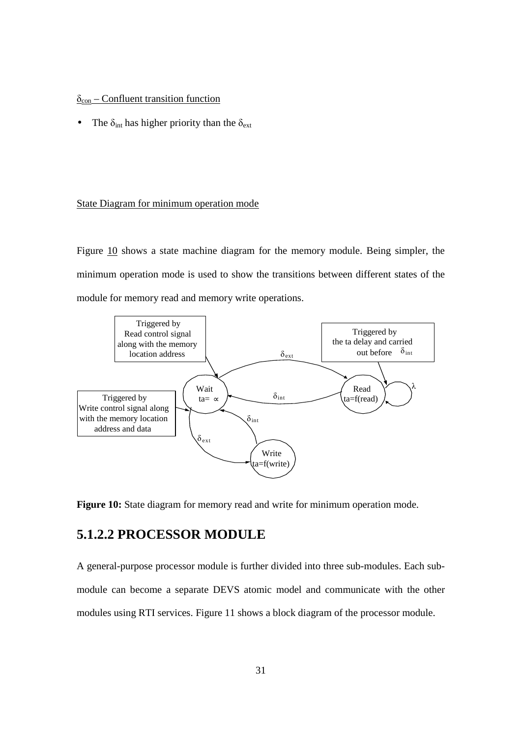$\delta_{con}$ – Confluent transition function

- The $\delta_{int}$ has higher priority than the $\delta_{ext}$

State Diagram for minimum operation mode

Figure 10 shows a state machine diagram for the memory module. Being simpler, the minimum operation mode is used to show the transitions between different states of the module for memory read and memory write operations.

**Figure 10:** State diagram for memory read and write for minimum operation mode.

### 5.1.2.2 PROCESSOR MODULE

A general-purpose processor module is further divided into three sub-modules. Each sub-module can become a separate DEVS atomic model and communicate with the other modules using RTI services. Figure 11 shows a block diagram of the processor module.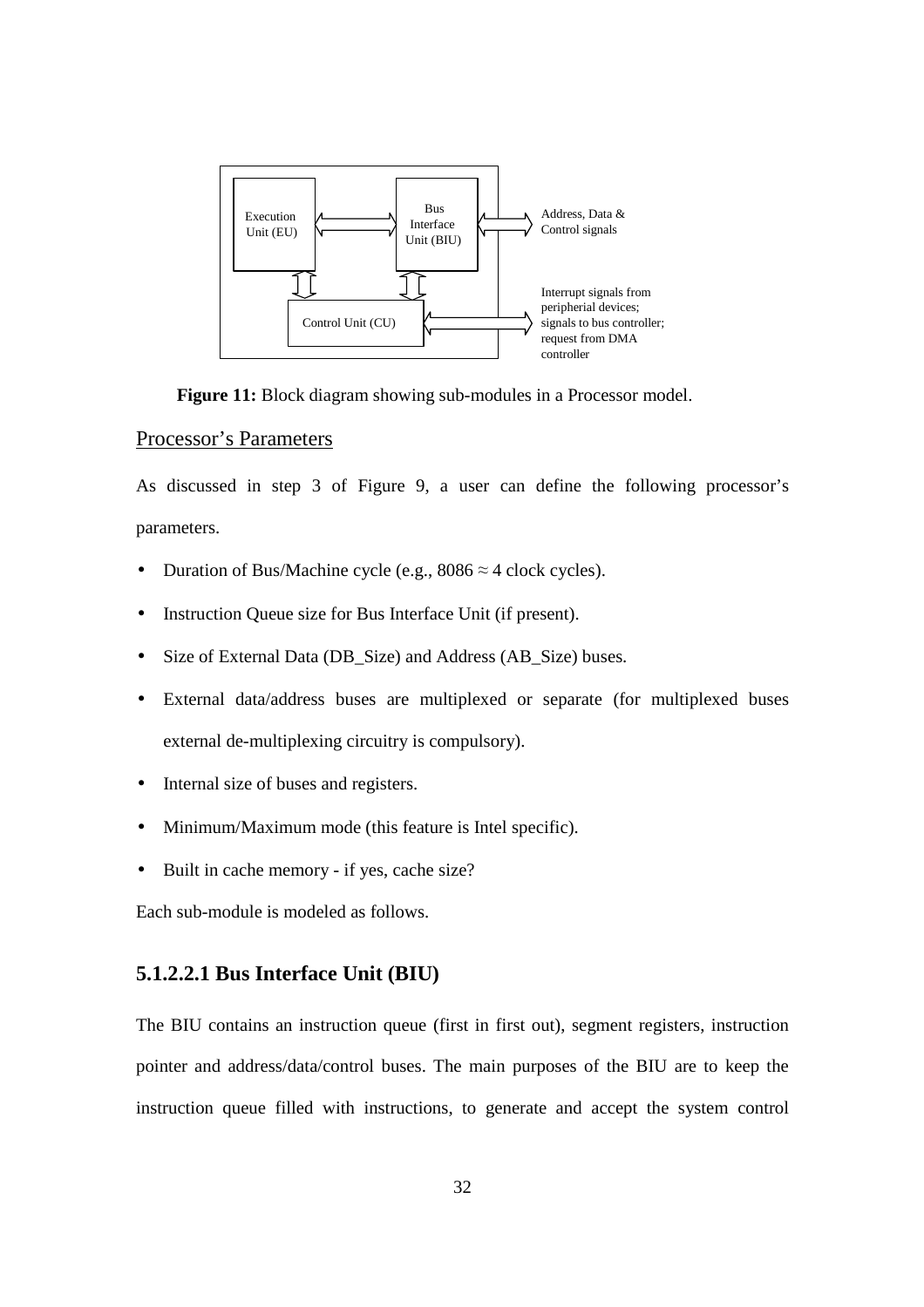**Figure 11:** Block diagram showing sub-modules in a Processor model.

## Processor's Parameters

As discussed in step 3 of Figure 9, a user can define the following processor's parameters.

- Duration of Bus/Machine cycle (e.g., 8086 ≈ 4 clock cycles).
- Instruction Queue size for Bus Interface Unit (if present).
- Size of External Data (DB_Size) and Address (AB_Size) buses.
- External data/address buses are multiplexed or separate (for multiplexed buses external de-multiplexing circuitry is compulsory).
- Internal size of buses and registers.
- Minimum/Maximum mode (this feature is Intel specific).
- Built in cache memory - if yes, cache size?

Each sub-module is modeled as follows.

### 5.1.2.2.1 Bus Interface Unit (BIU)

The BIU contains an instruction queue (first in first out), segment registers, instruction pointer and address/data/control buses. The main purposes of the BIU are to keep the instruction queue filled with instructions, to generate and accept the system control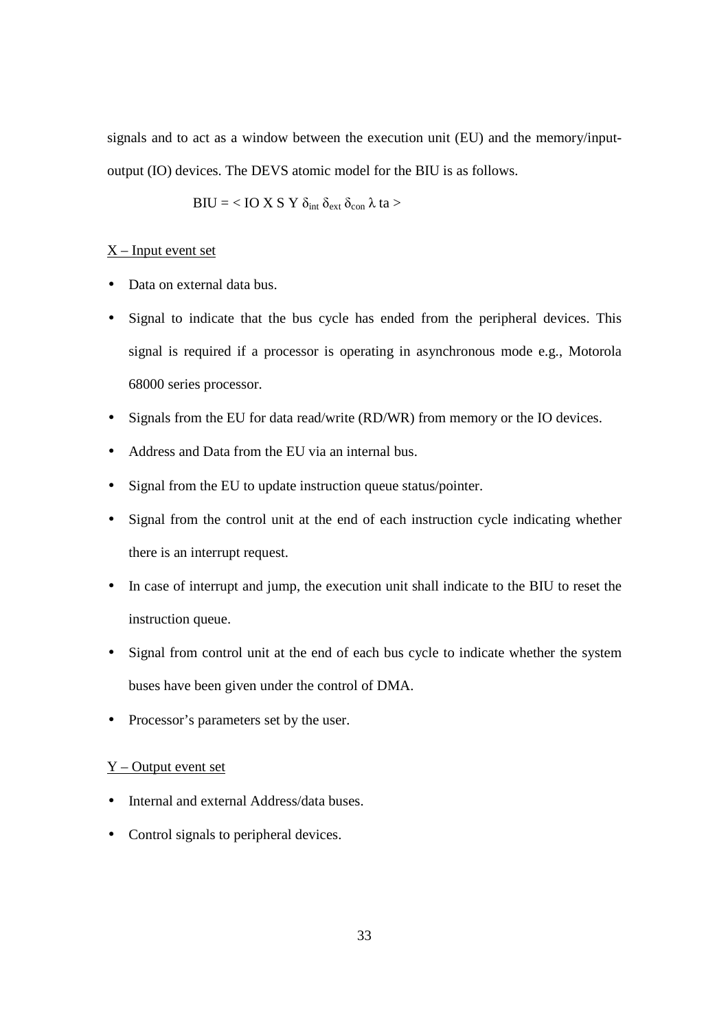signals and to act as a window between the execution unit (EU) and the memory/input-output (IO) devices. The DEVS atomic model for the BIU is as follows.

$$\text{BIU} = < \text{IO X S Y } \delta_{int}\ \delta_{ext}\ \delta_{con}\ \lambda\ \text{ta} >$$

<u>X – Input event set</u>

- Data on external data bus.
- Signal to indicate that the bus cycle has ended from the peripheral devices. This signal is required if a processor is operating in asynchronous mode e.g., Motorola 68000 series processor.
- Signals from the EU for data read/write (RD/WR) from memory or the IO devices.
- Address and Data from the EU via an internal bus.
- Signal from the EU to update instruction queue status/pointer.
- Signal from the control unit at the end of each instruction cycle indicating whether there is an interrupt request.
- In case of interrupt and jump, the execution unit shall indicate to the BIU to reset the instruction queue.
- Signal from control unit at the end of each bus cycle to indicate whether the system buses have been given under the control of DMA.
- Processor's parameters set by the user.

<u>Y – Output event set</u>

- Internal and external Address/data buses.
- Control signals to peripheral devices.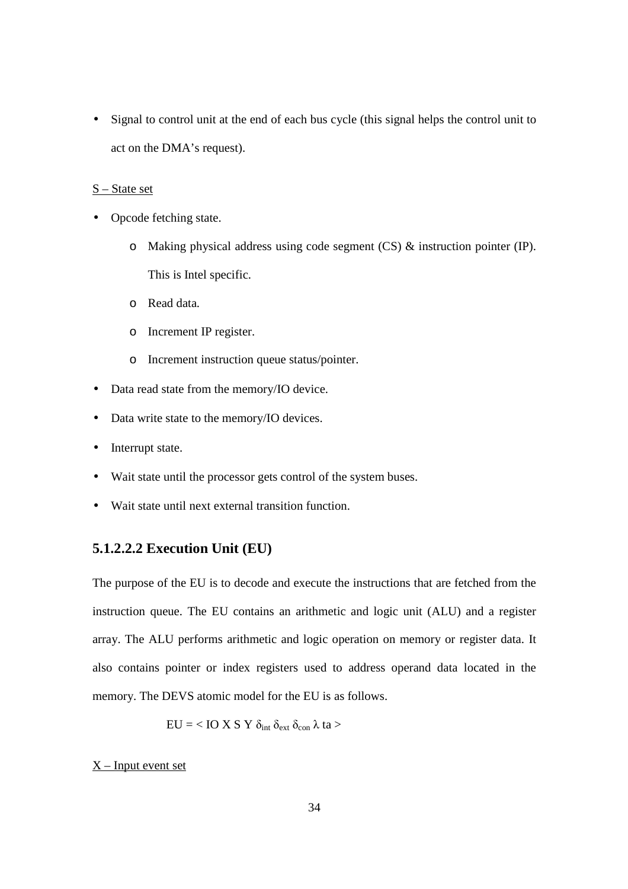- Signal to control unit at the end of each bus cycle (this signal helps the control unit to act on the DMA's request).

<u>S – State set</u>

- Opcode fetching state.
    - Making physical address using code segment (CS) & instruction pointer (IP). This is Intel specific.
    - Read data.
    - Increment IP register.
    - Increment instruction queue status/pointer.
- Data read state from the memory/IO device.
- Data write state to the memory/IO devices.
- Interrupt state.
- Wait state until the processor gets control of the system buses.
- Wait state until next external transition function.

#### 5.1.2.2.2 Execution Unit (EU)

The purpose of the EU is to decode and execute the instructions that are fetched from the instruction queue. The EU contains an arithmetic and logic unit (ALU) and a register array. The ALU performs arithmetic and logic operation on memory or register data. It also contains pointer or index registers used to address operand data located in the memory. The DEVS atomic model for the EU is as follows.

$$EU = < IO\ X\ S\ Y\ \delta_{int}\ \delta_{ext}\ \delta_{con}\ \lambda\ ta >$$

<u>X – Input event set</u>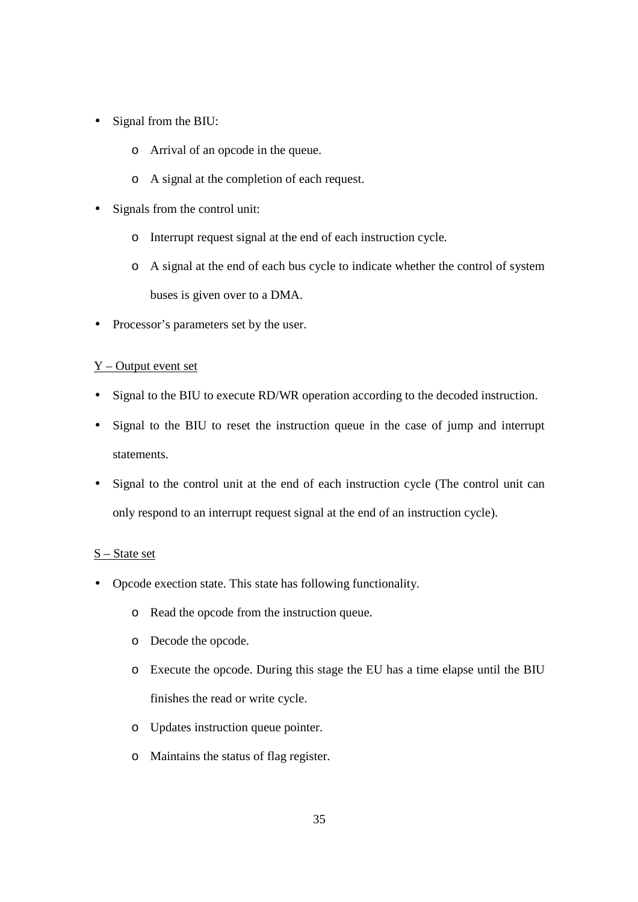- Signal from the BIU:
  - Arrival of an opcode in the queue.
  - A signal at the completion of each request.
- Signals from the control unit:
  - Interrupt request signal at the end of each instruction cycle.
  - A signal at the end of each bus cycle to indicate whether the control of system buses is given over to a DMA.
- Processor's parameters set by the user.

Y – Output event set

- Signal to the BIU to execute RD/WR operation according to the decoded instruction.
- Signal to the BIU to reset the instruction queue in the case of jump and interrupt statements.
- Signal to the control unit at the end of each instruction cycle (The control unit can only respond to an interrupt request signal at the end of an instruction cycle).

S – State set

- Opcode exection state. This state has following functionality.
  - Read the opcode from the instruction queue.
  - Decode the opcode.
  - Execute the opcode. During this stage the EU has a time elapse until the BIU finishes the read or write cycle.
  - Updates instruction queue pointer.
  - Maintains the status of flag register.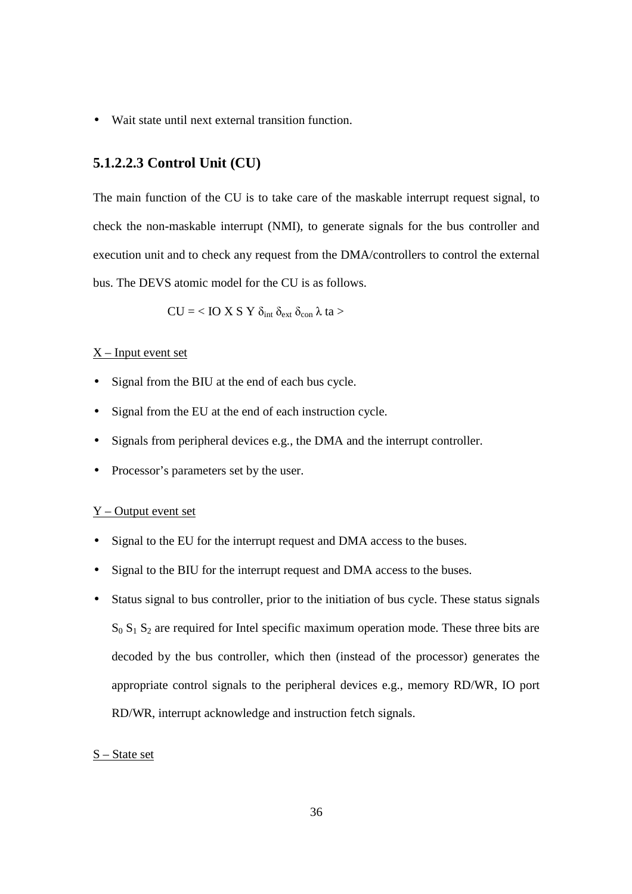- Wait state until next external transition function.

### 5.1.2.2.3 Control Unit (CU)

The main function of the CU is to take care of the maskable interrupt request signal, to check the non-maskable interrupt (NMI), to generate signals for the bus controller and execution unit and to check any request from the DMA/controllers to control the external bus. The DEVS atomic model for the CU is as follows.

$$CU = < IO\ X\ S\ Y\ \delta_{int}\ \delta_{ext}\ \delta_{con}\ \lambda\ ta >$$

X – Input event set

- Signal from the BIU at the end of each bus cycle.
- Signal from the EU at the end of each instruction cycle.
- Signals from peripheral devices e.g., the DMA and the interrupt controller.
- Processor's parameters set by the user.

Y – Output event set

- Signal to the EU for the interrupt request and DMA access to the buses.
- Signal to the BIU for the interrupt request and DMA access to the buses.
- Status signal to bus controller, prior to the initiation of bus cycle. These status signals $S_0$ $S_1$ $S_2$ are required for Intel specific maximum operation mode. These three bits are decoded by the bus controller, which then (instead of the processor) generates the appropriate control signals to the peripheral devices e.g., memory RD/WR, IO port RD/WR, interrupt acknowledge and instruction fetch signals.

S – State set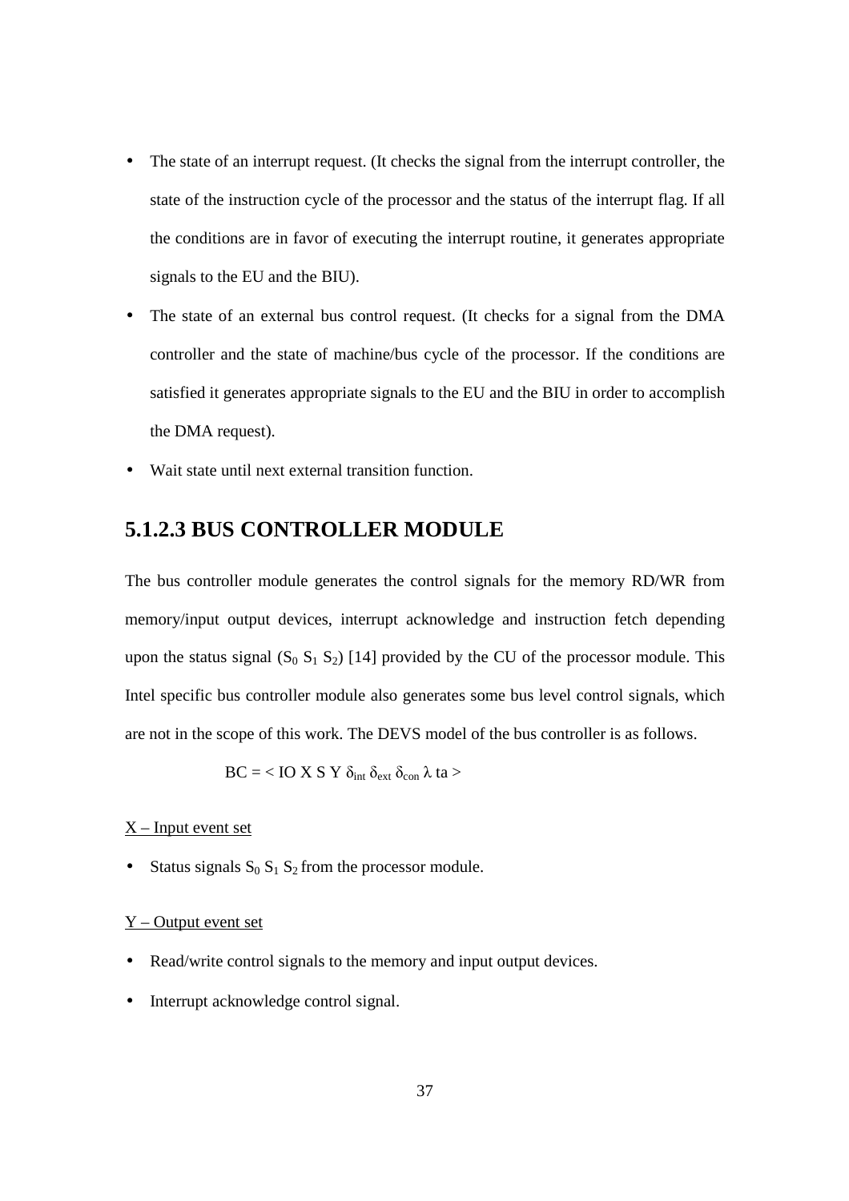- The state of an interrupt request. (It checks the signal from the interrupt controller, the state of the instruction cycle of the processor and the status of the interrupt flag. If all the conditions are in favor of executing the interrupt routine, it generates appropriate signals to the EU and the BIU).
- The state of an external bus control request. (It checks for a signal from the DMA controller and the state of machine/bus cycle of the processor. If the conditions are satisfied it generates appropriate signals to the EU and the BIU in order to accomplish the DMA request).
- Wait state until next external transition function.

### 5.1.2.3 BUS CONTROLLER MODULE

The bus controller module generates the control signals for the memory RD/WR from memory/input output devices, interrupt acknowledge and instruction fetch depending upon the status signal ($S_0$ $S_1$ $S_2$) [14] provided by the CU of the processor module. This Intel specific bus controller module also generates some bus level control signals, which are not in the scope of this work. The DEVS model of the bus controller is as follows.

$$BC = < IO\ X\ S\ Y\ \delta_{int}\ \delta_{ext}\ \delta_{con}\ \lambda\ ta >$$

<u>X – Input event set</u>

- Status signals $S_0$ $S_1$ $S_2$ from the processor module.

<u>Y – Output event set</u>

- Read/write control signals to the memory and input output devices.
- Interrupt acknowledge control signal.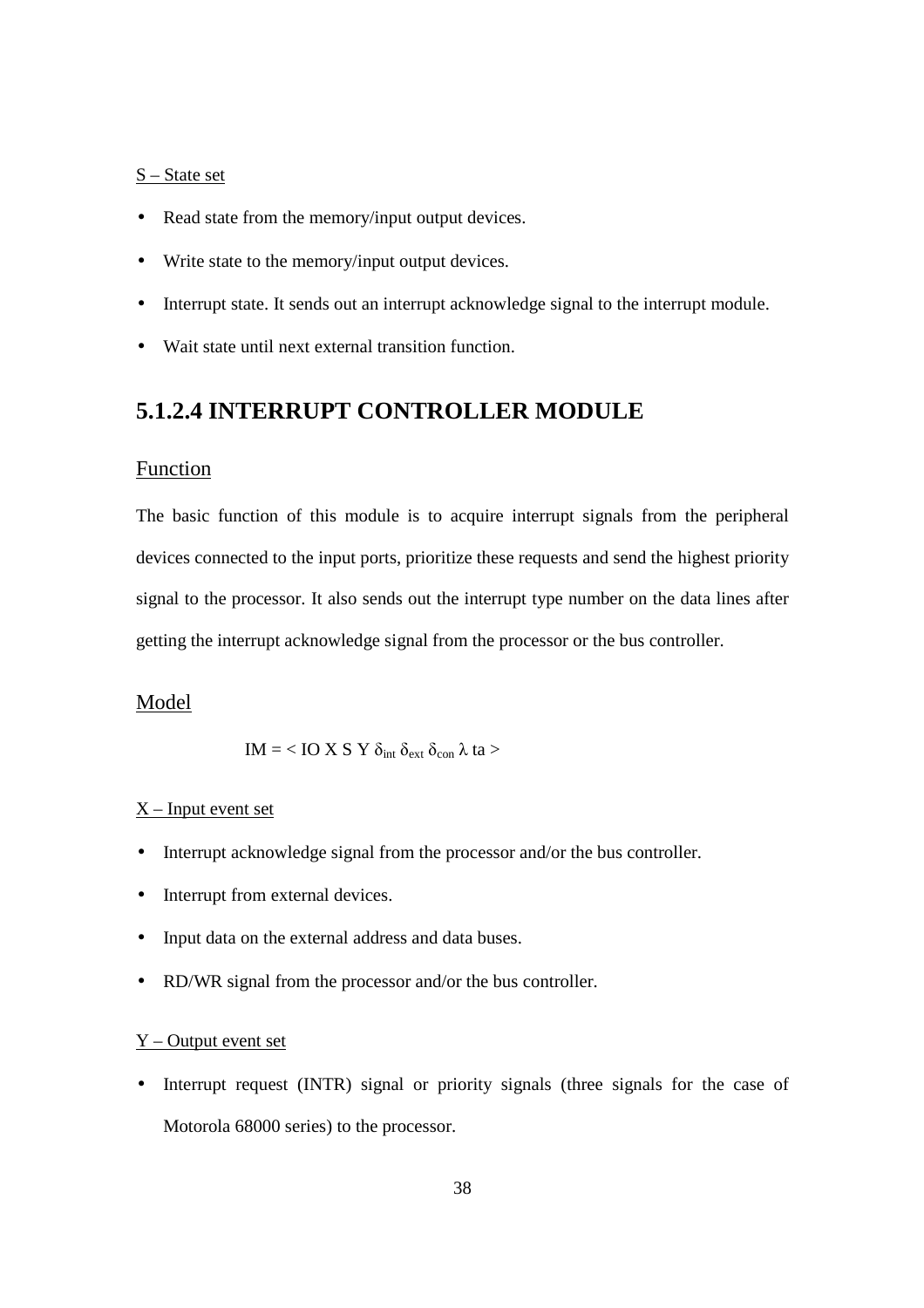S – State set

- Read state from the memory/input output devices.
- Write state to the memory/input output devices.
- Interrupt state. It sends out an interrupt acknowledge signal to the interrupt module.
- Wait state until next external transition function.

### 5.1.2.4 INTERRUPT CONTROLLER MODULE

Function

The basic function of this module is to acquire interrupt signals from the peripheral devices connected to the input ports, prioritize these requests and send the highest priority signal to the processor. It also sends out the interrupt type number on the data lines after getting the interrupt acknowledge signal from the processor or the bus controller.

Model

$$IM = < IO\ X\ S\ Y\ \delta_{int}\ \delta_{ext}\ \delta_{con}\ \lambda\ ta >$$

X – Input event set

- Interrupt acknowledge signal from the processor and/or the bus controller.
- Interrupt from external devices.
- Input data on the external address and data buses.
- RD/WR signal from the processor and/or the bus controller.

Y – Output event set

- Interrupt request (INTR) signal or priority signals (three signals for the case of Motorola 68000 series) to the processor.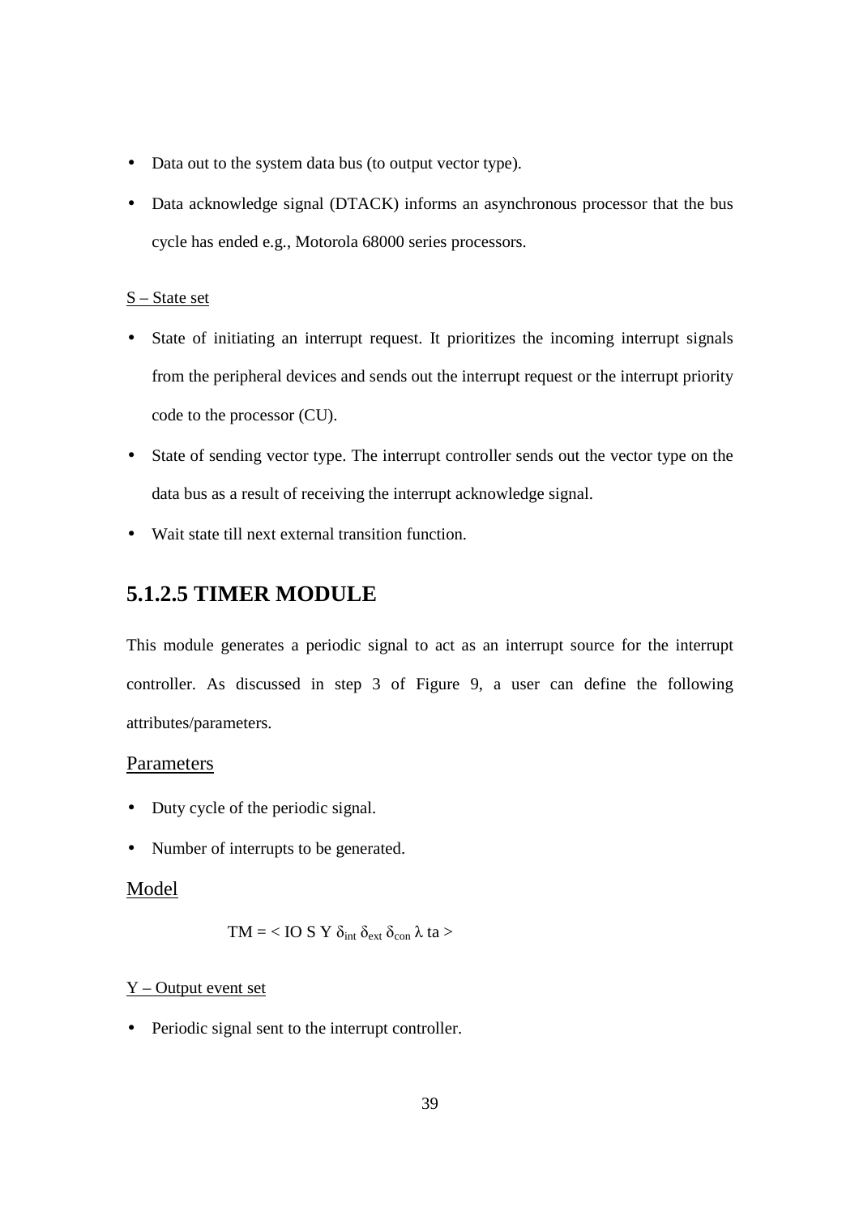- Data out to the system data bus (to output vector type).
- Data acknowledge signal (DTACK) informs an asynchronous processor that the bus cycle has ended e.g., Motorola 68000 series processors.

S – State set

- State of initiating an interrupt request. It prioritizes the incoming interrupt signals from the peripheral devices and sends out the interrupt request or the interrupt priority code to the processor (CU).
- State of sending vector type. The interrupt controller sends out the vector type on the data bus as a result of receiving the interrupt acknowledge signal.
- Wait state till next external transition function.

### 5.1.2.5 TIMER MODULE

This module generates a periodic signal to act as an interrupt source for the interrupt controller. As discussed in step 3 of Figure 9, a user can define the following attributes/parameters.

Parameters

- Duty cycle of the periodic signal.
- Number of interrupts to be generated.

Model

$$TM = < IO\ S\ Y\ \delta_{int}\ \delta_{ext}\ \delta_{con}\ \lambda\ ta >$$

Y – Output event set

- Periodic signal sent to the interrupt controller.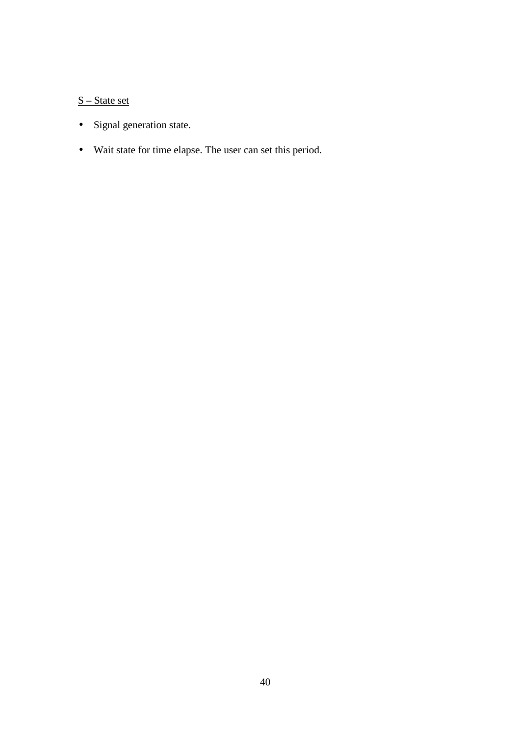<u>S – State set</u>

- Signal generation state.
- Wait state for time elapse. The user can set this period.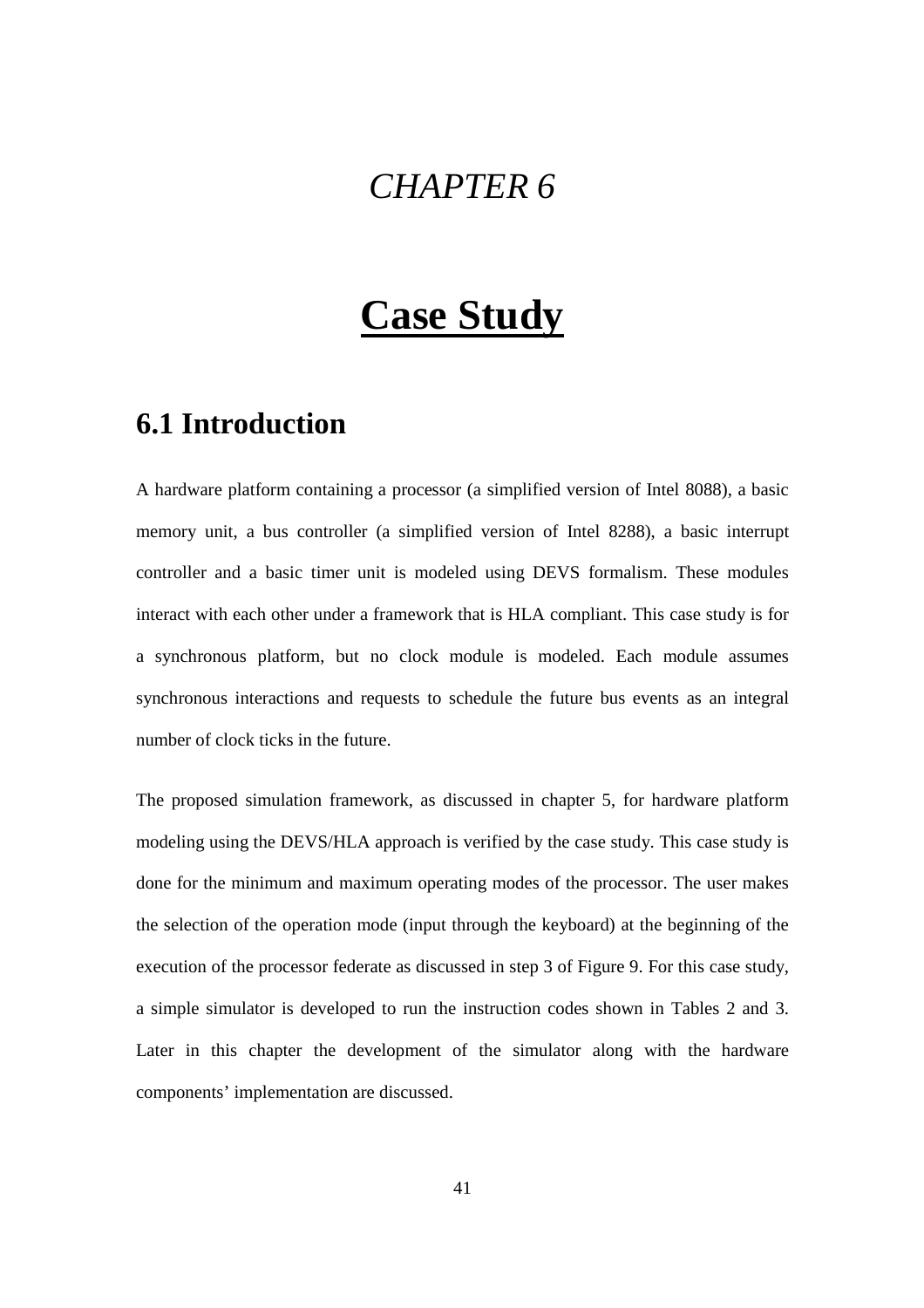# *CHAPTER 6*

# Case Study

## 6.1 Introduction

A hardware platform containing a processor (a simplified version of Intel 8088), a basic memory unit, a bus controller (a simplified version of Intel 8288), a basic interrupt controller and a basic timer unit is modeled using DEVS formalism. These modules interact with each other under a framework that is HLA compliant. This case study is for a synchronous platform, but no clock module is modeled. Each module assumes synchronous interactions and requests to schedule the future bus events as an integral number of clock ticks in the future.

The proposed simulation framework, as discussed in chapter 5, for hardware platform modeling using the DEVS/HLA approach is verified by the case study. This case study is done for the minimum and maximum operating modes of the processor. The user makes the selection of the operation mode (input through the keyboard) at the beginning of the execution of the processor federate as discussed in step 3 of Figure 9. For this case study, a simple simulator is developed to run the instruction codes shown in Tables 2 and 3. Later in this chapter the development of the simulator along with the hardware components' implementation are discussed.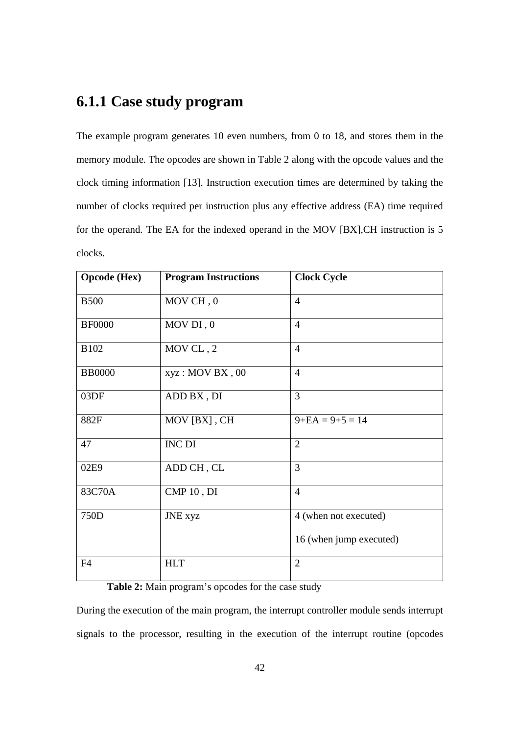### 6.1.1 Case study program

The example program generates 10 even numbers, from 0 to 18, and stores them in the memory module. The opcodes are shown in Table 2 along with the opcode values and the clock timing information [13]. Instruction execution times are determined by taking the number of clocks required per instruction plus any effective address (EA) time required for the operand. The EA for the indexed operand in the MOV [BX],CH instruction is 5 clocks.

| Opcode (Hex) | Program Instructions | Clock Cycle |
|---|---|---|
| B500 | MOV CH , 0 | 4 |
| BF0000 | MOV DI , 0 | 4 |
| B102 | MOV CL , 2 | 4 |
| BB0000 | xyz : MOV BX , 00 | 4 |
| 03DF | ADD BX , DI | 3 |
| 882F | MOV [BX] , CH | 9+EA = 9+5 = 14 |
| 47 | INC DI | 2 |
| 02E9 | ADD CH , CL | 3 |
| 83C70A | CMP 10 , DI | 4 |
| 750D | JNE xyz | 4 (when not executed)<br>16 (when jump executed) |
| F4 | HLT | 2 |

**Table 2:** Main program's opcodes for the case study

During the execution of the main program, the interrupt controller module sends interrupt signals to the processor, resulting in the execution of the interrupt routine (opcodes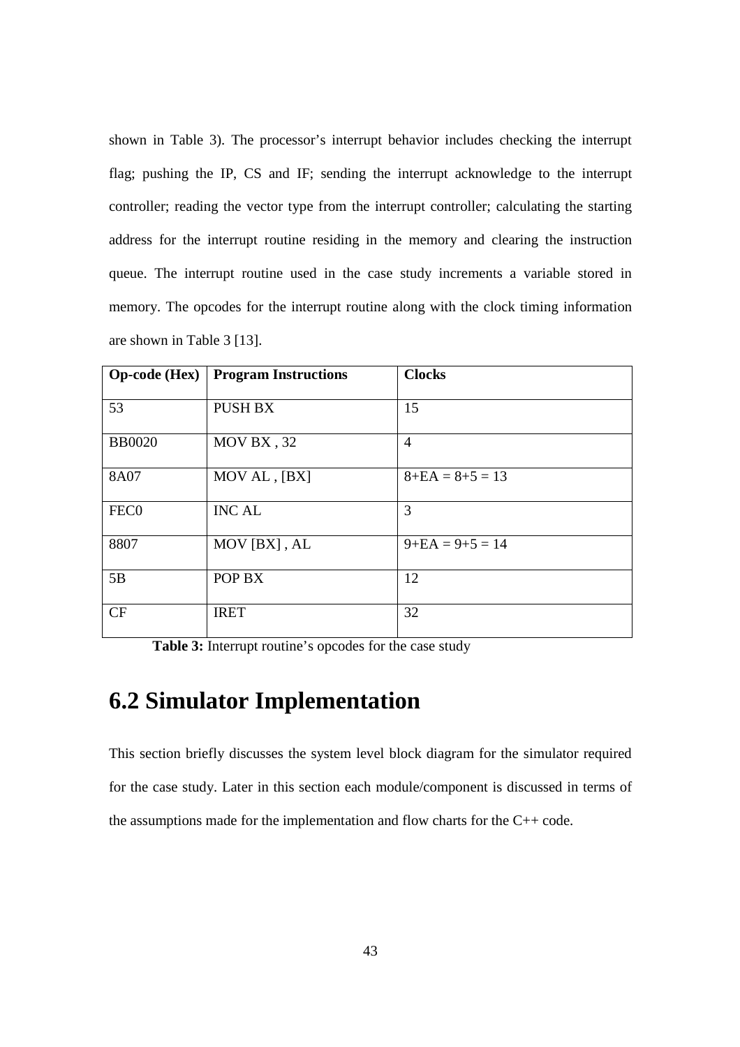shown in Table 3). The processor's interrupt behavior includes checking the interrupt flag; pushing the IP, CS and IF; sending the interrupt acknowledge to the interrupt controller; reading the vector type from the interrupt controller; calculating the starting address for the interrupt routine residing in the memory and clearing the instruction queue. The interrupt routine used in the case study increments a variable stored in memory. The opcodes for the interrupt routine along with the clock timing information are shown in Table 3 [13].

| **Op-code (Hex)** | **Program Instructions** | **Clocks** |
|---|---|---|
| 53 | PUSH BX | 15 |
| BB0020 | MOV BX , 32 | 4 |
| 8A07 | MOV AL , [BX] | 8+EA = 8+5 = 13 |
| FEC0 | INC AL | 3 |
| 8807 | MOV [BX] , AL | 9+EA = 9+5 = 14 |
| 5B | POP BX | 12 |
| CF | IRET | 32 |

**Table 3:** Interrupt routine's opcodes for the case study

## 6.2 Simulator Implementation

This section briefly discusses the system level block diagram for the simulator required for the case study. Later in this section each module/component is discussed in terms of the assumptions made for the implementation and flow charts for the C++ code.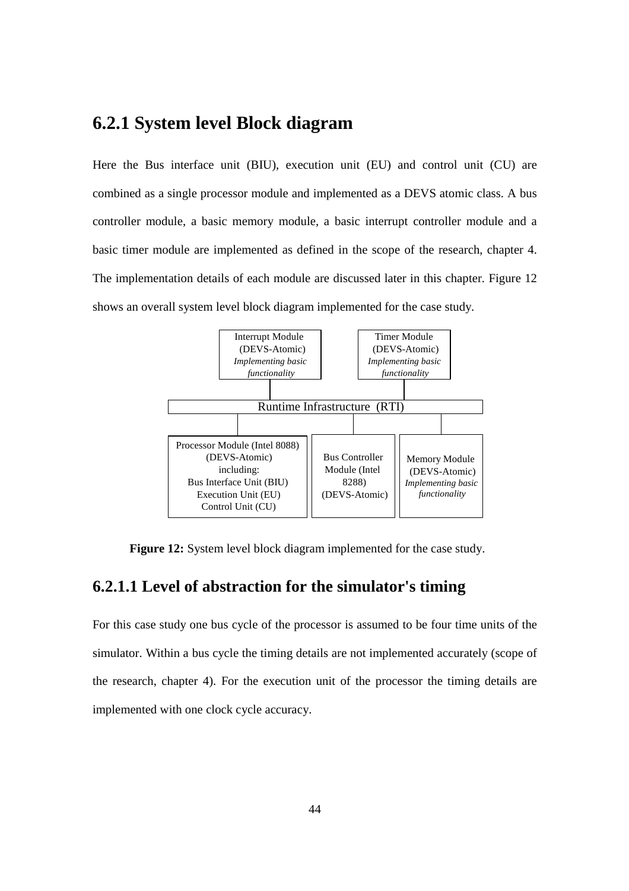## 6.2.1 System level Block diagram

Here the Bus interface unit (BIU), execution unit (EU) and control unit (CU) are combined as a single processor module and implemented as a DEVS atomic class. A bus controller module, a basic memory module, a basic interrupt controller module and a basic timer module are implemented as defined in the scope of the research, chapter 4. The implementation details of each module are discussed later in this chapter. Figure 12 shows an overall system level block diagram implemented for the case study.

Interrupt Module (DEVS-Atomic) *Implementing basic functionality*

Timer Module (DEVS-Atomic) *Implementing basic functionality*

Runtime Infrastructure (RTI)

Processor Module (Intel 8088) (DEVS-Atomic) including: Bus Interface Unit (BIU) Execution Unit (EU) Control Unit (CU)

Bus Controller Module (Intel 8288) (DEVS-Atomic)

Memory Module (DEVS-Atomic) *Implementing basic functionality*

**Figure 12:** System level block diagram implemented for the case study.

### 6.2.1.1 Level of abstraction for the simulator's timing

For this case study one bus cycle of the processor is assumed to be four time units of the simulator. Within a bus cycle the timing details are not implemented accurately (scope of the research, chapter 4). For the execution unit of the processor the timing details are implemented with one clock cycle accuracy.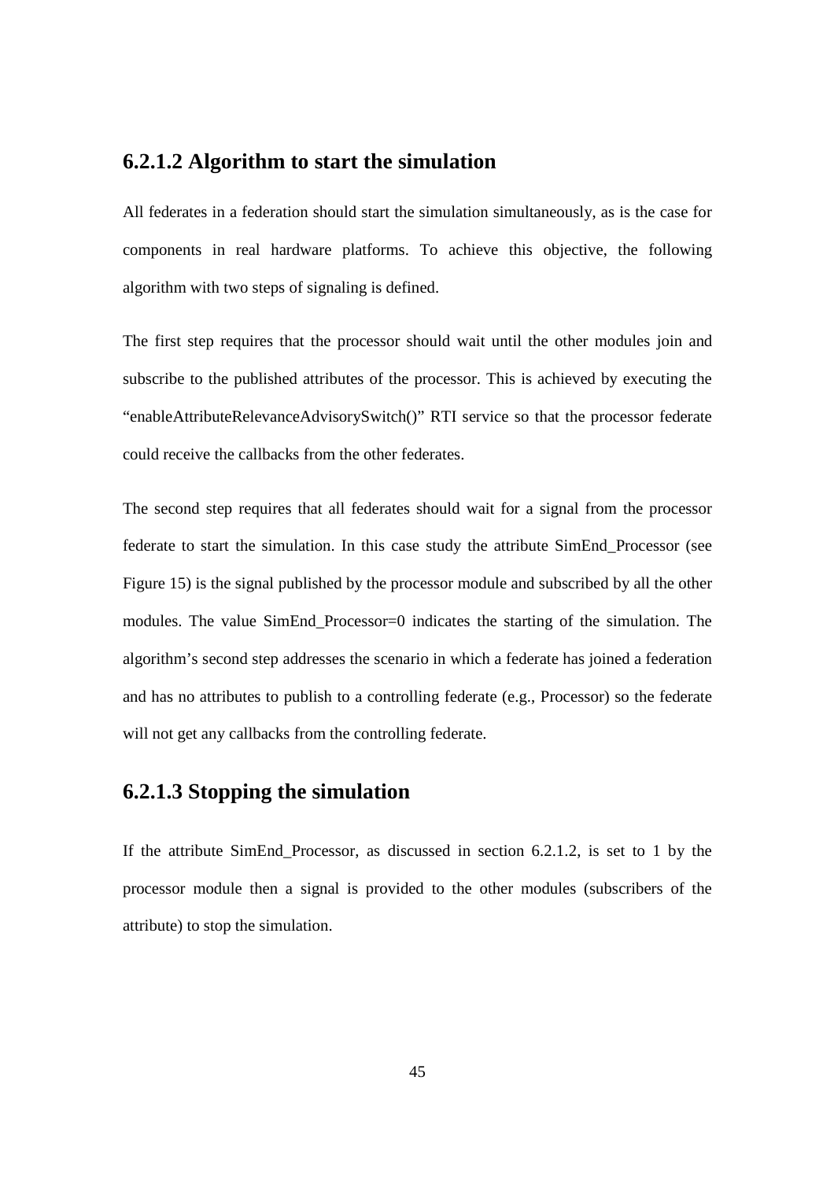### 6.2.1.2 Algorithm to start the simulation

All federates in a federation should start the simulation simultaneously, as is the case for components in real hardware platforms. To achieve this objective, the following algorithm with two steps of signaling is defined.

The first step requires that the processor should wait until the other modules join and subscribe to the published attributes of the processor. This is achieved by executing the "enableAttributeRelevanceAdvisorySwitch()" RTI service so that the processor federate could receive the callbacks from the other federates.

The second step requires that all federates should wait for a signal from the processor federate to start the simulation. In this case study the attribute SimEnd_Processor (see Figure 15) is the signal published by the processor module and subscribed by all the other modules. The value SimEnd_Processor=0 indicates the starting of the simulation. The algorithm's second step addresses the scenario in which a federate has joined a federation and has no attributes to publish to a controlling federate (e.g., Processor) so the federate will not get any callbacks from the controlling federate.

### 6.2.1.3 Stopping the simulation

If the attribute SimEnd_Processor, as discussed in section 6.2.1.2, is set to 1 by the processor module then a signal is provided to the other modules (subscribers of the attribute) to stop the simulation.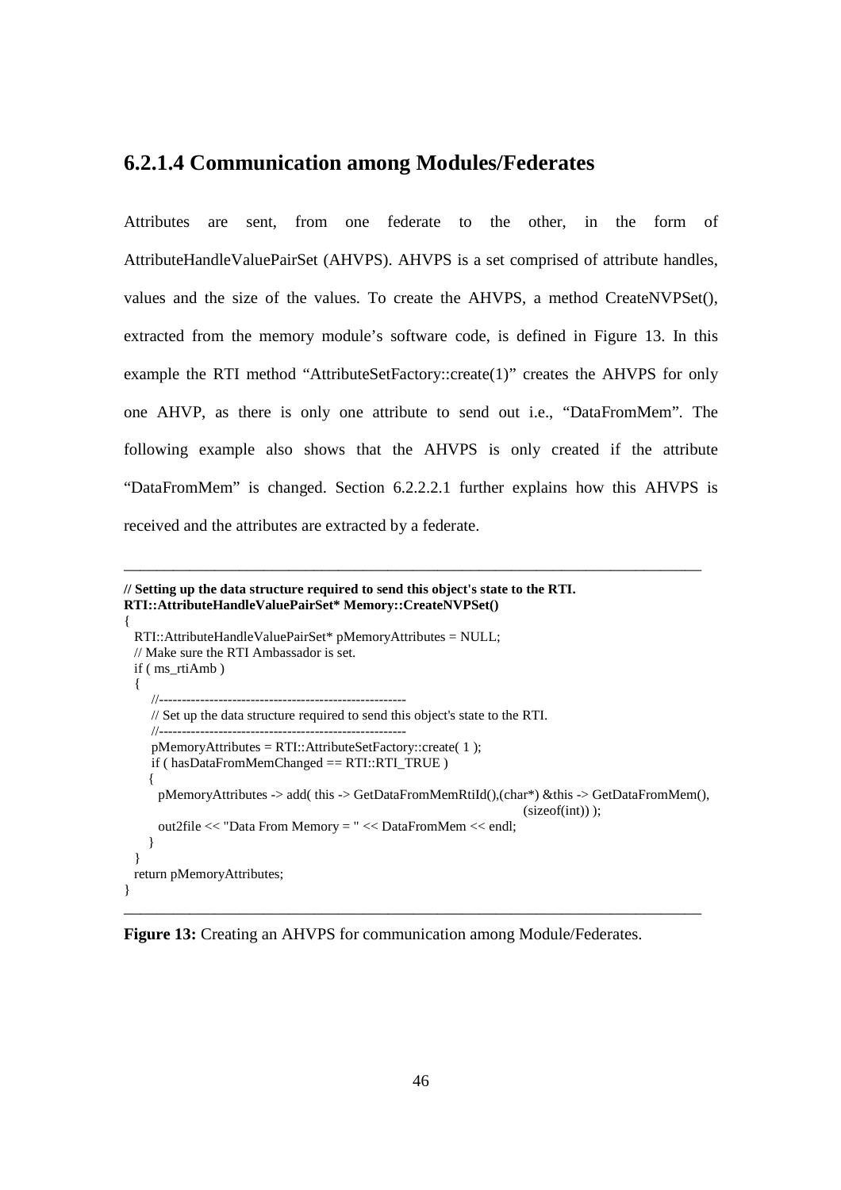### 6.2.1.4 Communication among Modules/Federates

Attributes are sent, from one federate to the other, in the form of AttributeHandleValuePairSet (AHVPS). AHVPS is a set comprised of attribute handles, values and the size of the values. To create the AHVPS, a method CreateNVPSet(), extracted from the memory module's software code, is defined in Figure 13. In this example the RTI method "AttributeSetFactory::create(1)" creates the AHVPS for only one AHVP, as there is only one attribute to send out i.e., "DataFromMem". The following example also shows that the AHVPS is only created if the attribute "DataFromMem" is changed. Section 6.2.2.2.1 further explains how this AHVPS is received and the attributes are extracted by a federate.

```
// Setting up the data structure required to send this object's state to the RTI.
RTI::AttributeHandleValuePairSet* Memory::CreateNVPSet()
{
  RTI::AttributeHandleValuePairSet* pMemoryAttributes = NULL;
  // Make sure the RTI Ambassador is set.
  if ( ms_rtiAmb )
  {
      //-------------------------------------------------------
      // Set up the data structure required to send this object's state to the RTI.
      //-------------------------------------------------------
      pMemoryAttributes = RTI::AttributeSetFactory::create( 1 );
      if ( hasDataFromMemChanged == RTI::RTI_TRUE )
     {
        pMemoryAttributes -> add( this -> GetDataFromMemRtiId(),(char*) &this -> GetDataFromMem(),
                                                                                    (sizeof(int)) );
        out2file << "Data From Memory = " << DataFromMem << endl;
     }
  }
  return pMemoryAttributes;
}
```

**Figure 13:** Creating an AHVPS for communication among Module/Federates.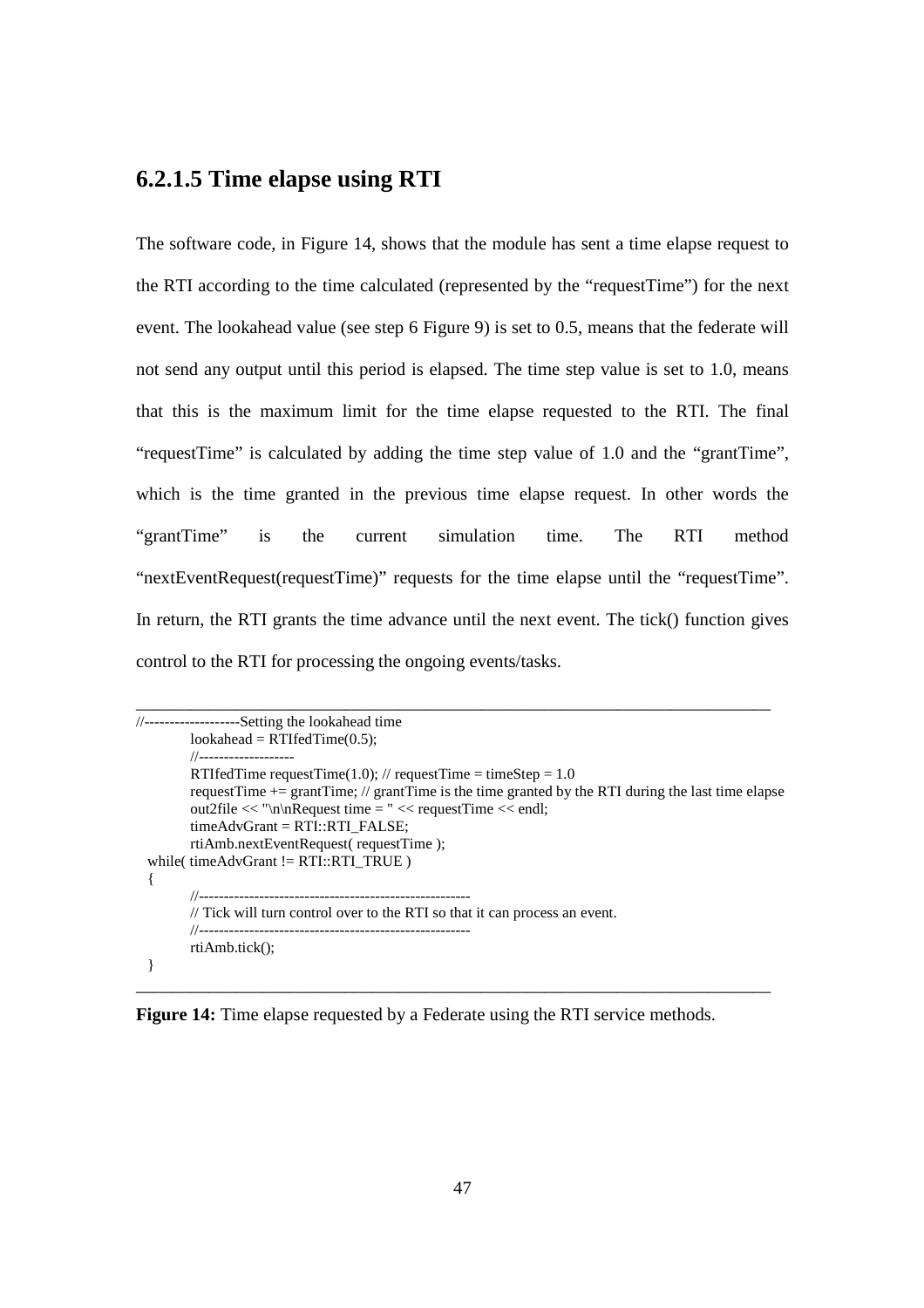### 6.2.1.5 Time elapse using RTI

The software code, in Figure 14, shows that the module has sent a time elapse request to the RTI according to the time calculated (represented by the "requestTime") for the next event. The lookahead value (see step 6 Figure 9) is set to 0.5, means that the federate will not send any output until this period is elapsed. The time step value is set to 1.0, means that this is the maximum limit for the time elapse requested to the RTI. The final "requestTime" is calculated by adding the time step value of 1.0 and the "grantTime", which is the time granted in the previous time elapse request. In other words the "grantTime" is the current simulation time. The RTI method "nextEventRequest(requestTime)" requests for the time elapse until the "requestTime". In return, the RTI grants the time advance until the next event. The tick() function gives control to the RTI for processing the ongoing events/tasks.

```
//-------------------Setting the lookahead time
        lookahead = RTIfedTime(0.5);
        //-------------------
        RTIfedTime requestTime(1.0); // requestTime = timeStep = 1.0
        requestTime += grantTime; // grantTime is the time granted by the RTI during the last time elapse
        out2file << "\n\nRequest time = " << requestTime << endl;
        timeAdvGrant = RTI::RTI_FALSE;
        rtiAmb.nextEventRequest( requestTime );
  while( timeAdvGrant != RTI::RTI_TRUE )
  {
        //-------------------------------------------------------
        // Tick will turn control over to the RTI so that it can process an event.
        //-------------------------------------------------------
        rtiAmb.tick();
  }
```

**Figure 14:** Time elapse requested by a Federate using the RTI service methods.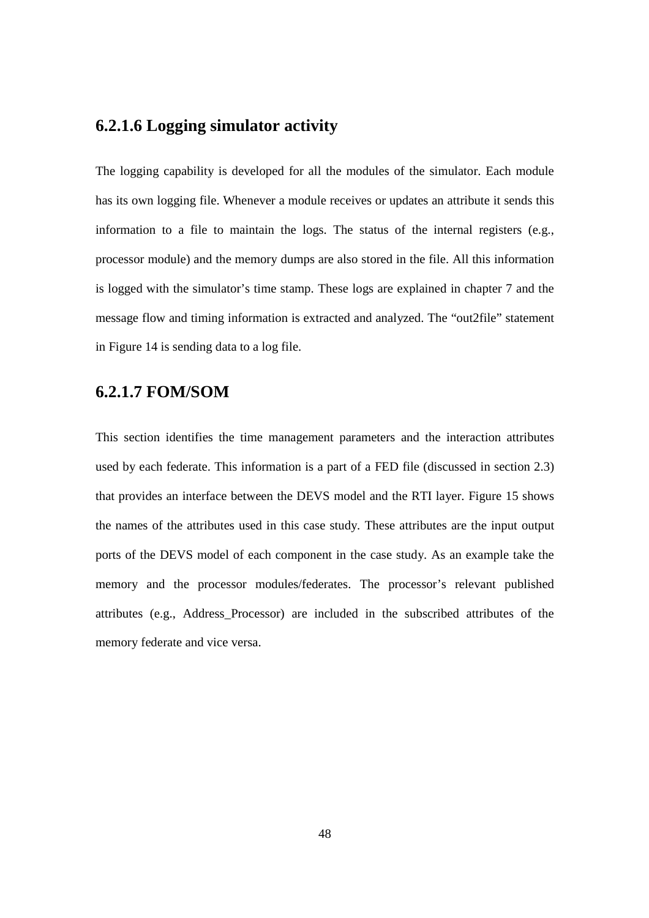#### 6.2.1.6 Logging simulator activity

The logging capability is developed for all the modules of the simulator. Each module has its own logging file. Whenever a module receives or updates an attribute it sends this information to a file to maintain the logs. The status of the internal registers (e.g., processor module) and the memory dumps are also stored in the file. All this information is logged with the simulator's time stamp. These logs are explained in chapter 7 and the message flow and timing information is extracted and analyzed. The "out2file" statement in Figure 14 is sending data to a log file.

#### 6.2.1.7 FOM/SOM

This section identifies the time management parameters and the interaction attributes used by each federate. This information is a part of a FED file (discussed in section 2.3) that provides an interface between the DEVS model and the RTI layer. Figure 15 shows the names of the attributes used in this case study. These attributes are the input output ports of the DEVS model of each component in the case study. As an example take the memory and the processor modules/federates. The processor's relevant published attributes (e.g., Address_Processor) are included in the subscribed attributes of the memory federate and vice versa.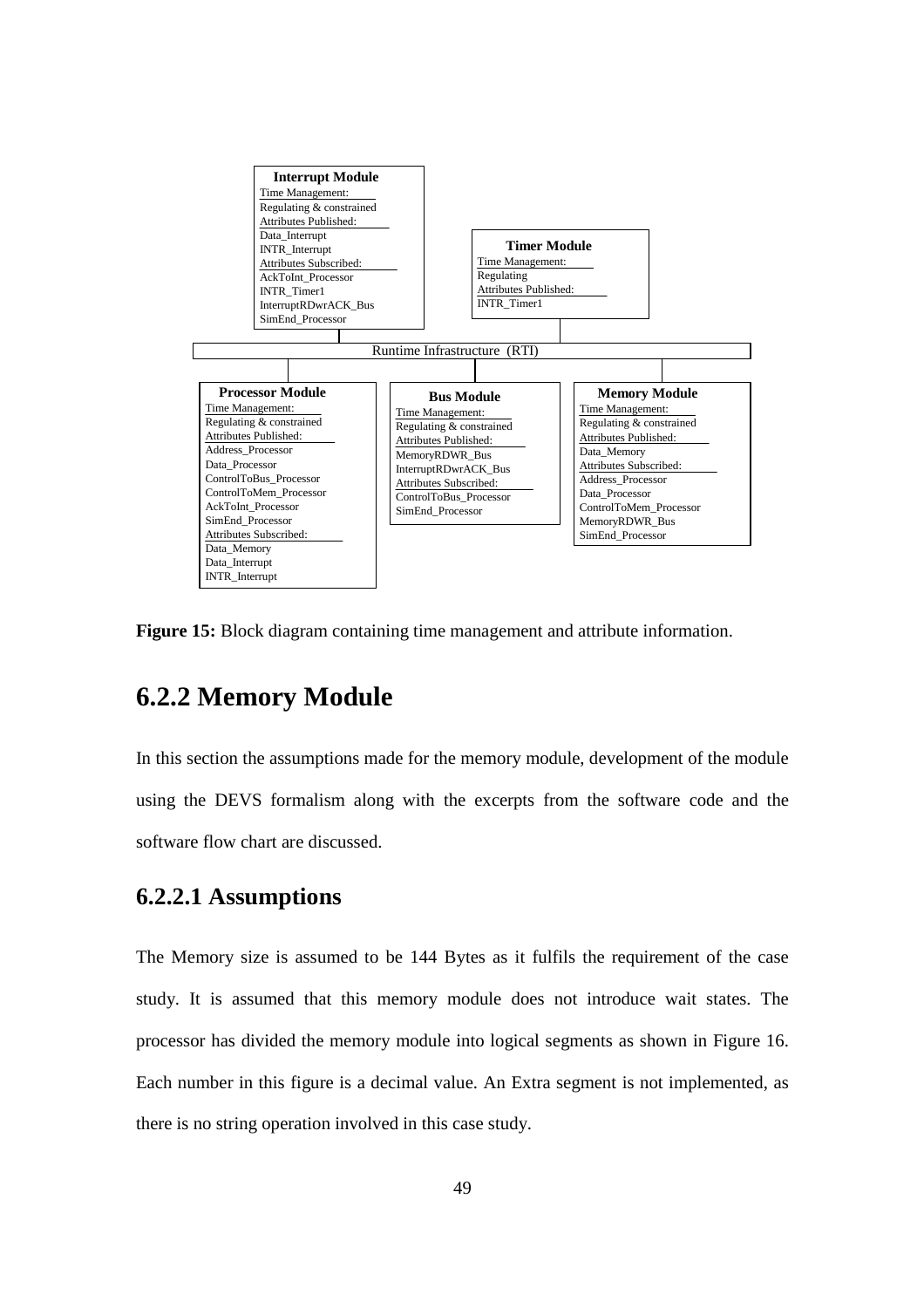**Interrupt Module**
Time Management:
Regulating & constrained
Attributes Published:
Data_Interrupt
INTR_Interrupt
Attributes Subscribed:
AckToInt_Processor
INTR_Timer1
InterruptRDwrACK_Bus
SimEnd_Processor

**Timer Module**
Time Management:
Regulating
Attributes Published:
INTR_Timer1

Runtime Infrastructure (RTI)

**Processor Module**
Time Management:
Regulating & constrained
Attributes Published:
Address_Processor
Data_Processor
ControlToBus_Processor
ControlToMem_Processor
AckToInt_Processor
SimEnd_Processor
Attributes Subscribed:
Data_Memory
Data_Interrupt
INTR_Interrupt

**Bus Module**
Time Management:
Regulating & constrained
Attributes Published:
MemoryRDWR_Bus
InterruptRDwrACK_Bus
Attributes Subscribed:
ControlToBus_Processor
SimEnd_Processor

**Memory Module**
Time Management:
Regulating & constrained
Attributes Published:
Data_Memory
Attributes Subscribed:
Address_Processor
Data_Processor
ControlToMem_Processor
MemoryRDWR_Bus
SimEnd_Processor

**Figure 15:** Block diagram containing time management and attribute information.

## 6.2.2 Memory Module

In this section the assumptions made for the memory module, development of the module using the DEVS formalism along with the excerpts from the software code and the software flow chart are discussed.

### 6.2.2.1 Assumptions

The Memory size is assumed to be 144 Bytes as it fulfils the requirement of the case study. It is assumed that this memory module does not introduce wait states. The processor has divided the memory module into logical segments as shown in Figure 16. Each number in this figure is a decimal value. An Extra segment is not implemented, as there is no string operation involved in this case study.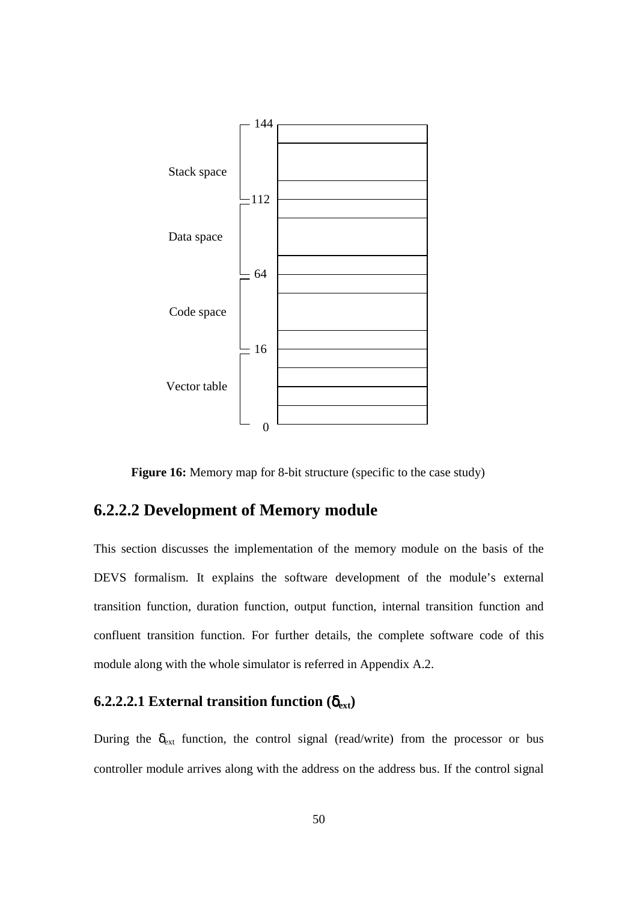| Region | Address |
|---|---|
| Stack space | 144 |
| | 112 |
| Data space | |
| | 64 |
| Code space | |
| | 16 |
| Vector table | |
| | 0 |

**Figure 16:** Memory map for 8-bit structure (specific to the case study)

## 6.2.2.2 Development of Memory module

This section discusses the implementation of the memory module on the basis of the DEVS formalism. It explains the software development of the module's external transition function, duration function, output function, internal transition function and confluent transition function. For further details, the complete software code of this module along with the whole simulator is referred in Appendix A.2.

### 6.2.2.2.1 External transition function ($\delta_{ext}$)

During the $\delta_{ext}$ function, the control signal (read/write) from the processor or bus controller module arrives along with the address on the address bus. If the control signal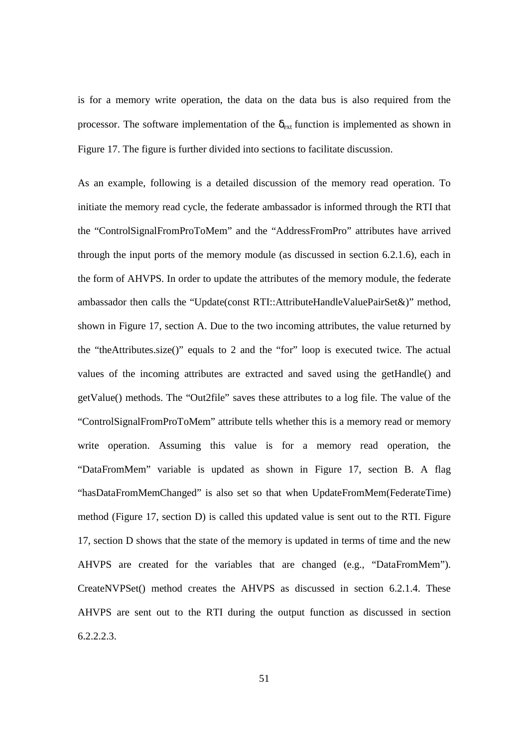is for a memory write operation, the data on the data bus is also required from the processor. The software implementation of the $\delta_{ext}$ function is implemented as shown in Figure 17. The figure is further divided into sections to facilitate discussion.

As an example, following is a detailed discussion of the memory read operation. To initiate the memory read cycle, the federate ambassador is informed through the RTI that the “ControlSignalFromProToMem” and the “AddressFromPro” attributes have arrived through the input ports of the memory module (as discussed in section 6.2.1.6), each in the form of AHVPS. In order to update the attributes of the memory module, the federate ambassador then calls the “Update(const RTI::AttributeHandleValuePairSet&)” method, shown in Figure 17, section A. Due to the two incoming attributes, the value returned by the “theAttributes.size()” equals to 2 and the “for” loop is executed twice. The actual values of the incoming attributes are extracted and saved using the getHandle() and getValue() methods. The “Out2file” saves these attributes to a log file. The value of the “ControlSignalFromProToMem” attribute tells whether this is a memory read or memory write operation. Assuming this value is for a memory read operation, the “DataFromMem” variable is updated as shown in Figure 17, section B. A flag “hasDataFromMemChanged” is also set so that when UpdateFromMem(FederateTime) method (Figure 17, section D) is called this updated value is sent out to the RTI. Figure 17, section D shows that the state of the memory is updated in terms of time and the new AHVPS are created for the variables that are changed (e.g., “DataFromMem”). CreateNVPSet() method creates the AHVPS as discussed in section 6.2.1.4. These AHVPS are sent out to the RTI during the output function as discussed in section 6.2.2.2.3.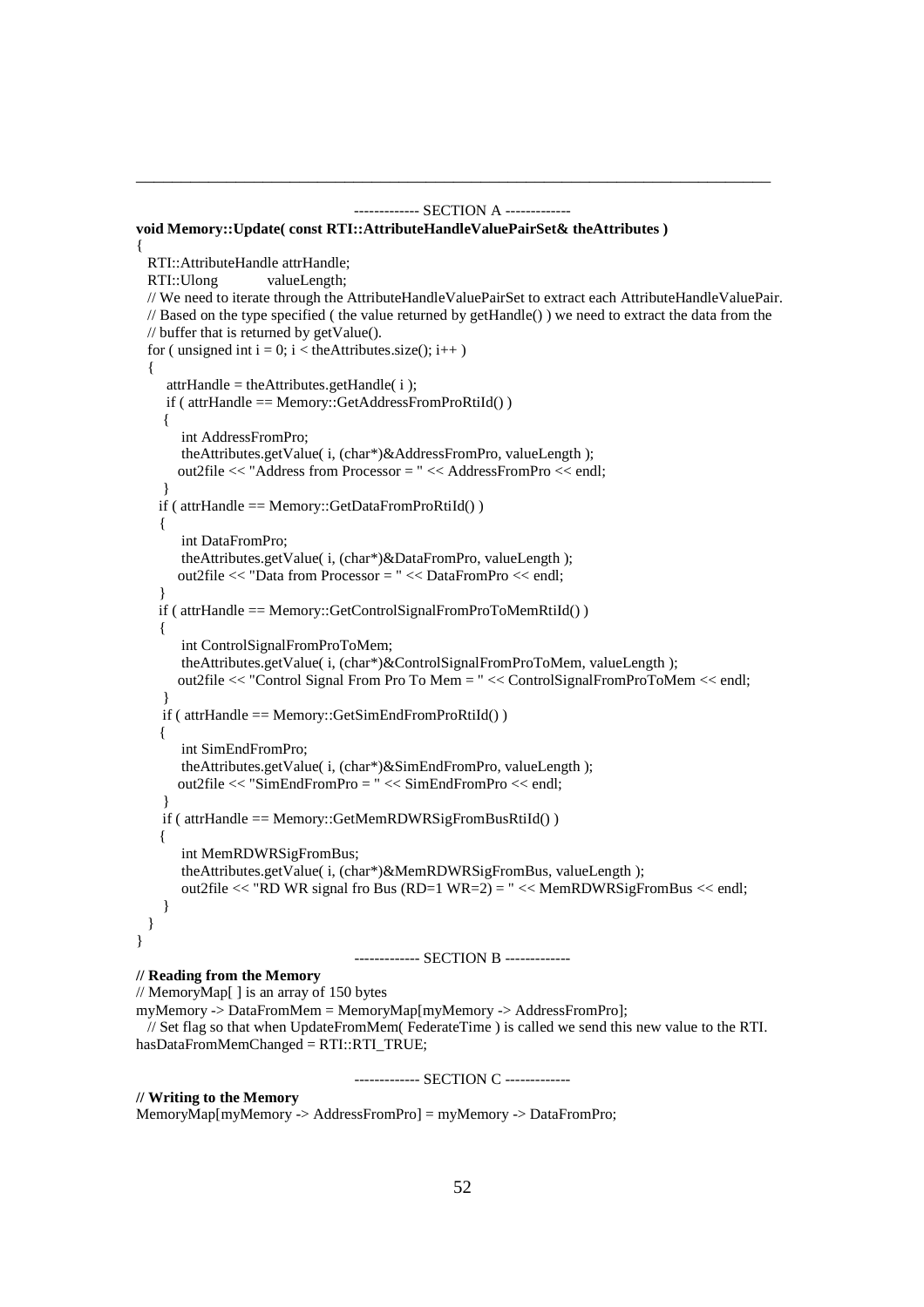------------- SECTION A -------------

```
void Memory::Update( const RTI::AttributeHandleValuePairSet& theAttributes )
{
  RTI::AttributeHandle attrHandle;
  RTI::Ulong           valueLength;
  // We need to iterate through the AttributeHandleValuePairSet to extract each AttributeHandleValuePair.
  // Based on the type specified ( the value returned by getHandle() ) we need to extract the data from the
  // buffer that is returned by getValue().
  for ( unsigned int i = 0; i < theAttributes.size(); i++ )
  {
      attrHandle = theAttributes.getHandle( i );
      if ( attrHandle == Memory::GetAddressFromProRtiId() )
      {
          int AddressFromPro;
          theAttributes.getValue( i, (char*)&AddressFromPro, valueLength );
          out2file << "Address from Processor = " << AddressFromPro << endl;
      }
      if ( attrHandle == Memory::GetDataFromProRtiId() )
      {
          int DataFromPro;
          theAttributes.getValue( i, (char*)&DataFromPro, valueLength );
          out2file << "Data from Processor = " << DataFromPro << endl;
      }
      if ( attrHandle == Memory::GetControlSignalFromProToMemRtiId() )
      {
          int ControlSignalFromProToMem;
          theAttributes.getValue( i, (char*)&ControlSignalFromProToMem, valueLength );
          out2file << "Control Signal From Pro To Mem = " << ControlSignalFromProToMem << endl;
      }
      if ( attrHandle == Memory::GetSimEndFromProRtiId() )
      {
          int SimEndFromPro;
          theAttributes.getValue( i, (char*)&SimEndFromPro, valueLength );
          out2file << "SimEndFromPro = " << SimEndFromPro << endl;
      }
      if ( attrHandle == Memory::GetMemRDWRSigFromBusRtiId() )
      {
          int MemRDWRSigFromBus;
          theAttributes.getValue( i, (char*)&MemRDWRSigFromBus, valueLength );
          out2file << "RD WR signal fro Bus (RD=1 WR=2) = " << MemRDWRSigFromBus << endl;
      }
  }
}
```

------------- SECTION B -------------

```
// Reading from the Memory
// MemoryMap[ ] is an array of 150 bytes
myMemory -> DataFromMem = MemoryMap[myMemory -> AddressFromPro];
  // Set flag so that when UpdateFromMem( FederateTime ) is called we send this new value to the RTI.
hasDataFromMemChanged = RTI::RTI_TRUE;
```

------------- SECTION C -------------

```
// Writing to the Memory
MemoryMap[myMemory -> AddressFromPro] = myMemory -> DataFromPro;
```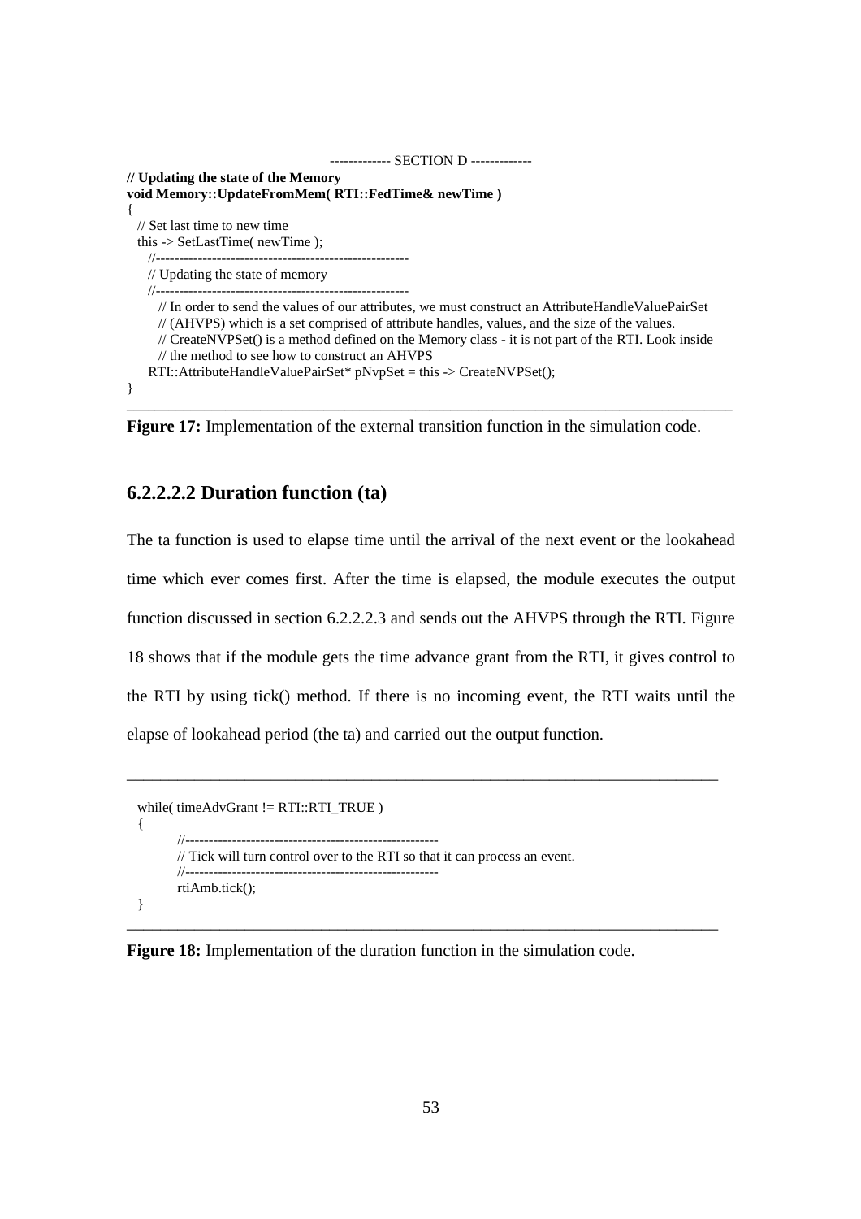```
------------- SECTION D -------------
// Updating the state of the Memory
void Memory::UpdateFromMem( RTI::FedTime& newTime )
{
  // Set last time to new time
  this -> SetLastTime( newTime );
    //------------------------------------------------------
    // Updating the state of memory
    //------------------------------------------------------
      // In order to send the values of our attributes, we must construct an AttributeHandleValuePairSet
      // (AHVPS) which is a set comprised of attribute handles, values, and the size of the values.
      // CreateNVPSet() is a method defined on the Memory class - it is not part of the RTI. Look inside
      // the method to see how to construct an AHVPS
    RTI::AttributeHandleValuePairSet* pNvpSet = this -> CreateNVPSet();
}
```

**Figure 17:** Implementation of the external transition function in the simulation code.

### 6.2.2.2.2 Duration function (ta)

The ta function is used to elapse time until the arrival of the next event or the lookahead time which ever comes first. After the time is elapsed, the module executes the output function discussed in section 6.2.2.2.3 and sends out the AHVPS through the RTI. Figure 18 shows that if the module gets the time advance grant from the RTI, it gives control to the RTI by using tick() method. If there is no incoming event, the RTI waits until the elapse of lookahead period (the ta) and carried out the output function.

```
while( timeAdvGrant != RTI::RTI_TRUE )
{
        //------------------------------------------------------
        // Tick will turn control over to the RTI so that it can process an event.
        //------------------------------------------------------
        rtiAmb.tick();
}
```

**Figure 18:** Implementation of the duration function in the simulation code.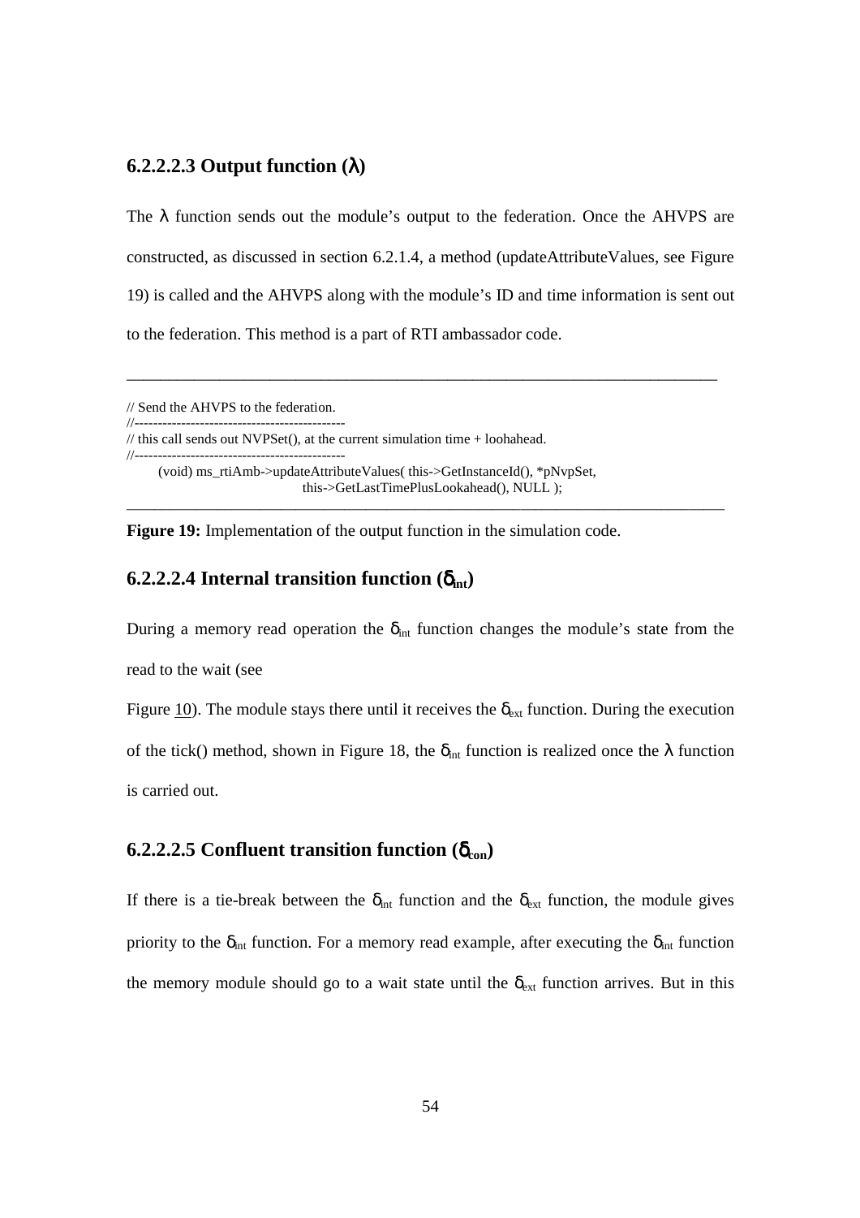#### 6.2.2.2.3 Output function ($\lambda$)

The $\lambda$ function sends out the module's output to the federation. Once the AHVPS are constructed, as discussed in section 6.2.1.4, a method (updateAttributeValues, see Figure 19) is called and the AHVPS along with the module's ID and time information is sent out to the federation. This method is a part of RTI ambassador code.

```
// Send the AHVPS to the federation.
//----------------------------------------------
// this call sends out NVPSet(), at the current simulation time + loohahead.
//----------------------------------------------
     (void) ms_rtiAmb->updateAttributeValues( this->GetInstanceId(), *pNvpSet,
                                this->GetLastTimePlusLookahead(), NULL );
```

**Figure 19:** Implementation of the output function in the simulation code.

#### 6.2.2.2.4 Internal transition function ($\delta_{int}$)

During a memory read operation the $\delta_{int}$ function changes the module's state from the read to the wait (see

Figure 10). The module stays there until it receives the $\delta_{ext}$ function. During the execution of the tick() method, shown in Figure 18, the $\delta_{int}$ function is realized once the $\lambda$ function is carried out.

#### 6.2.2.2.5 Confluent transition function ($\delta_{con}$)

If there is a tie-break between the $\delta_{int}$ function and the $\delta_{ext}$ function, the module gives priority to the $\delta_{int}$ function. For a memory read example, after executing the $\delta_{int}$ function the memory module should go to a wait state until the $\delta_{ext}$ function arrives. But in this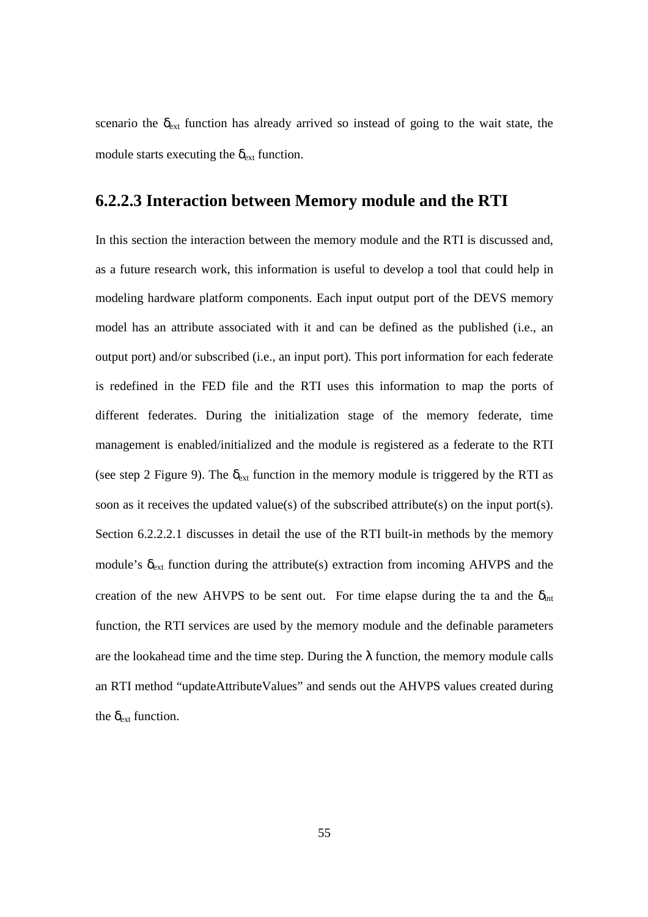scenario the $\delta_{ext}$ function has already arrived so instead of going to the wait state, the module starts executing the $\delta_{ext}$ function.

### 6.2.2.3 Interaction between Memory module and the RTI

In this section the interaction between the memory module and the RTI is discussed and, as a future research work, this information is useful to develop a tool that could help in modeling hardware platform components. Each input output port of the DEVS memory model has an attribute associated with it and can be defined as the published (i.e., an output port) and/or subscribed (i.e., an input port). This port information for each federate is redefined in the FED file and the RTI uses this information to map the ports of different federates. During the initialization stage of the memory federate, time management is enabled/initialized and the module is registered as a federate to the RTI (see step 2 Figure 9). The $\delta_{ext}$ function in the memory module is triggered by the RTI as soon as it receives the updated value(s) of the subscribed attribute(s) on the input port(s). Section 6.2.2.2.1 discusses in detail the use of the RTI built-in methods by the memory module's $\delta_{ext}$ function during the attribute(s) extraction from incoming AHVPS and the creation of the new AHVPS to be sent out. For time elapse during the ta and the $\delta_{int}$ function, the RTI services are used by the memory module and the definable parameters are the lookahead time and the time step. During the $\lambda$ function, the memory module calls an RTI method "updateAttributeValues" and sends out the AHVPS values created during the $\delta_{ext}$ function.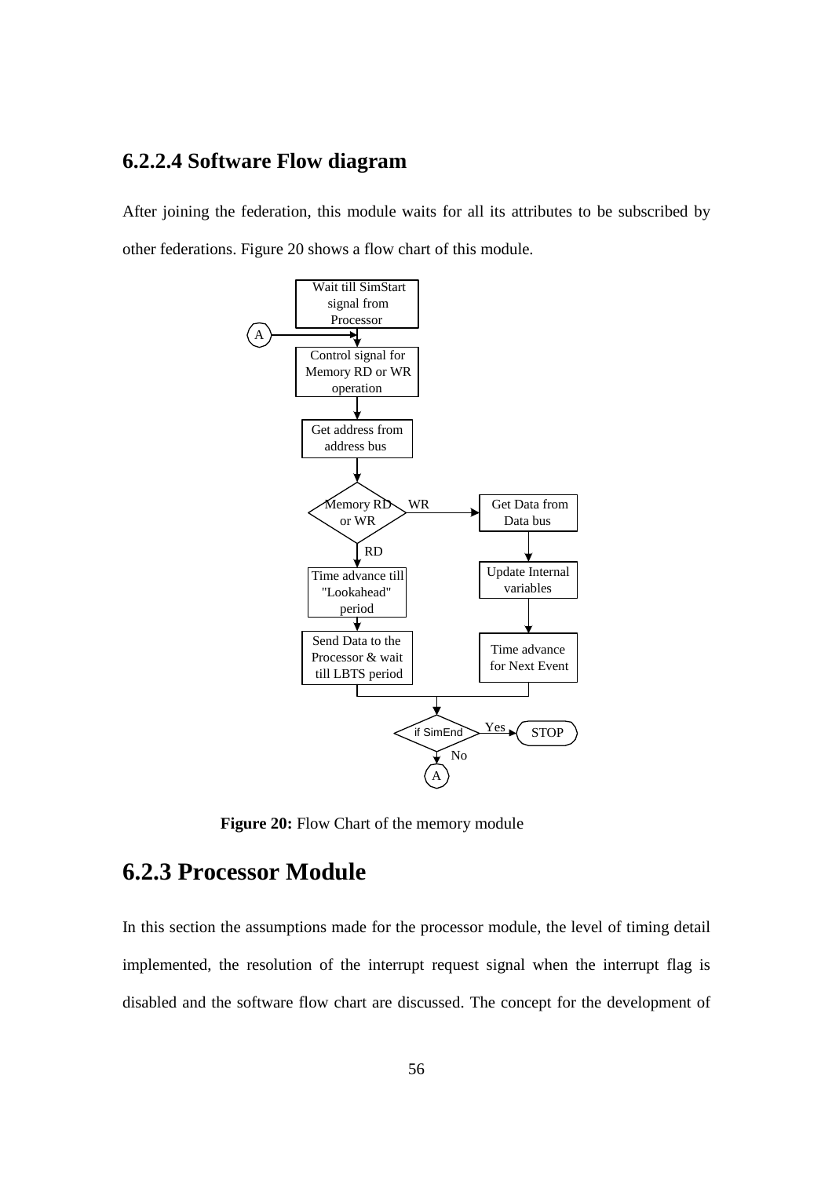### 6.2.2.4 Software Flow diagram

After joining the federation, this module waits for all its attributes to be subscribed by other federations. Figure 20 shows a flow chart of this module.

Wait till SimStart signal from Processor

A

Control signal for Memory RD or WR operation

Get address from address bus

Memory RD or WR

WR

Get Data from Data bus

RD

Time advance till "Lookahead" period

Update Internal variables

Send Data to the Processor & wait till LBTS period

Time advance for Next Event

if SimEnd

Yes

STOP

No

A

**Figure 20:** Flow Chart of the memory module

## 6.2.3 Processor Module

In this section the assumptions made for the processor module, the level of timing detail implemented, the resolution of the interrupt request signal when the interrupt flag is disabled and the software flow chart are discussed. The concept for the development of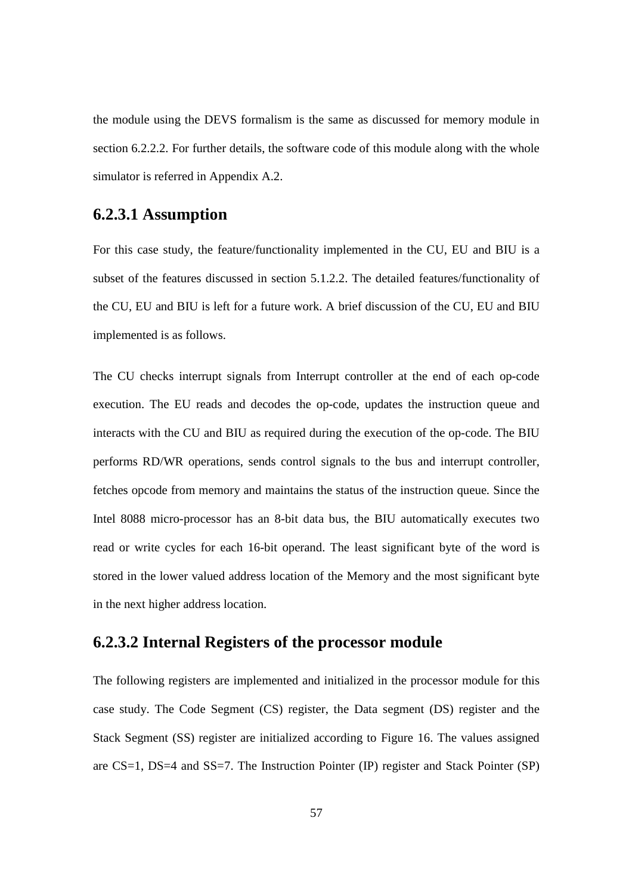the module using the DEVS formalism is the same as discussed for memory module in section 6.2.2.2. For further details, the software code of this module along with the whole simulator is referred in Appendix A.2.

### 6.2.3.1 Assumption

For this case study, the feature/functionality implemented in the CU, EU and BIU is a subset of the features discussed in section 5.1.2.2. The detailed features/functionality of the CU, EU and BIU is left for a future work. A brief discussion of the CU, EU and BIU implemented is as follows.

The CU checks interrupt signals from Interrupt controller at the end of each op-code execution. The EU reads and decodes the op-code, updates the instruction queue and interacts with the CU and BIU as required during the execution of the op-code. The BIU performs RD/WR operations, sends control signals to the bus and interrupt controller, fetches opcode from memory and maintains the status of the instruction queue. Since the Intel 8088 micro-processor has an 8-bit data bus, the BIU automatically executes two read or write cycles for each 16-bit operand. The least significant byte of the word is stored in the lower valued address location of the Memory and the most significant byte in the next higher address location.

### 6.2.3.2 Internal Registers of the processor module

The following registers are implemented and initialized in the processor module for this case study. The Code Segment (CS) register, the Data segment (DS) register and the Stack Segment (SS) register are initialized according to Figure 16. The values assigned are CS=1, DS=4 and SS=7. The Instruction Pointer (IP) register and Stack Pointer (SP)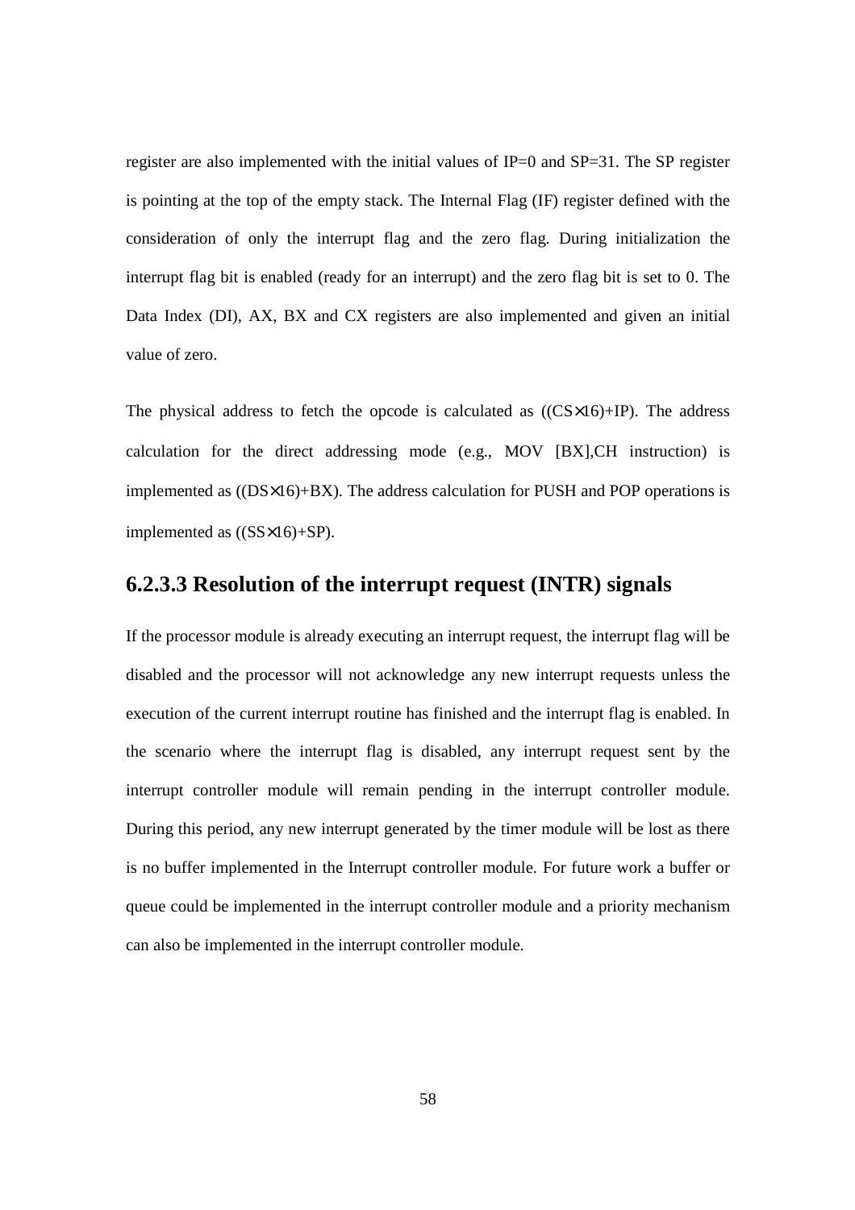register are also implemented with the initial values of IP=0 and SP=31. The SP register is pointing at the top of the empty stack. The Internal Flag (IF) register defined with the consideration of only the interrupt flag and the zero flag. During initialization the interrupt flag bit is enabled (ready for an interrupt) and the zero flag bit is set to 0. The Data Index (DI), AX, BX and CX registers are also implemented and given an initial value of zero.

The physical address to fetch the opcode is calculated as ((CS×16)+IP). The address calculation for the direct addressing mode (e.g., MOV [BX],CH instruction) is implemented as ((DS×16)+BX). The address calculation for PUSH and POP operations is implemented as ((SS×16)+SP).

### 6.2.3.3 Resolution of the interrupt request (INTR) signals

If the processor module is already executing an interrupt request, the interrupt flag will be disabled and the processor will not acknowledge any new interrupt requests unless the execution of the current interrupt routine has finished and the interrupt flag is enabled. In the scenario where the interrupt flag is disabled, any interrupt request sent by the interrupt controller module will remain pending in the interrupt controller module. During this period, any new interrupt generated by the timer module will be lost as there is no buffer implemented in the Interrupt controller module. For future work a buffer or queue could be implemented in the interrupt controller module and a priority mechanism can also be implemented in the interrupt controller module.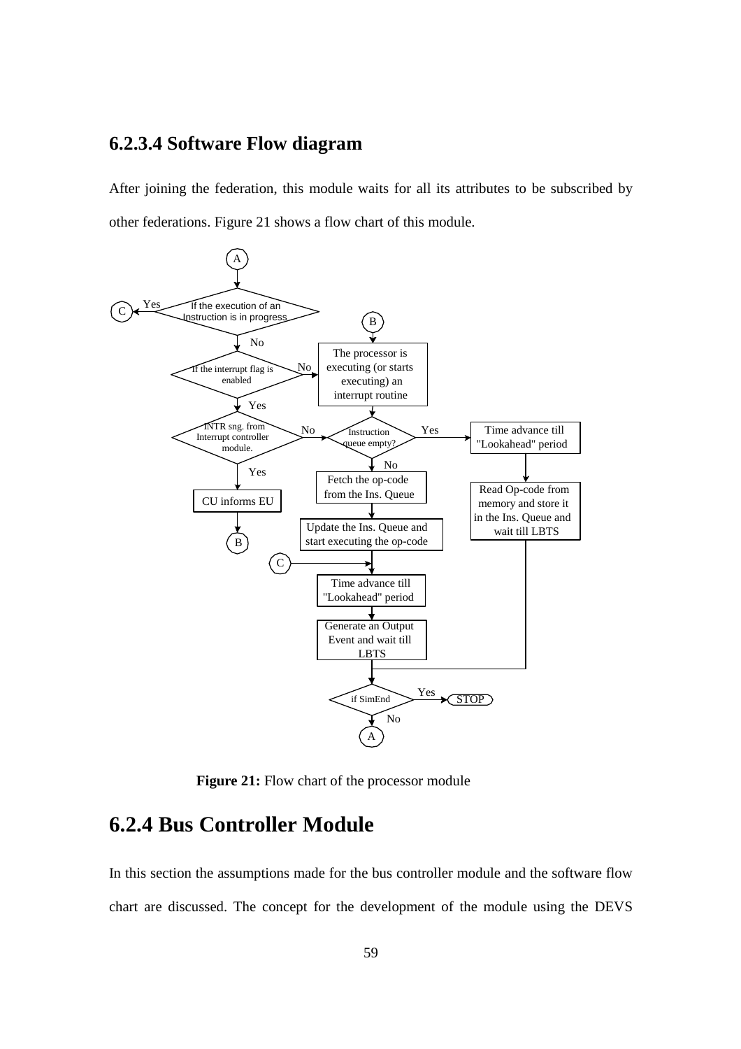### 6.2.3.4 Software Flow diagram

After joining the federation, this module waits for all its attributes to be subscribed by other federations. Figure 21 shows a flow chart of this module.

**Figure 21:** Flow chart of the processor module

## 6.2.4 Bus Controller Module

In this section the assumptions made for the bus controller module and the software flow chart are discussed. The concept for the development of the module using the DEVS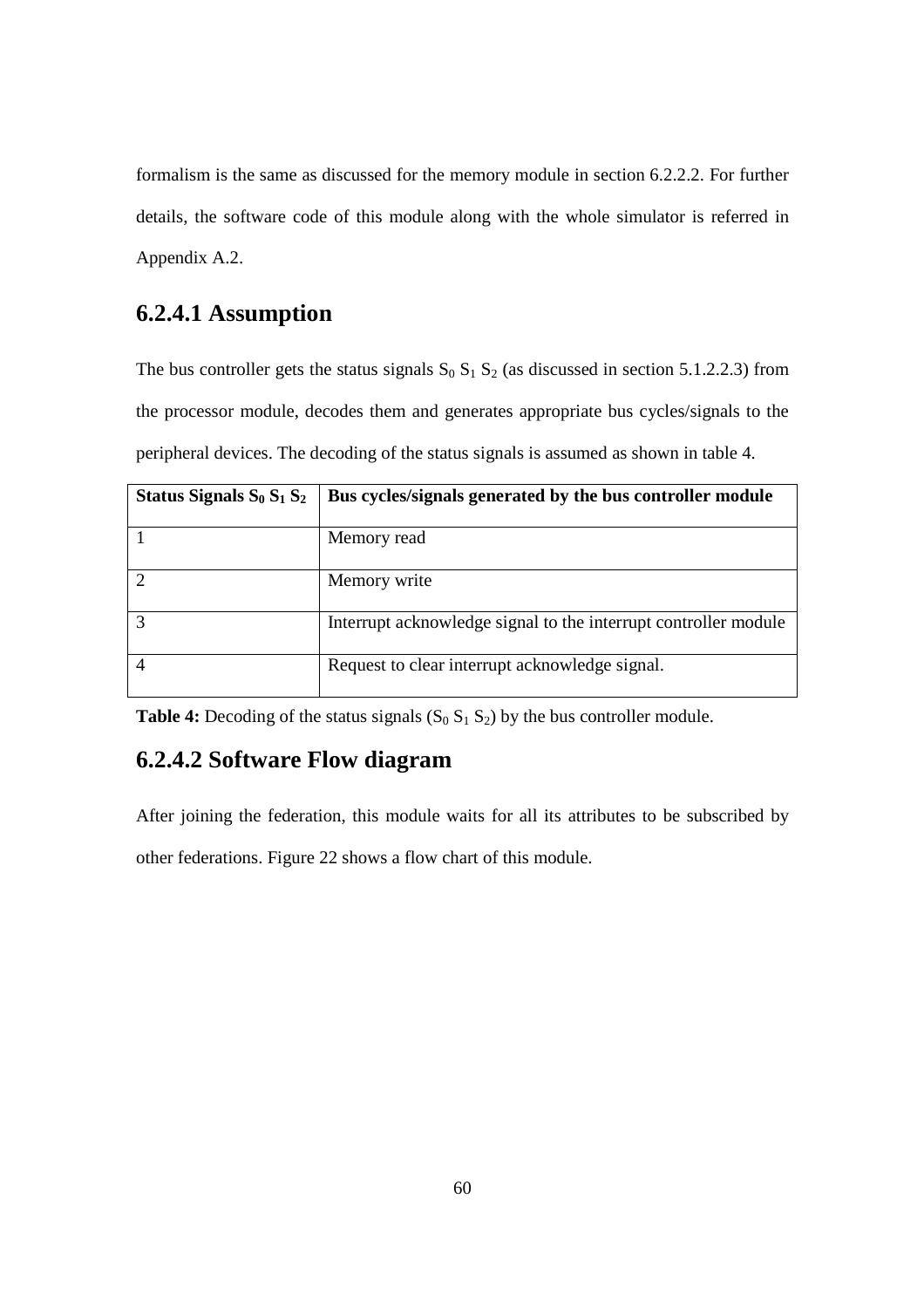formalism is the same as discussed for the memory module in section 6.2.2.2. For further details, the software code of this module along with the whole simulator is referred in Appendix A.2.

### 6.2.4.1 Assumption

The bus controller gets the status signals $S_0$ $S_1$ $S_2$ (as discussed in section 5.1.2.2.3) from the processor module, decodes them and generates appropriate bus cycles/signals to the peripheral devices. The decoding of the status signals is assumed as shown in table 4.

| **Status Signals $S_0$ $S_1$ $S_2$** | **Bus cycles/signals generated by the bus controller module** |
|---|---|
| 1 | Memory read |
| 2 | Memory write |
| 3 | Interrupt acknowledge signal to the interrupt controller module |
| 4 | Request to clear interrupt acknowledge signal. |

**Table 4:** Decoding of the status signals ($S_0$ $S_1$ $S_2$) by the bus controller module.

### 6.2.4.2 Software Flow diagram

After joining the federation, this module waits for all its attributes to be subscribed by other federations. Figure 22 shows a flow chart of this module.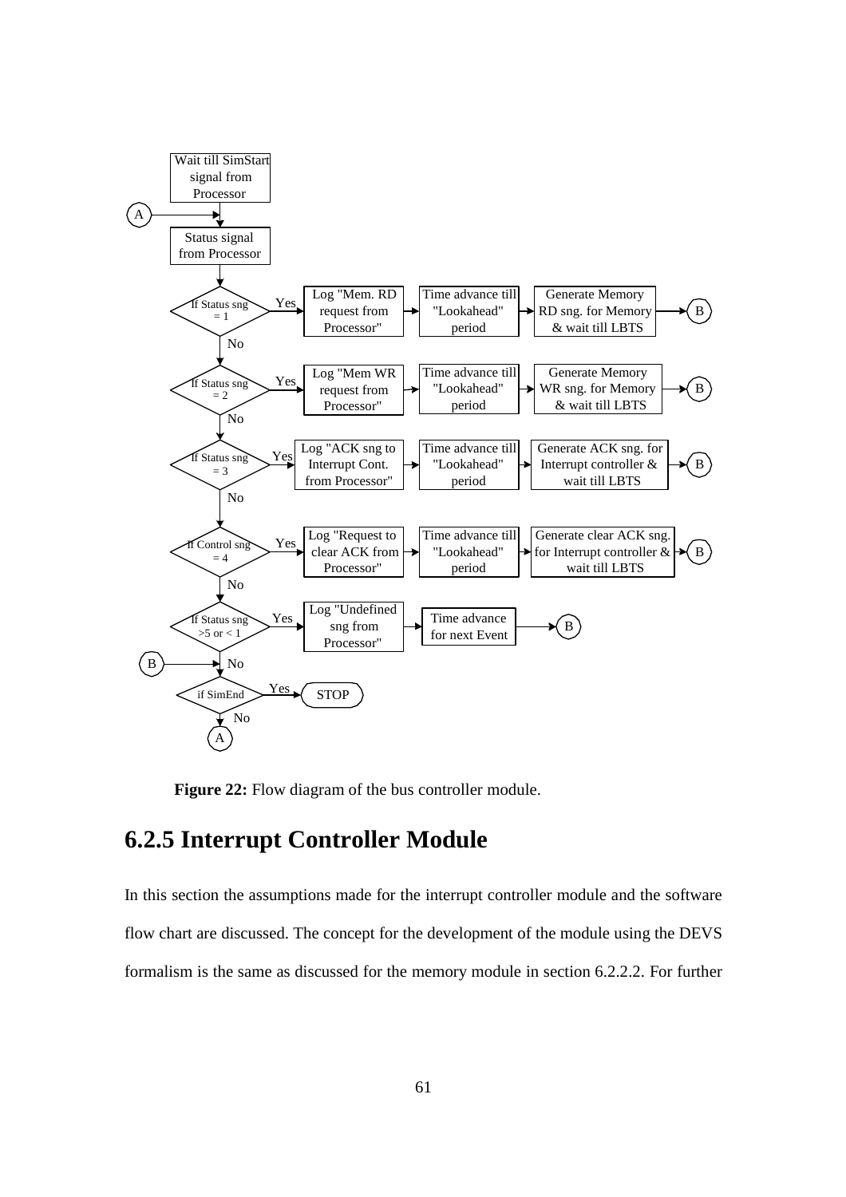**Figure 22:** Flow diagram of the bus controller module.

## 6.2.5 Interrupt Controller Module

In this section the assumptions made for the interrupt controller module and the software flow chart are discussed. The concept for the development of the module using the DEVS formalism is the same as discussed for the memory module in section 6.2.2.2. For further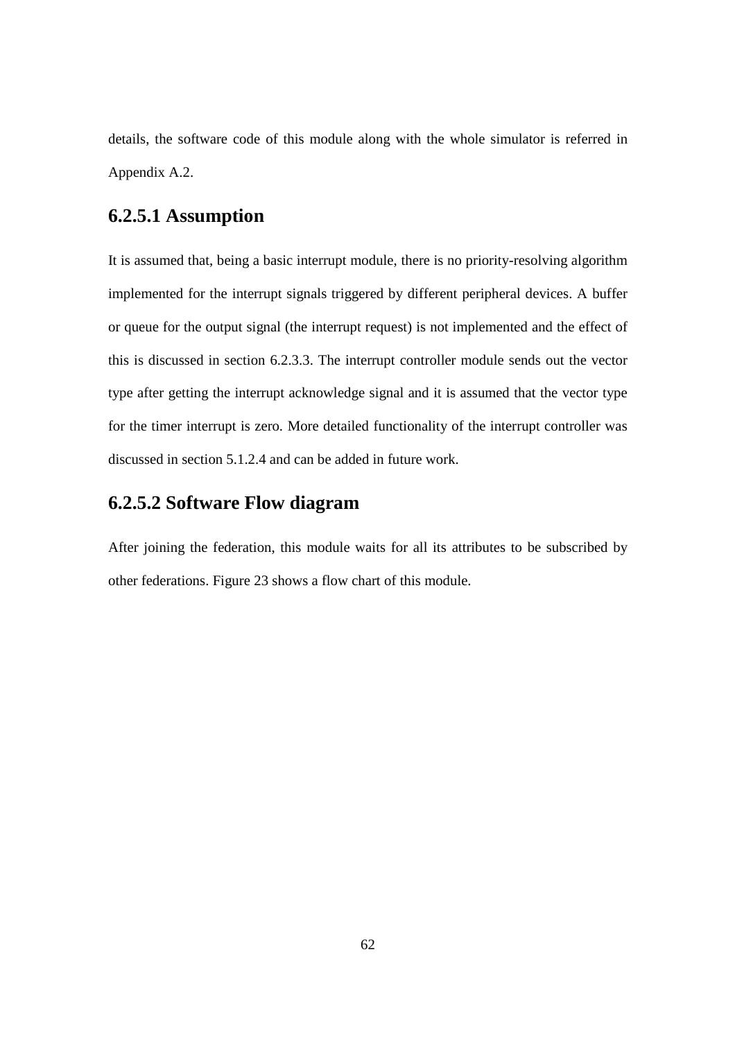details, the software code of this module along with the whole simulator is referred in Appendix A.2.

### 6.2.5.1 Assumption

It is assumed that, being a basic interrupt module, there is no priority-resolving algorithm implemented for the interrupt signals triggered by different peripheral devices. A buffer or queue for the output signal (the interrupt request) is not implemented and the effect of this is discussed in section 6.2.3.3. The interrupt controller module sends out the vector type after getting the interrupt acknowledge signal and it is assumed that the vector type for the timer interrupt is zero. More detailed functionality of the interrupt controller was discussed in section 5.1.2.4 and can be added in future work.

### 6.2.5.2 Software Flow diagram

After joining the federation, this module waits for all its attributes to be subscribed by other federations. Figure 23 shows a flow chart of this module.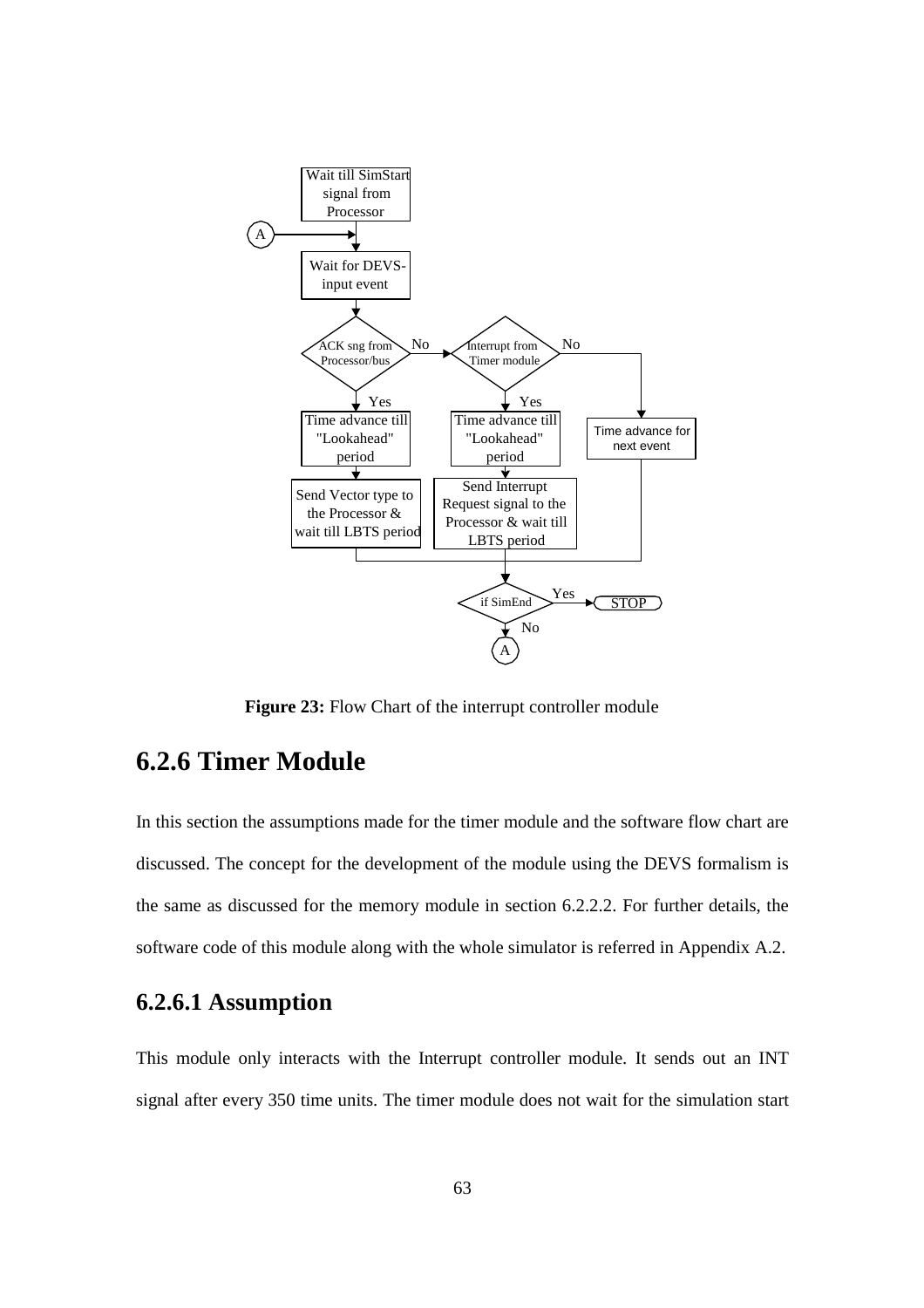Figure 23: Flow Chart of the interrupt controller module

## 6.2.6 Timer Module

In this section the assumptions made for the timer module and the software flow chart are discussed. The concept for the development of the module using the DEVS formalism is the same as discussed for the memory module in section 6.2.2.2. For further details, the software code of this module along with the whole simulator is referred in Appendix A.2.

### 6.2.6.1 Assumption

This module only interacts with the Interrupt controller module. It sends out an INT signal after every 350 time units. The timer module does not wait for the simulation start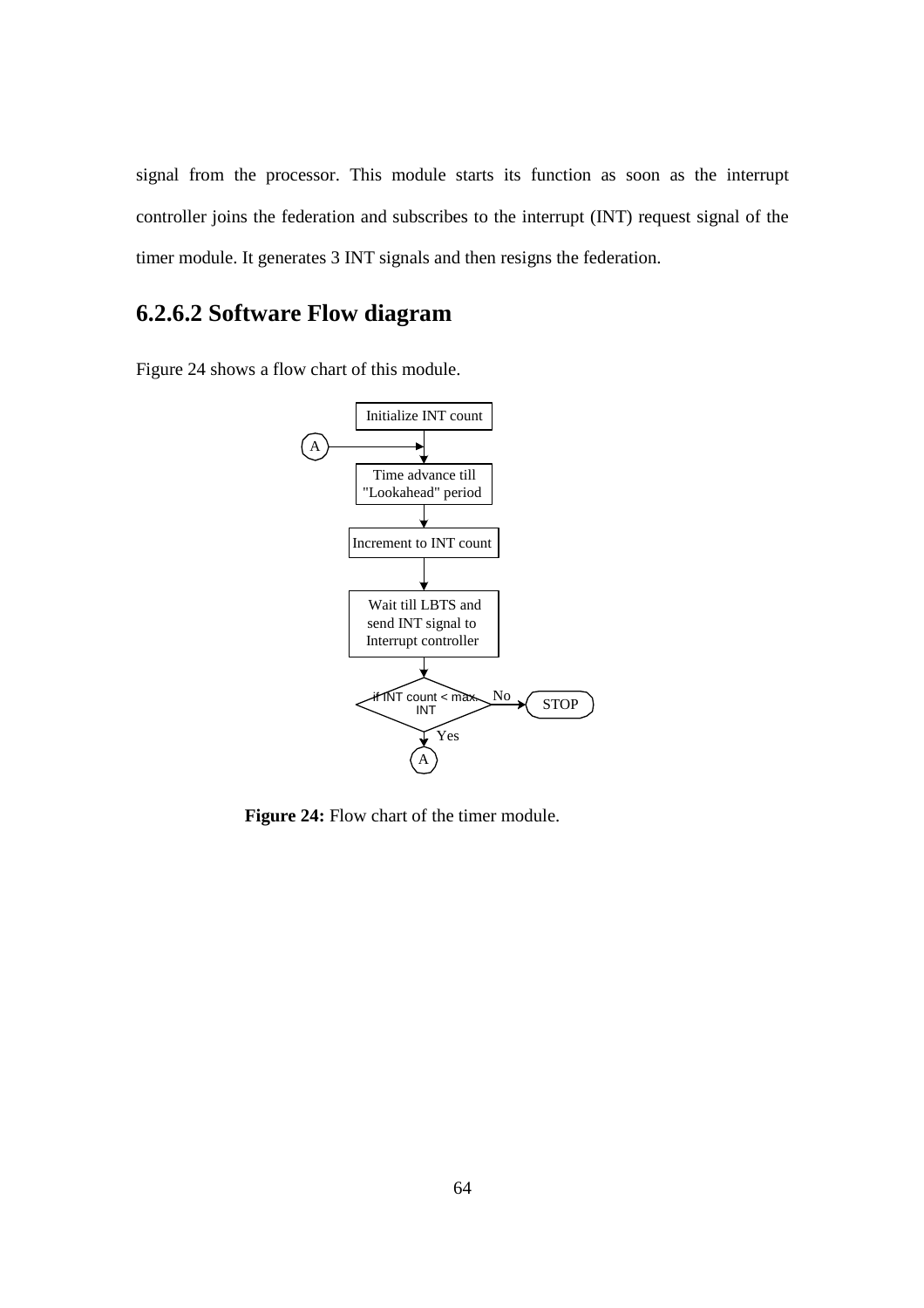signal from the processor. This module starts its function as soon as the interrupt controller joins the federation and subscribes to the interrupt (INT) request signal of the timer module. It generates 3 INT signals and then resigns the federation.

## 6.2.6.2 Software Flow diagram

Figure 24 shows a flow chart of this module.

Initialize INT count

A

Time advance till "Lookahead" period

Increment to INT count

Wait till LBTS and send INT signal to Interrupt controller

if INT count < max. INT

No

STOP

Yes

A

**Figure 24:** Flow chart of the timer module.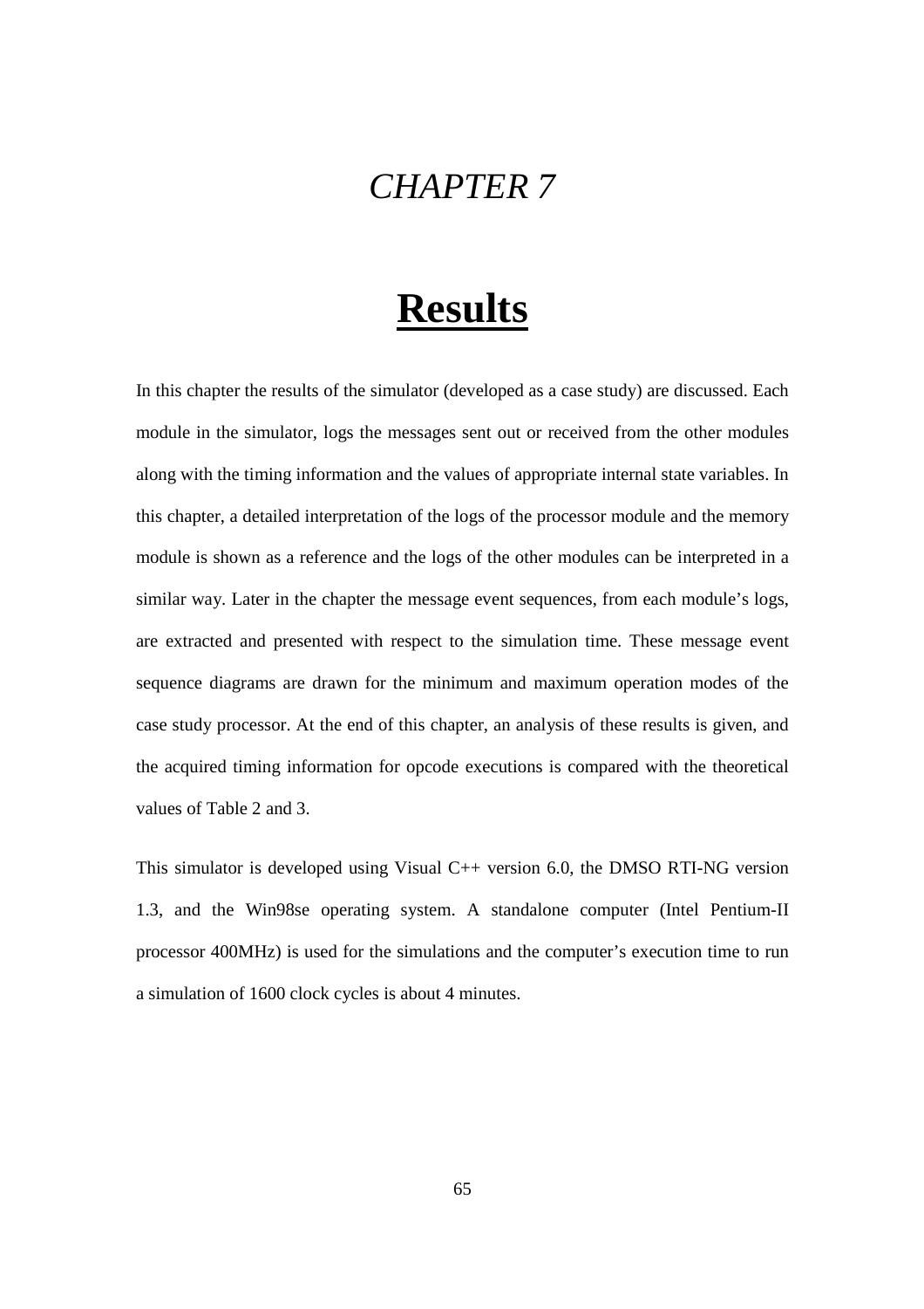# *CHAPTER 7*

# Results

In this chapter the results of the simulator (developed as a case study) are discussed. Each module in the simulator, logs the messages sent out or received from the other modules along with the timing information and the values of appropriate internal state variables. In this chapter, a detailed interpretation of the logs of the processor module and the memory module is shown as a reference and the logs of the other modules can be interpreted in a similar way. Later in the chapter the message event sequences, from each module's logs, are extracted and presented with respect to the simulation time. These message event sequence diagrams are drawn for the minimum and maximum operation modes of the case study processor. At the end of this chapter, an analysis of these results is given, and the acquired timing information for opcode executions is compared with the theoretical values of Table 2 and 3.

This simulator is developed using Visual C++ version 6.0, the DMSO RTI-NG version 1.3, and the Win98se operating system. A standalone computer (Intel Pentium-II processor 400MHz) is used for the simulations and the computer's execution time to run a simulation of 1600 clock cycles is about 4 minutes.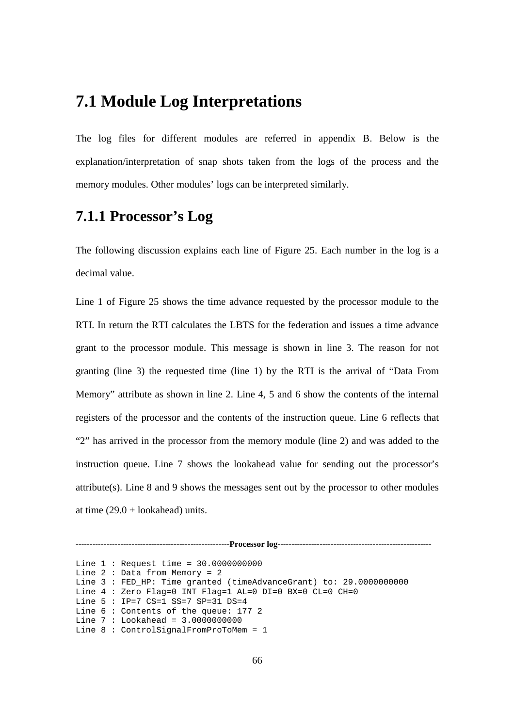## 7.1 Module Log Interpretations

The log files for different modules are referred in appendix B. Below is the explanation/interpretation of snap shots taken from the logs of the process and the memory modules. Other modules' logs can be interpreted similarly.

### 7.1.1 Processor's Log

The following discussion explains each line of Figure 25. Each number in the log is a decimal value.

Line 1 of Figure 25 shows the time advance requested by the processor module to the RTI. In return the RTI calculates the LBTS for the federation and issues a time advance grant to the processor module. This message is shown in line 3. The reason for not granting (line 3) the requested time (line 1) by the RTI is the arrival of "Data From Memory" attribute as shown in line 2. Line 4, 5 and 6 show the contents of the internal registers of the processor and the contents of the instruction queue. Line 6 reflects that "2" has arrived in the processor from the memory module (line 2) and was added to the instruction queue. Line 7 shows the lookahead value for sending out the processor's attribute(s). Line 8 and 9 shows the messages sent out by the processor to other modules at time (29.0 + lookahead) units.

--------------------------------------------------------**Processor log**--------------------------------------------------------

```
Line 1 : Request time = 30.0000000000
Line 2 : Data from Memory = 2
Line 3 : FED_HP: Time granted (timeAdvanceGrant) to: 29.0000000000
Line 4 : Zero Flag=0 INT Flag=1 AL=0 DI=0 BX=0 CL=0 CH=0
Line 5 : IP=7 CS=1 SS=7 SP=31 DS=4
Line 6 : Contents of the queue: 177 2
Line 7 : Lookahead = 3.0000000000
Line 8 : ControlSignalFromProToMem = 1
```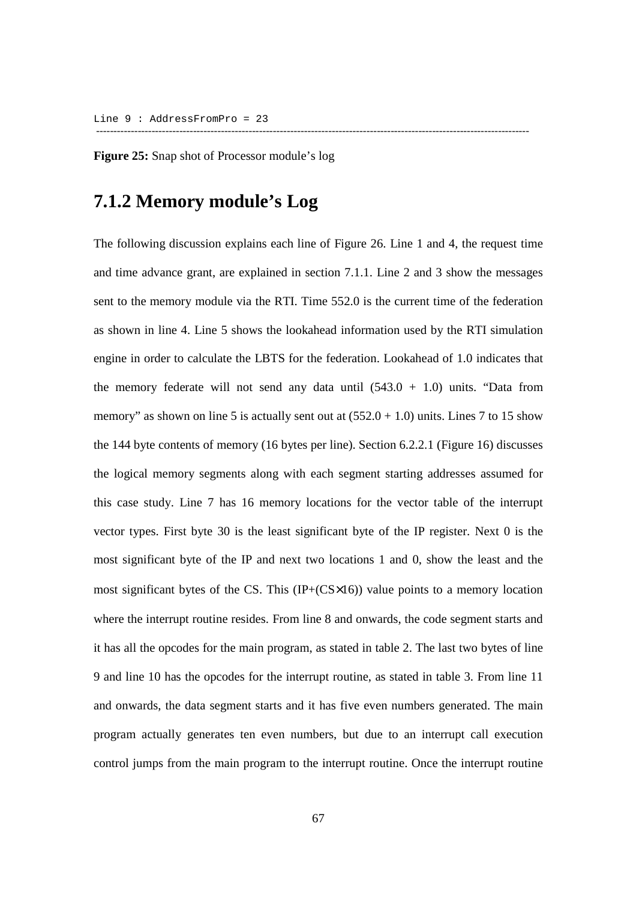```
Line 9 : AddressFromPro = 23
--------------------------------------------------------------------------------------------------------------------------------
```

**Figure 25:** Snap shot of Processor module's log

## 7.1.2 Memory module's Log

The following discussion explains each line of Figure 26. Line 1 and 4, the request time and time advance grant, are explained in section 7.1.1. Line 2 and 3 show the messages sent to the memory module via the RTI. Time 552.0 is the current time of the federation as shown in line 4. Line 5 shows the lookahead information used by the RTI simulation engine in order to calculate the LBTS for the federation. Lookahead of 1.0 indicates that the memory federate will not send any data until $(543.0 + 1.0)$ units. "Data from memory" as shown on line 5 is actually sent out at $(552.0 + 1.0)$ units. Lines 7 to 15 show the 144 byte contents of memory (16 bytes per line). Section 6.2.2.1 (Figure 16) discusses the logical memory segments along with each segment starting addresses assumed for this case study. Line 7 has 16 memory locations for the vector table of the interrupt vector types. First byte 30 is the least significant byte of the IP register. Next 0 is the most significant byte of the IP and next two locations 1 and 0, show the least and the most significant bytes of the CS. This $(IP+(CS\times16))$ value points to a memory location where the interrupt routine resides. From line 8 and onwards, the code segment starts and it has all the opcodes for the main program, as stated in table 2. The last two bytes of line 9 and line 10 has the opcodes for the interrupt routine, as stated in table 3. From line 11 and onwards, the data segment starts and it has five even numbers generated. The main program actually generates ten even numbers, but due to an interrupt call execution control jumps from the main program to the interrupt routine. Once the interrupt routine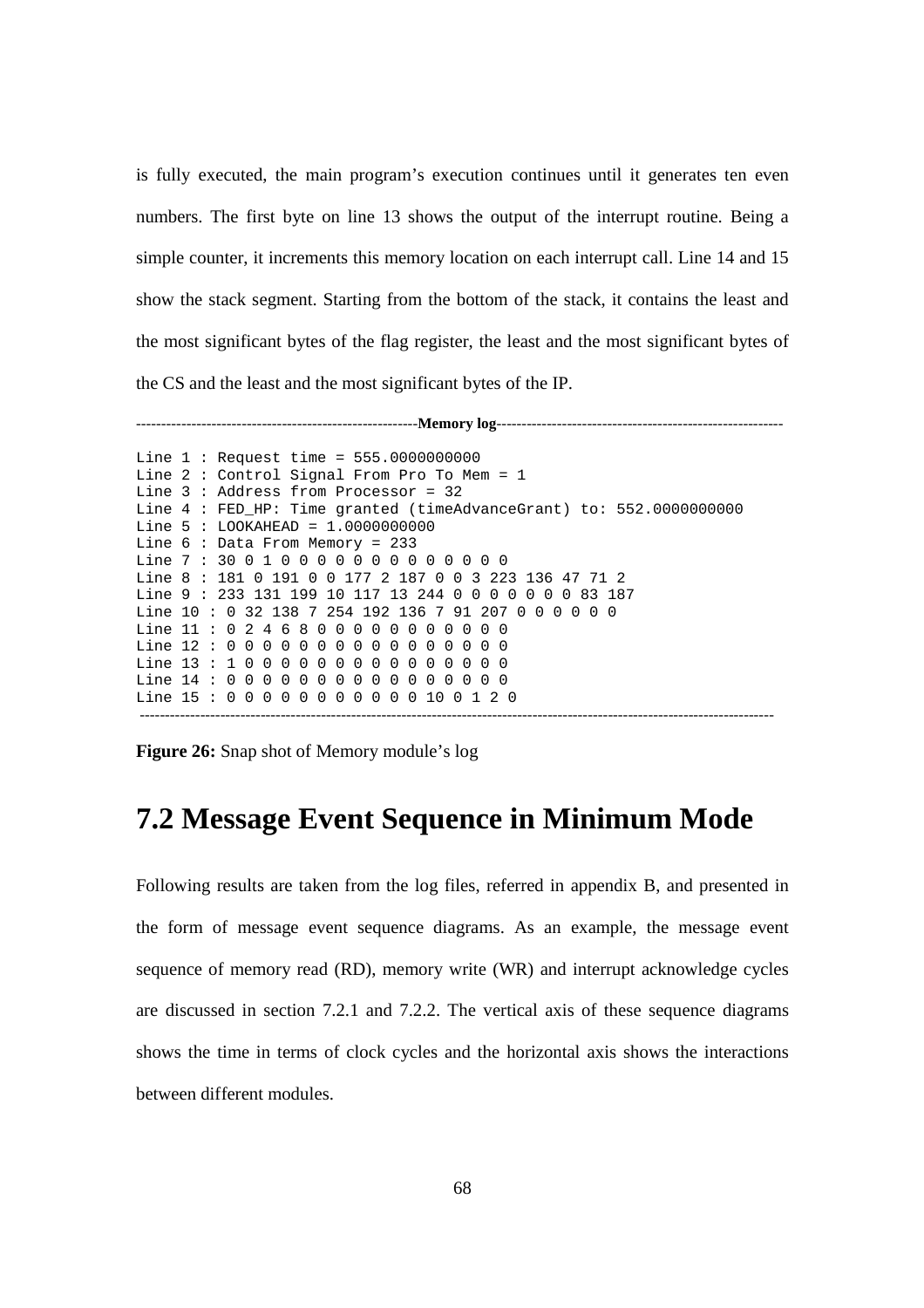is fully executed, the main program's execution continues until it generates ten even numbers. The first byte on line 13 shows the output of the interrupt routine. Being a simple counter, it increments this memory location on each interrupt call. Line 14 and 15 show the stack segment. Starting from the bottom of the stack, it contains the least and the most significant bytes of the flag register, the least and the most significant bytes of the CS and the least and the most significant bytes of the IP.

--------------------------------------------------------**Memory log**--------------------------------------------------------

```
Line 1 : Request time = 555.0000000000
Line 2 : Control Signal From Pro To Mem = 1
Line 3 : Address from Processor = 32
Line 4 : FED_HP: Time granted (timeAdvanceGrant) to: 552.0000000000
Line 5 : LOOKAHEAD = 1.0000000000
Line 6 : Data From Memory = 233
Line 7 : 30 0 1 0 0 0 0 0 0 0 0 0 0 0 0 0
Line 8 : 181 0 191 0 0 177 2 187 0 0 3 223 136 47 71 2
Line 9 : 233 131 199 10 117 13 244 0 0 0 0 0 0 0 83 187
Line 10 : 0 32 138 7 254 192 136 7 91 207 0 0 0 0 0 0
Line 11 : 0 2 4 6 8 0 0 0 0 0 0 0 0 0 0 0
Line 12 : 0 0 0 0 0 0 0 0 0 0 0 0 0 0 0 0
Line 13 : 1 0 0 0 0 0 0 0 0 0 0 0 0 0 0 0
Line 14 : 0 0 0 0 0 0 0 0 0 0 0 0 0 0 0 0
Line 15 : 0 0 0 0 0 0 0 0 0 0 0 0 10 0 1 2 0
```

----------------------------------------------------------------------------------------------------------------------------

**Figure 26:** Snap shot of Memory module's log

## 7.2 Message Event Sequence in Minimum Mode

Following results are taken from the log files, referred in appendix B, and presented in the form of message event sequence diagrams. As an example, the message event sequence of memory read (RD), memory write (WR) and interrupt acknowledge cycles are discussed in section 7.2.1 and 7.2.2. The vertical axis of these sequence diagrams shows the time in terms of clock cycles and the horizontal axis shows the interactions between different modules.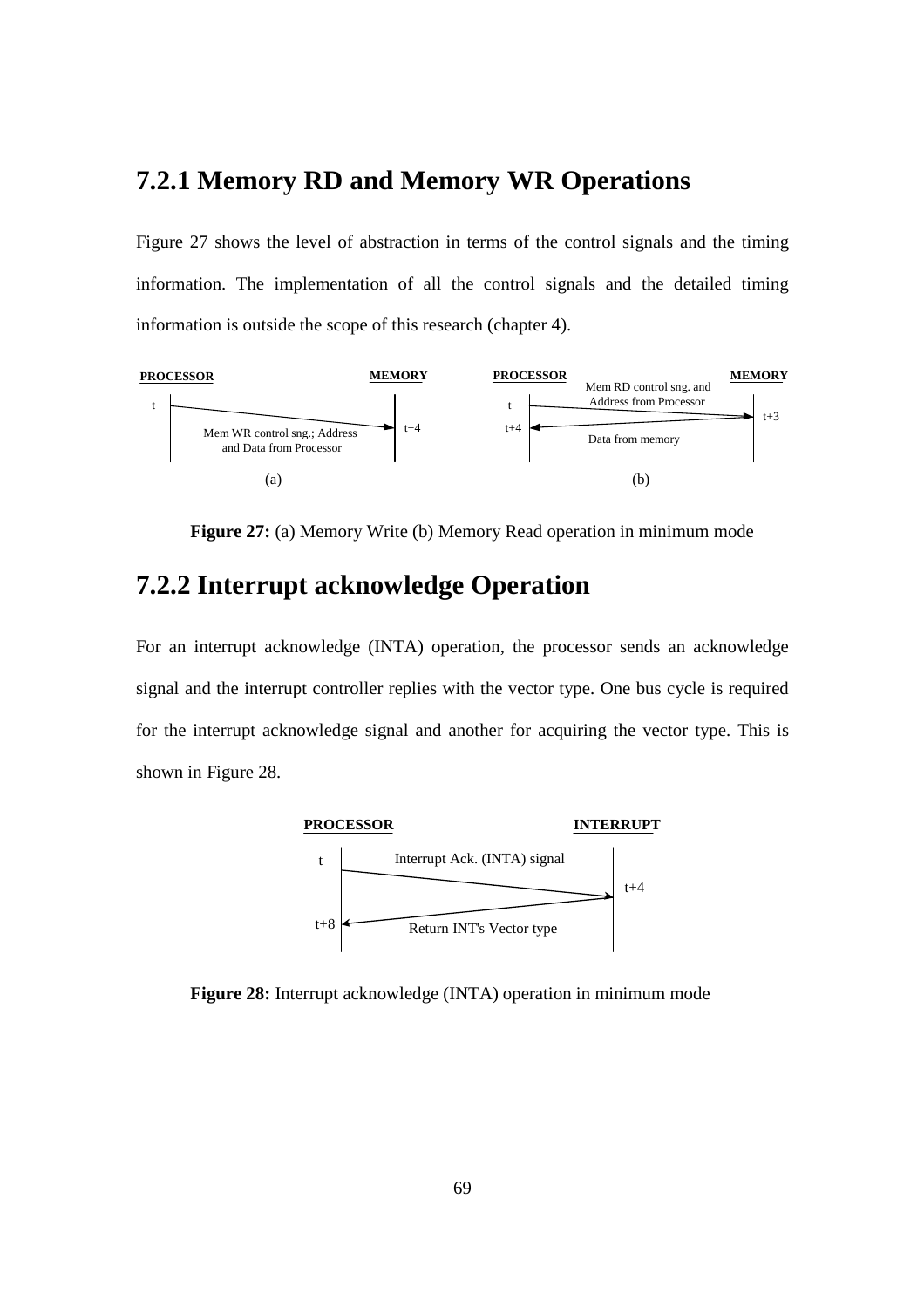### 7.2.1 Memory RD and Memory WR Operations

Figure 27 shows the level of abstraction in terms of the control signals and the timing information. The implementation of all the control signals and the detailed timing information is outside the scope of this research (chapter 4).

PROCESSOR MEMORY PROCESSOR MEMORY

t t+4 Mem WR control sng.; Address and Data from Processor (a)

Mem RD control sng. and Address from Processor t t+3 t+4 Data from memory (b)

**Figure 27:** (a) Memory Write (b) Memory Read operation in minimum mode

### 7.2.2 Interrupt acknowledge Operation

For an interrupt acknowledge (INTA) operation, the processor sends an acknowledge signal and the interrupt controller replies with the vector type. One bus cycle is required for the interrupt acknowledge signal and another for acquiring the vector type. This is shown in Figure 28.

PROCESSOR INTERRUPT

t Interrupt Ack. (INTA) signal t+4 t+8 Return INT's Vector type

**Figure 28:** Interrupt acknowledge (INTA) operation in minimum mode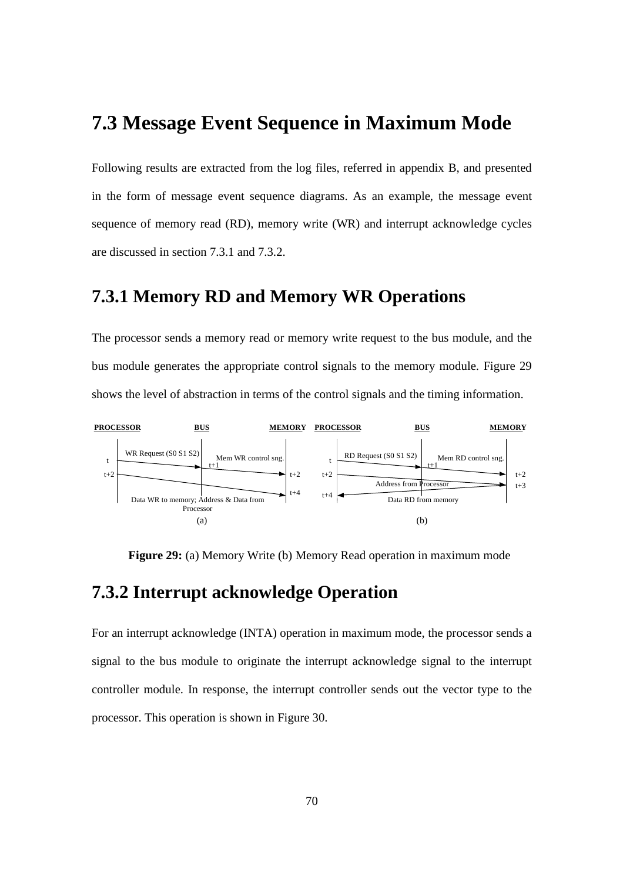## 7.3 Message Event Sequence in Maximum Mode

Following results are extracted from the log files, referred in appendix B, and presented in the form of message event sequence diagrams. As an example, the message event sequence of memory read (RD), memory write (WR) and interrupt acknowledge cycles are discussed in section 7.3.1 and 7.3.2.

### 7.3.1 Memory RD and Memory WR Operations

The processor sends a memory read or memory write request to the bus module, and the bus module generates the appropriate control signals to the memory module. Figure 29 shows the level of abstraction in terms of the control signals and the timing information.

**Figure 29:** (a) Memory Write (b) Memory Read operation in maximum mode

### 7.3.2 Interrupt acknowledge Operation

For an interrupt acknowledge (INTA) operation in maximum mode, the processor sends a signal to the bus module to originate the interrupt acknowledge signal to the interrupt controller module. In response, the interrupt controller sends out the vector type to the processor. This operation is shown in Figure 30.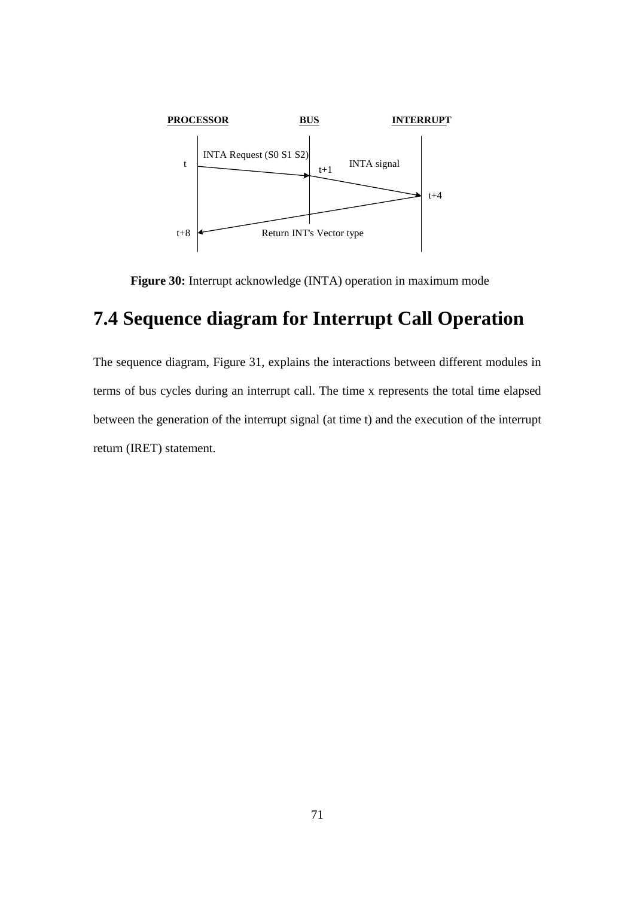PROCESSOR | BUS | INTERRUPT

t — INTA Request (S0 S1 S2) → t+1 — INTA signal → t+4

t+8 ← Return INT's Vector type

**Figure 30:** Interrupt acknowledge (INTA) operation in maximum mode

## 7.4 Sequence diagram for Interrupt Call Operation

The sequence diagram, Figure 31, explains the interactions between different modules in terms of bus cycles during an interrupt call. The time x represents the total time elapsed between the generation of the interrupt signal (at time t) and the execution of the interrupt return (IRET) statement.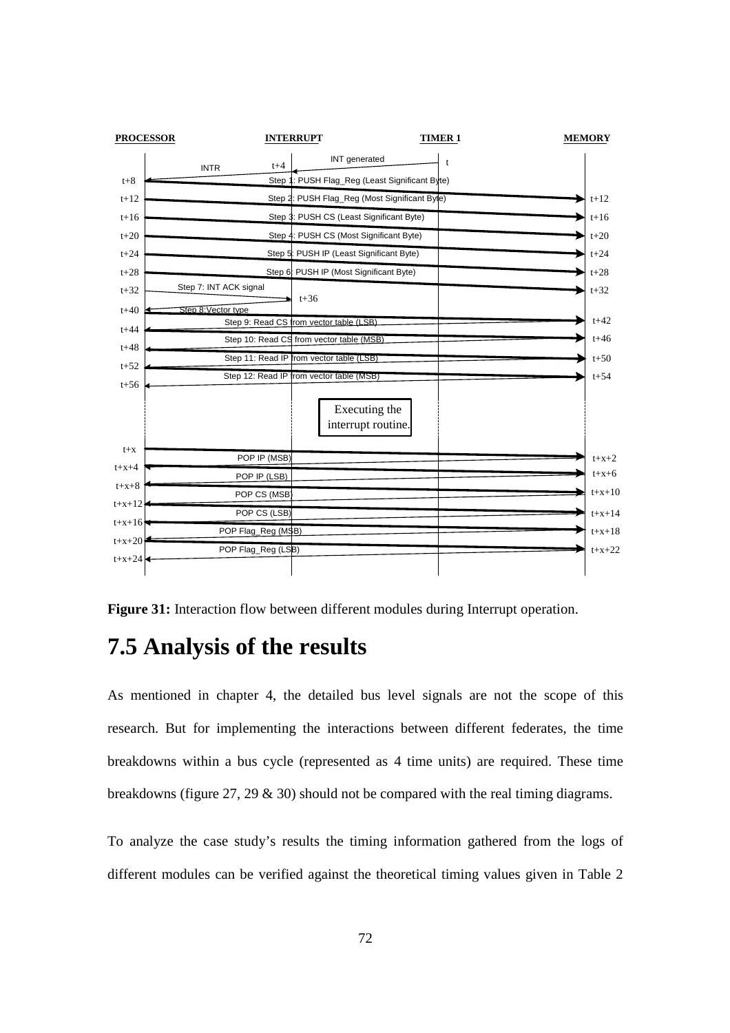**Figure 31:** Interaction flow between different modules during Interrupt operation.

## 7.5 Analysis of the results

As mentioned in chapter 4, the detailed bus level signals are not the scope of this research. But for implementing the interactions between different federates, the time breakdowns within a bus cycle (represented as 4 time units) are required. These time breakdowns (figure 27, 29 & 30) should not be compared with the real timing diagrams.

To analyze the case study's results the timing information gathered from the logs of different modules can be verified against the theoretical timing values given in Table 2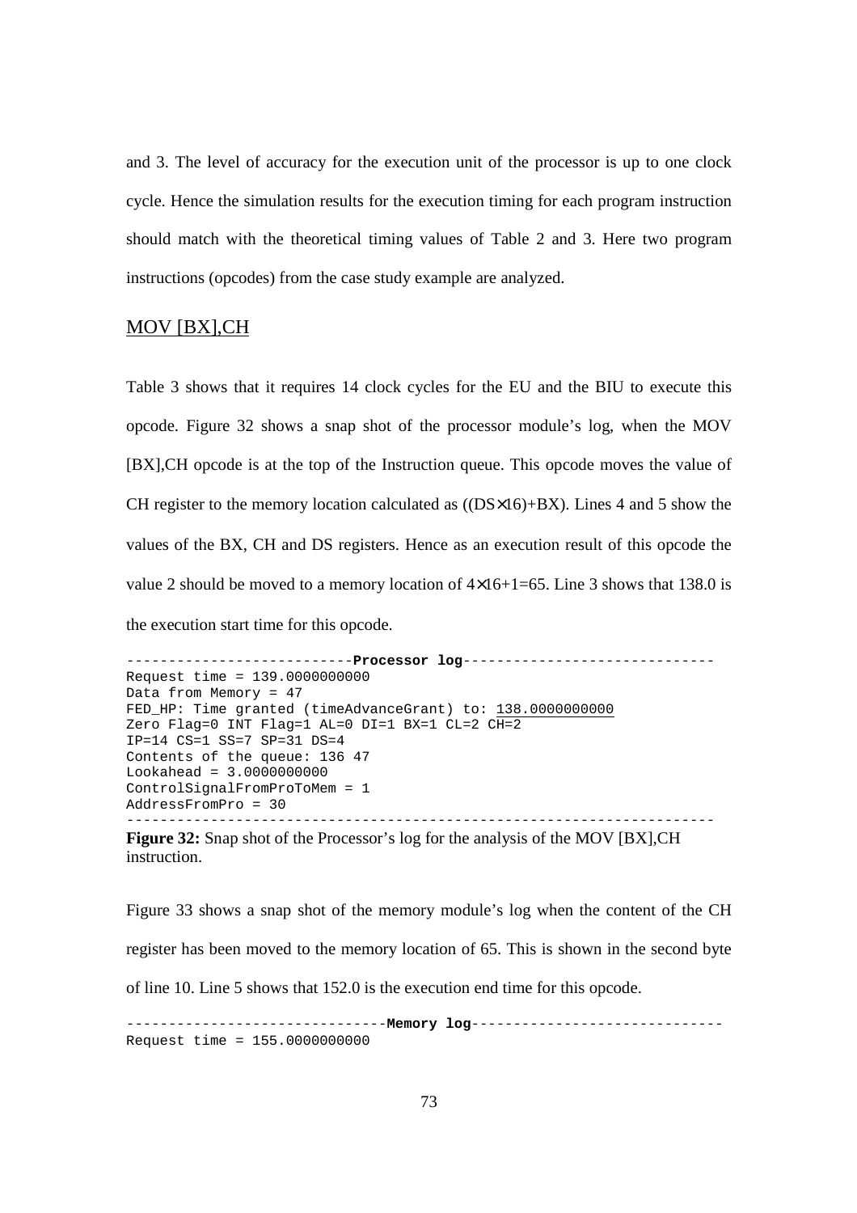and 3. The level of accuracy for the execution unit of the processor is up to one clock cycle. Hence the simulation results for the execution timing for each program instruction should match with the theoretical timing values of Table 2 and 3. Here two program instructions (opcodes) from the case study example are analyzed.

## MOV [BX],CH

Table 3 shows that it requires 14 clock cycles for the EU and the BIU to execute this opcode. Figure 32 shows a snap shot of the processor module's log, when the MOV [BX],CH opcode is at the top of the Instruction queue. This opcode moves the value of CH register to the memory location calculated as $((DS \times 16)+BX)$. Lines 4 and 5 show the values of the BX, CH and DS registers. Hence as an execution result of this opcode the value 2 should be moved to a memory location of $4 \times 16+1=65$. Line 3 shows that 138.0 is the execution start time for this opcode.

```
---------------------------Processor log------------------------------
Request time = 139.0000000000
Data from Memory = 47
FED_HP: Time granted (timeAdvanceGrant) to: 138.0000000000
Zero Flag=0 INT Flag=1 AL=0 DI=1 BX=1 CL=2 CH=2
IP=14 CS=1 SS=7 SP=31 DS=4
Contents of the queue: 136 47
Lookahead = 3.0000000000
ControlSignalFromProToMem = 1
AddressFromPro = 30
----------------------------------------------------------------------
```

**Figure 32:** Snap shot of the Processor's log for the analysis of the MOV [BX],CH instruction.

Figure 33 shows a snap shot of the memory module's log when the content of the CH register has been moved to the memory location of 65. This is shown in the second byte of line 10. Line 5 shows that 152.0 is the execution end time for this opcode.

```
------------------------------Memory log------------------------------
Request time = 155.0000000000
```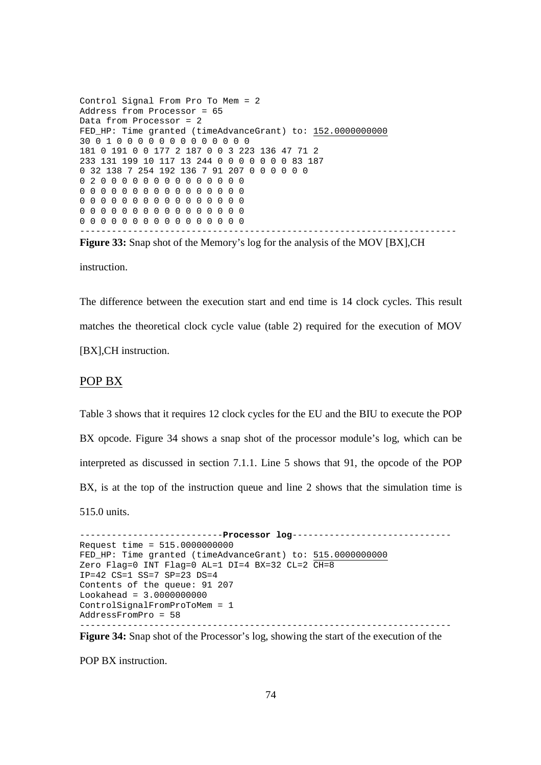```
Control Signal From Pro To Mem = 2
Address from Processor = 65
Data from Processor = 2
FED_HP: Time granted (timeAdvanceGrant) to: 152.0000000000
30 0 1 0 0 0 0 0 0 0 0 0 0 0 0 0
181 0 191 0 0 177 2 187 0 0 3 223 136 47 71 2
233 131 199 10 117 13 244 0 0 0 0 0 0 0 83 187
0 32 138 7 254 192 136 7 91 207 0 0 0 0 0 0
0 2 0 0 0 0 0 0 0 0 0 0 0 0 0 0
0 0 0 0 0 0 0 0 0 0 0 0 0 0 0 0
0 0 0 0 0 0 0 0 0 0 0 0 0 0 0 0
0 0 0 0 0 0 0 0 0 0 0 0 0 0 0 0
0 0 0 0 0 0 0 0 0 0 0 0 0 0 0 0
----------------------------------------------------------------------
```

**Figure 33:** Snap shot of the Memory's log for the analysis of the MOV [BX],CH instruction.

The difference between the execution start and end time is 14 clock cycles. This result matches the theoretical clock cycle value (table 2) required for the execution of MOV [BX],CH instruction.

## POP BX

Table 3 shows that it requires 12 clock cycles for the EU and the BIU to execute the POP BX opcode. Figure 34 shows a snap shot of the processor module's log, which can be interpreted as discussed in section 7.1.1. Line 5 shows that 91, the opcode of the POP BX, is at the top of the instruction queue and line 2 shows that the simulation time is 515.0 units.

```
---------------------------Processor log------------------------------
Request time = 515.0000000000
FED_HP: Time granted (timeAdvanceGrant) to: 515.0000000000
Zero Flag=0 INT Flag=0 AL=1 DI=4 BX=32 CL=2 CH=8
IP=42 CS=1 SS=7 SP=23 DS=4
Contents of the queue: 91 207
Lookahead = 3.0000000000
ControlSignalFromProToMem = 1
AddressFromPro = 58
----------------------------------------------------------------------
```

**Figure 34:** Snap shot of the Processor's log, showing the start of the execution of the POP BX instruction.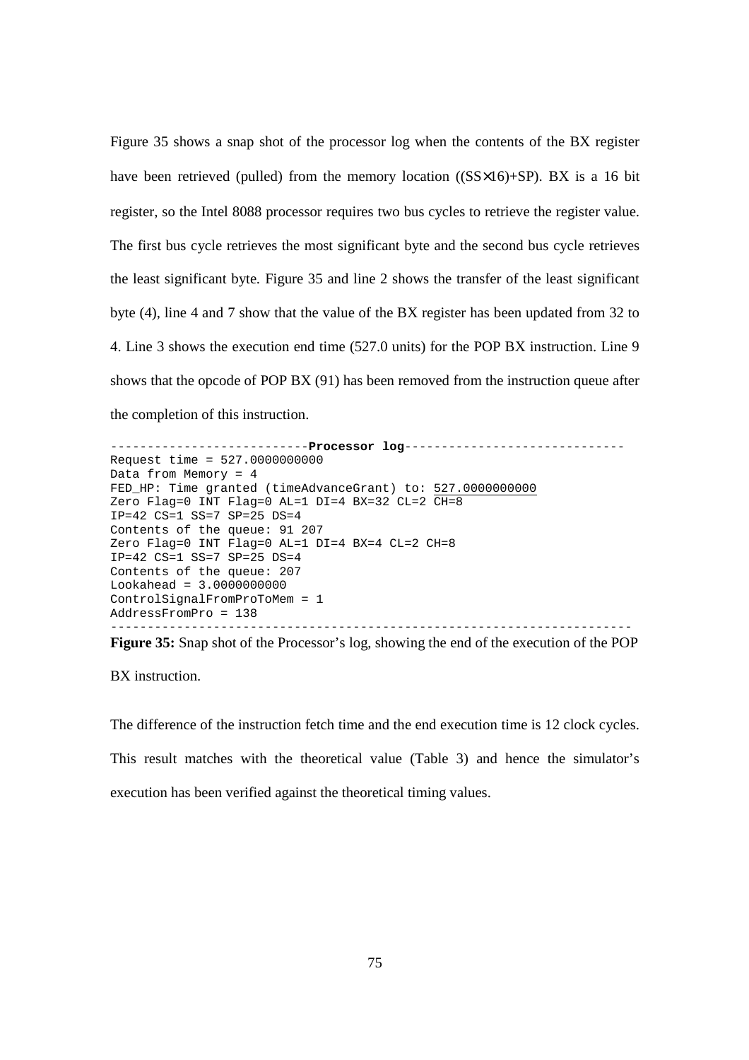Figure 35 shows a snap shot of the processor log when the contents of the BX register have been retrieved (pulled) from the memory location ((SS×16)+SP). BX is a 16 bit register, so the Intel 8088 processor requires two bus cycles to retrieve the register value. The first bus cycle retrieves the most significant byte and the second bus cycle retrieves the least significant byte. Figure 35 and line 2 shows the transfer of the least significant byte (4), line 4 and 7 show that the value of the BX register has been updated from 32 to 4. Line 3 shows the execution end time (527.0 units) for the POP BX instruction. Line 9 shows that the opcode of POP BX (91) has been removed from the instruction queue after the completion of this instruction.

```
---------------------------Processor log------------------------------
Request time = 527.0000000000
Data from Memory = 4
FED_HP: Time granted (timeAdvanceGrant) to: 527.0000000000
Zero Flag=0 INT Flag=0 AL=1 DI=4 BX=32 CL=2 CH=8
IP=42 CS=1 SS=7 SP=25 DS=4
Contents of the queue: 91 207
Zero Flag=0 INT Flag=0 AL=1 DI=4 BX=4 CL=2 CH=8
IP=42 CS=1 SS=7 SP=25 DS=4
Contents of the queue: 207
Lookahead = 3.0000000000
ControlSignalFromProToMem = 1
AddressFromPro = 138
----------------------------------------------------------------------
```

**Figure 35:** Snap shot of the Processor's log, showing the end of the execution of the POP BX instruction.

The difference of the instruction fetch time and the end execution time is 12 clock cycles. This result matches with the theoretical value (Table 3) and hence the simulator's execution has been verified against the theoretical timing values.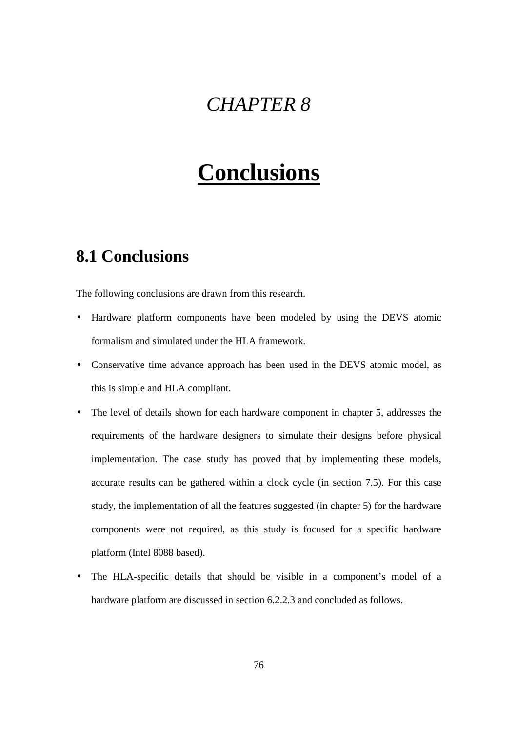# *CHAPTER 8*

# Conclusions

## 8.1 Conclusions

The following conclusions are drawn from this research.

- Hardware platform components have been modeled by using the DEVS atomic formalism and simulated under the HLA framework.
- Conservative time advance approach has been used in the DEVS atomic model, as this is simple and HLA compliant.
- The level of details shown for each hardware component in chapter 5, addresses the requirements of the hardware designers to simulate their designs before physical implementation. The case study has proved that by implementing these models, accurate results can be gathered within a clock cycle (in section 7.5). For this case study, the implementation of all the features suggested (in chapter 5) for the hardware components were not required, as this study is focused for a specific hardware platform (Intel 8088 based).
- The HLA-specific details that should be visible in a component's model of a hardware platform are discussed in section 6.2.2.3 and concluded as follows.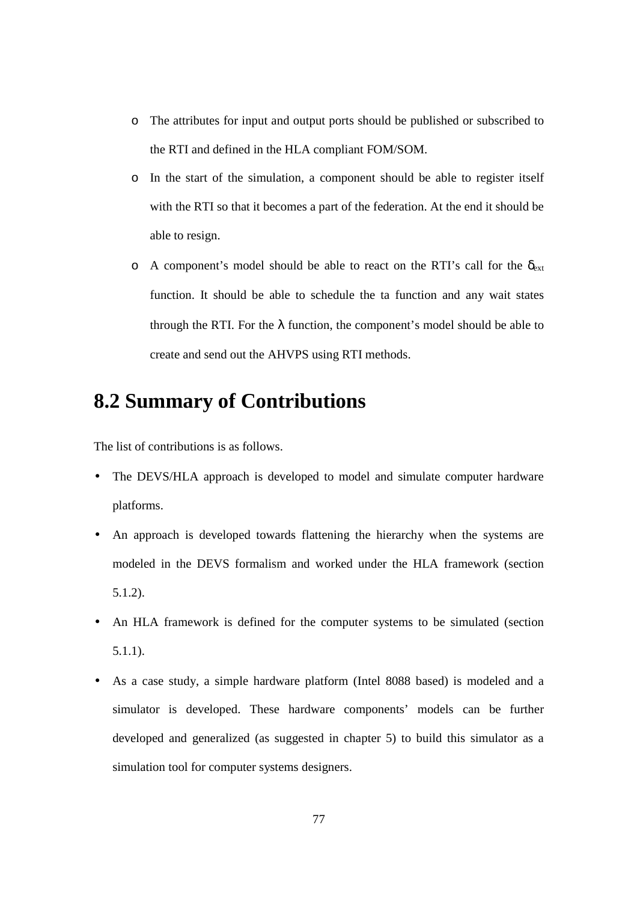- The attributes for input and output ports should be published or subscribed to the RTI and defined in the HLA compliant FOM/SOM.
- In the start of the simulation, a component should be able to register itself with the RTI so that it becomes a part of the federation. At the end it should be able to resign.
- A component's model should be able to react on the RTI's call for the $\delta_{ext}$ function. It should be able to schedule the ta function and any wait states through the RTI. For the $\lambda$ function, the component's model should be able to create and send out the AHVPS using RTI methods.

## 8.2 Summary of Contributions

The list of contributions is as follows.

- The DEVS/HLA approach is developed to model and simulate computer hardware platforms.
- An approach is developed towards flattening the hierarchy when the systems are modeled in the DEVS formalism and worked under the HLA framework (section 5.1.2).
- An HLA framework is defined for the computer systems to be simulated (section 5.1.1).
- As a case study, a simple hardware platform (Intel 8088 based) is modeled and a simulator is developed. These hardware components' models can be further developed and generalized (as suggested in chapter 5) to build this simulator as a simulation tool for computer systems designers.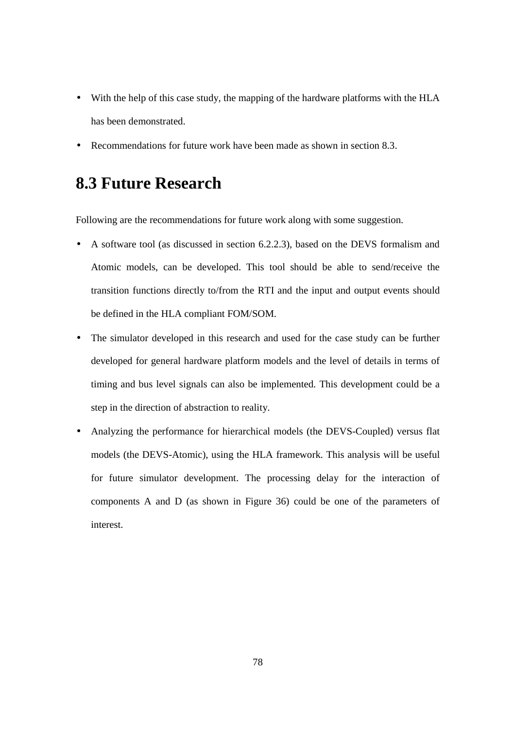- With the help of this case study, the mapping of the hardware platforms with the HLA has been demonstrated.
- Recommendations for future work have been made as shown in section 8.3.

## 8.3 Future Research

Following are the recommendations for future work along with some suggestion.

- A software tool (as discussed in section 6.2.2.3), based on the DEVS formalism and Atomic models, can be developed. This tool should be able to send/receive the transition functions directly to/from the RTI and the input and output events should be defined in the HLA compliant FOM/SOM.
- The simulator developed in this research and used for the case study can be further developed for general hardware platform models and the level of details in terms of timing and bus level signals can also be implemented. This development could be a step in the direction of abstraction to reality.
- Analyzing the performance for hierarchical models (the DEVS-Coupled) versus flat models (the DEVS-Atomic), using the HLA framework. This analysis will be useful for future simulator development. The processing delay for the interaction of components A and D (as shown in Figure 36) could be one of the parameters of interest.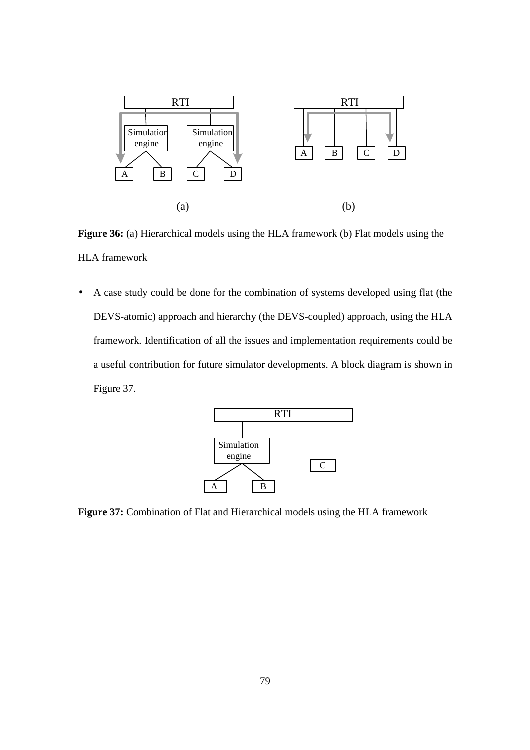**Figure 36:** (a) Hierarchical models using the HLA framework (b) Flat models using the HLA framework

- A case study could be done for the combination of systems developed using flat (the DEVS-atomic) approach and hierarchy (the DEVS-coupled) approach, using the HLA framework. Identification of all the issues and implementation requirements could be a useful contribution for future simulator developments. A block diagram is shown in Figure 37.

**Figure 37:** Combination of Flat and Hierarchical models using the HLA framework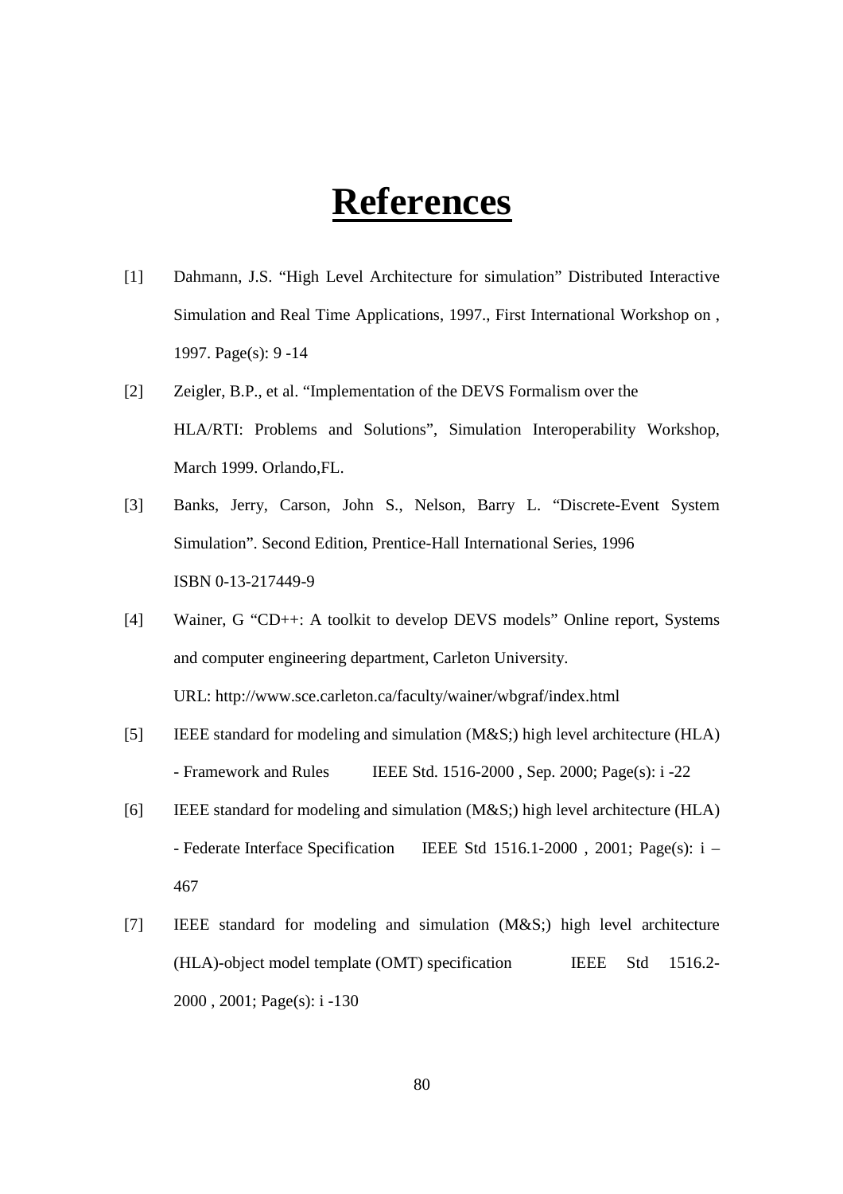# References

[1] Dahmann, J.S. "High Level Architecture for simulation" Distributed Interactive Simulation and Real Time Applications, 1997., First International Workshop on , 1997. Page(s): 9 -14

[2] Zeigler, B.P., et al. "Implementation of the DEVS Formalism over the HLA/RTI: Problems and Solutions", Simulation Interoperability Workshop, March 1999. Orlando,FL.

[3] Banks, Jerry, Carson, John S., Nelson, Barry L. "Discrete-Event System Simulation". Second Edition, Prentice-Hall International Series, 1996 ISBN 0-13-217449-9

[4] Wainer, G "CD++: A toolkit to develop DEVS models" Online report, Systems and computer engineering department, Carleton University. URL: http://www.sce.carleton.ca/faculty/wainer/wbgraf/index.html

[5] IEEE standard for modeling and simulation (M&S;) high level architecture (HLA) - Framework and Rules IEEE Std. 1516-2000 , Sep. 2000; Page(s): i -22

[6] IEEE standard for modeling and simulation (M&S;) high level architecture (HLA) - Federate Interface Specification IEEE Std 1516.1-2000 , 2001; Page(s): i – 467

[7] IEEE standard for modeling and simulation (M&S;) high level architecture (HLA)-object model template (OMT) specification IEEE Std 1516.2-2000 , 2001; Page(s): i -130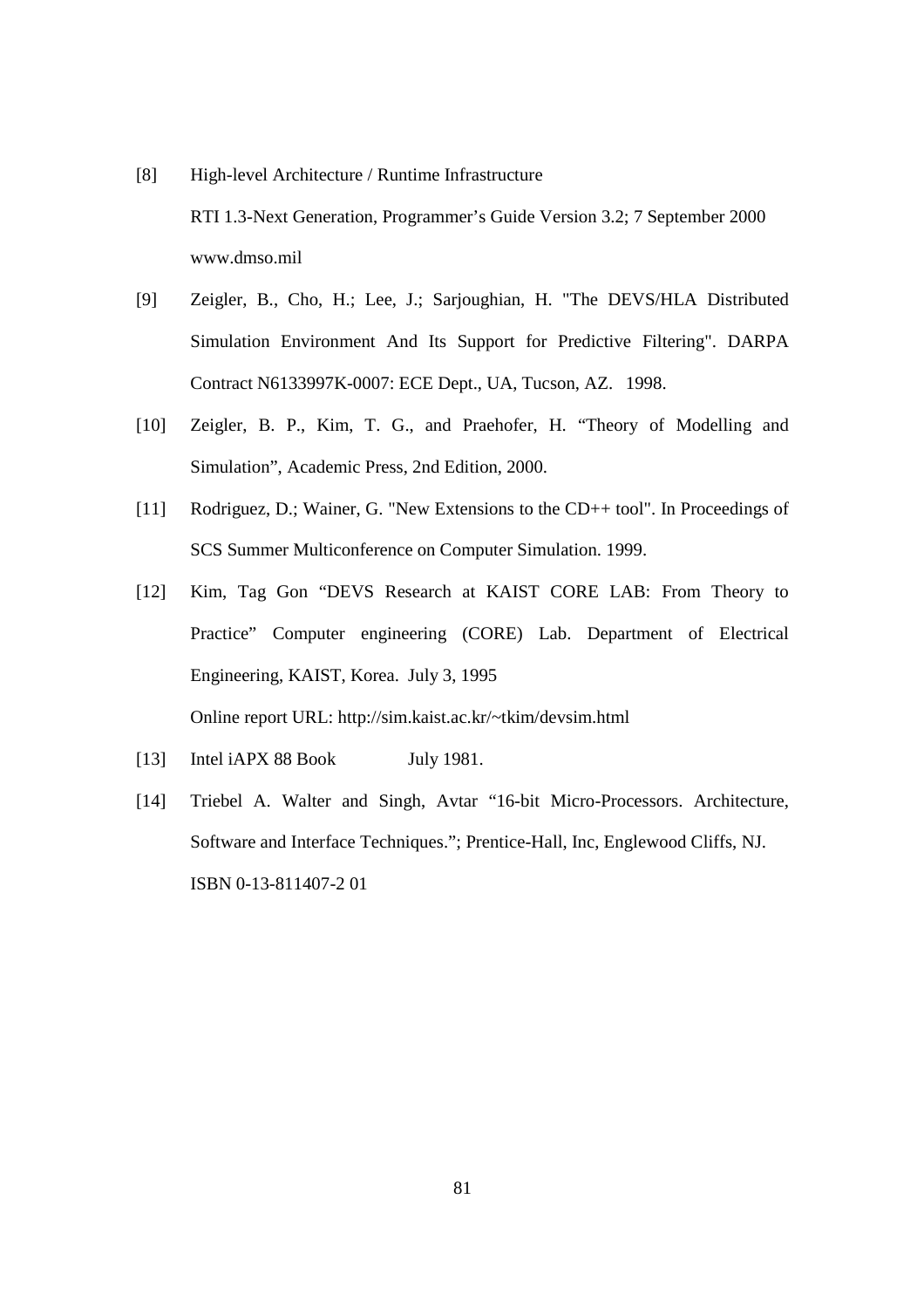[8] High-level Architecture / Runtime Infrastructure
RTI 1.3-Next Generation, Programmer's Guide Version 3.2; 7 September 2000
www.dmso.mil

[9] Zeigler, B., Cho, H.; Lee, J.; Sarjoughian, H. "The DEVS/HLA Distributed Simulation Environment And Its Support for Predictive Filtering". DARPA Contract N6133997K-0007: ECE Dept., UA, Tucson, AZ. 1998.

[10] Zeigler, B. P., Kim, T. G., and Praehofer, H. "Theory of Modelling and Simulation", Academic Press, 2nd Edition, 2000.

[11] Rodriguez, D.; Wainer, G. "New Extensions to the CD++ tool". In Proceedings of SCS Summer Multiconference on Computer Simulation. 1999.

[12] Kim, Tag Gon "DEVS Research at KAIST CORE LAB: From Theory to Practice" Computer engineering (CORE) Lab. Department of Electrical Engineering, KAIST, Korea. July 3, 1995
Online report URL: http://sim.kaist.ac.kr/~tkim/devsim.html

[13] Intel iAPX 88 Book July 1981.

[14] Triebel A. Walter and Singh, Avtar "16-bit Micro-Processors. Architecture, Software and Interface Techniques."; Prentice-Hall, Inc, Englewood Cliffs, NJ.
ISBN 0-13-811407-2 01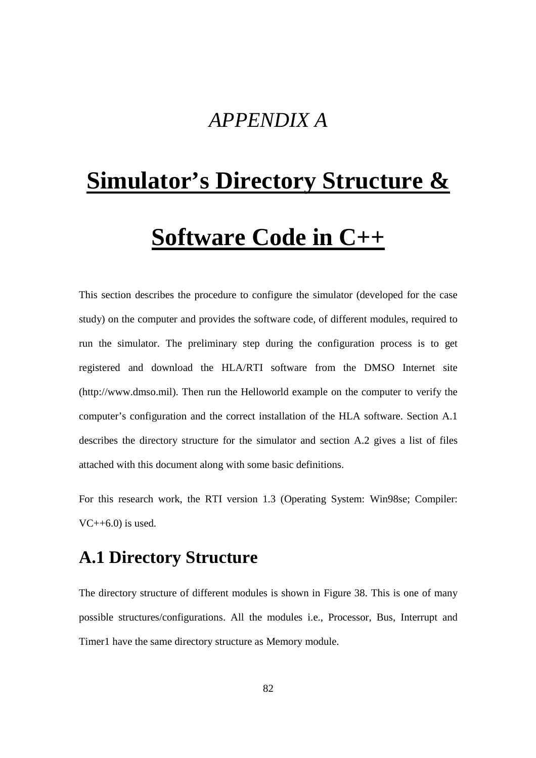# *APPENDIX A*

# Simulator's Directory Structure & Software Code in C++

This section describes the procedure to configure the simulator (developed for the case study) on the computer and provides the software code, of different modules, required to run the simulator. The preliminary step during the configuration process is to get registered and download the HLA/RTI software from the DMSO Internet site (http://www.dmso.mil). Then run the Helloworld example on the computer to verify the computer's configuration and the correct installation of the HLA software. Section A.1 describes the directory structure for the simulator and section A.2 gives a list of files attached with this document along with some basic definitions.

For this research work, the RTI version 1.3 (Operating System: Win98se; Compiler: VC++6.0) is used.

## A.1 Directory Structure

The directory structure of different modules is shown in Figure 38. This is one of many possible structures/configurations. All the modules i.e., Processor, Bus, Interrupt and Timer1 have the same directory structure as Memory module.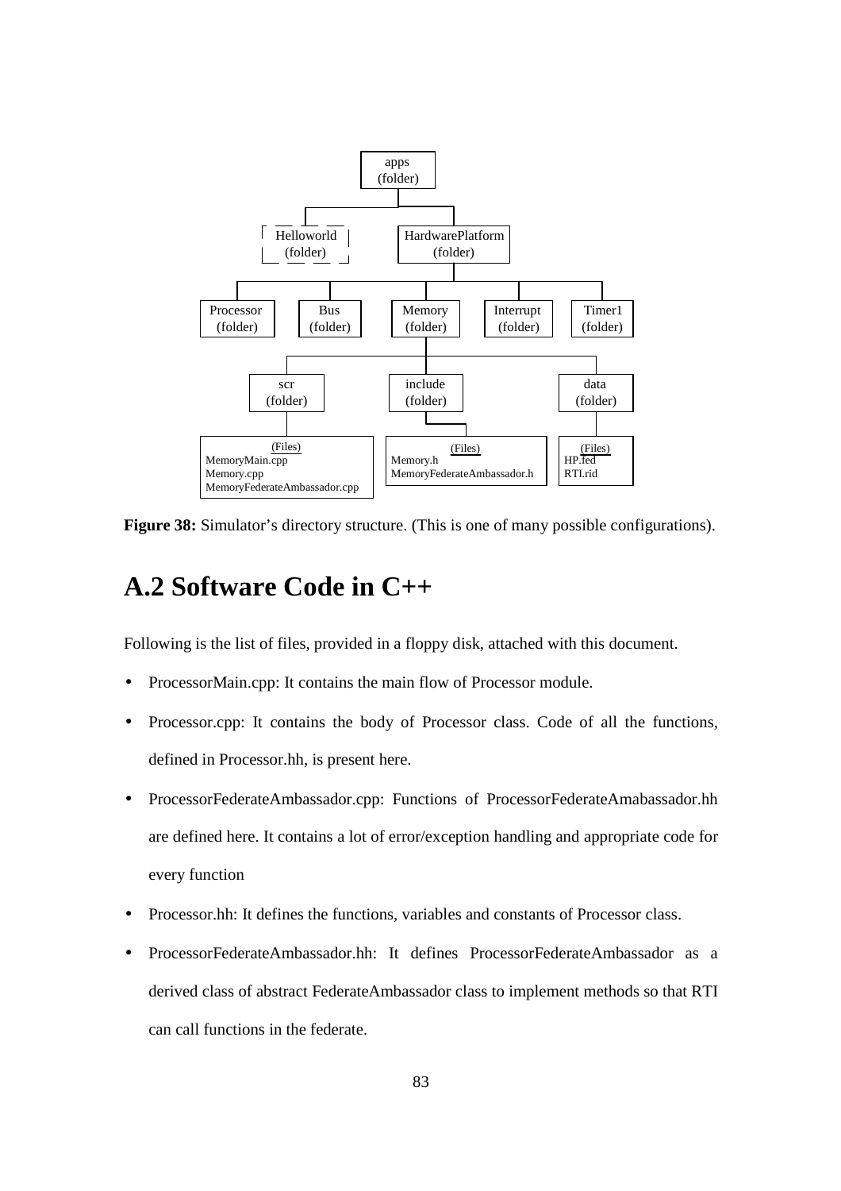apps (folder)

- Helloworld (folder)
- HardwarePlatform (folder)
  - Processor (folder)
  - Bus (folder)
  - Memory (folder)
    - scr (folder)
      - (Files): MemoryMain.cpp, Memory.cpp, MemoryFederateAmbassador.cpp
    - include (folder)
      - (Files): Memory.h, MemoryFederateAmbassador.h
    - data (folder)
      - (Files): HP.fed, RTI.rid
  - Interrupt (folder)
  - Timer1 (folder)

**Figure 38:** Simulator's directory structure. (This is one of many possible configurations).

## A.2 Software Code in C++

Following is the list of files, provided in a floppy disk, attached with this document.

- ProcessorMain.cpp: It contains the main flow of Processor module.
- Processor.cpp: It contains the body of Processor class. Code of all the functions, defined in Processor.hh, is present here.
- ProcessorFederateAmbassador.cpp: Functions of ProcessorFederateAmabassador.hh are defined here. It contains a lot of error/exception handling and appropriate code for every function
- Processor.hh: It defines the functions, variables and constants of Processor class.
- ProcessorFederateAmbassador.hh: It defines ProcessorFederateAmbassador as a derived class of abstract FederateAmbassador class to implement methods so that RTI can call functions in the federate.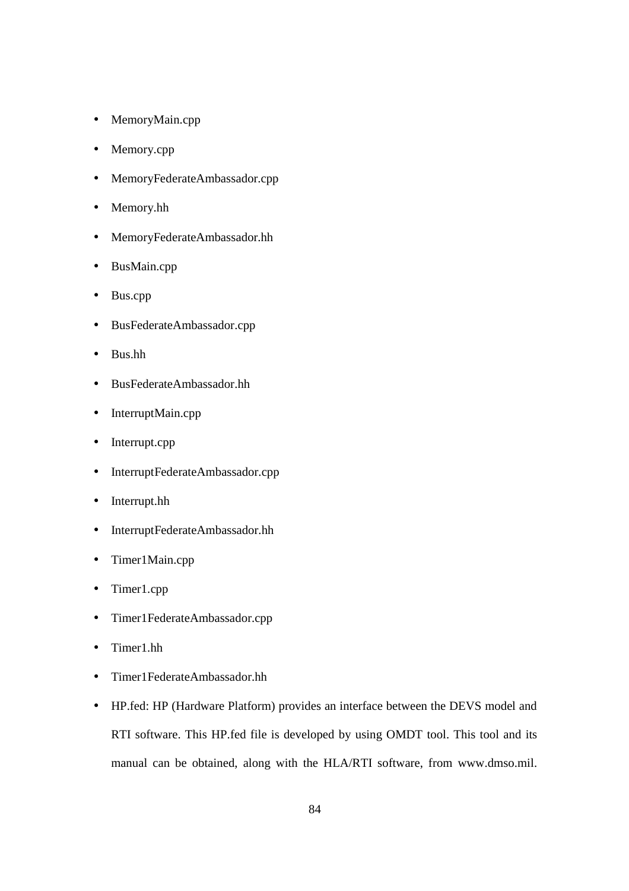- MemoryMain.cpp
- Memory.cpp
- MemoryFederateAmbassador.cpp
- Memory.hh
- MemoryFederateAmbassador.hh
- BusMain.cpp
- Bus.cpp
- BusFederateAmbassador.cpp
- Bus.hh
- BusFederateAmbassador.hh
- InterruptMain.cpp
- Interrupt.cpp
- InterruptFederateAmbassador.cpp
- Interrupt.hh
- InterruptFederateAmbassador.hh
- Timer1Main.cpp
- Timer1.cpp
- Timer1FederateAmbassador.cpp
- Timer1.hh
- Timer1FederateAmbassador.hh
- HP.fed: HP (Hardware Platform) provides an interface between the DEVS model and RTI software. This HP.fed file is developed by using OMDT tool. This tool and its manual can be obtained, along with the HLA/RTI software, from www.dmso.mil.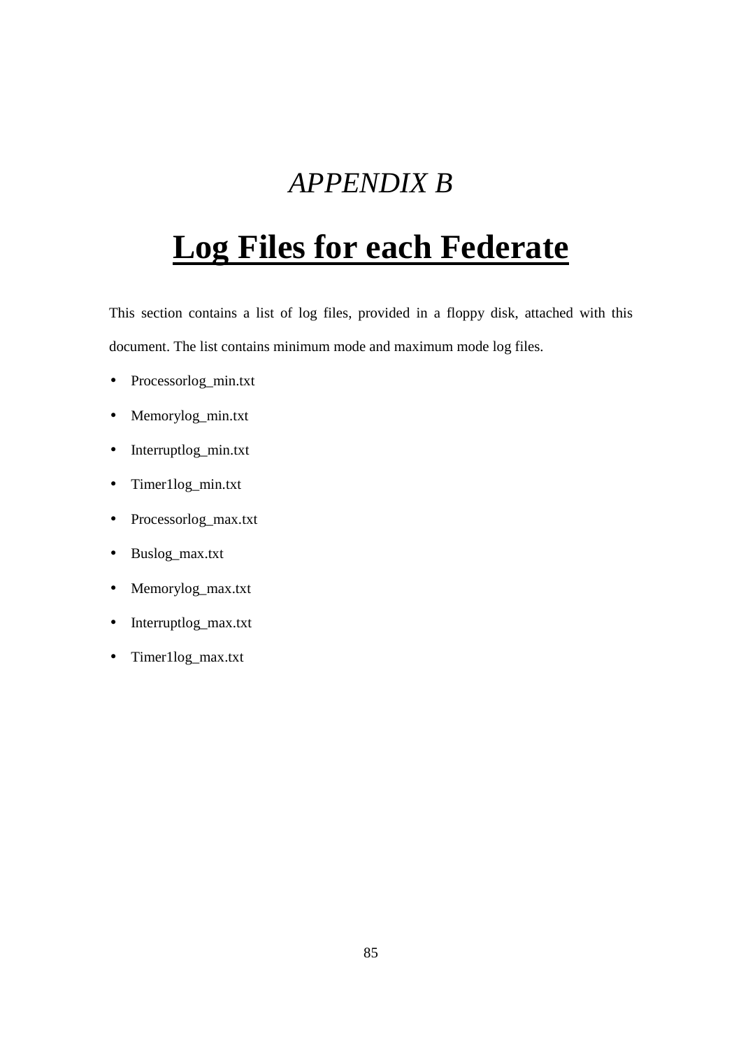*APPENDIX B*

# Log Files for each Federate

This section contains a list of log files, provided in a floppy disk, attached with this document. The list contains minimum mode and maximum mode log files.

- Processorlog_min.txt
- Memorylog_min.txt
- Interruptlog_min.txt
- Timer1log_min.txt
- Processorlog_max.txt
- Buslog_max.txt
- Memorylog_max.txt
- Interruptlog_max.txt
- Timer1log_max.txt